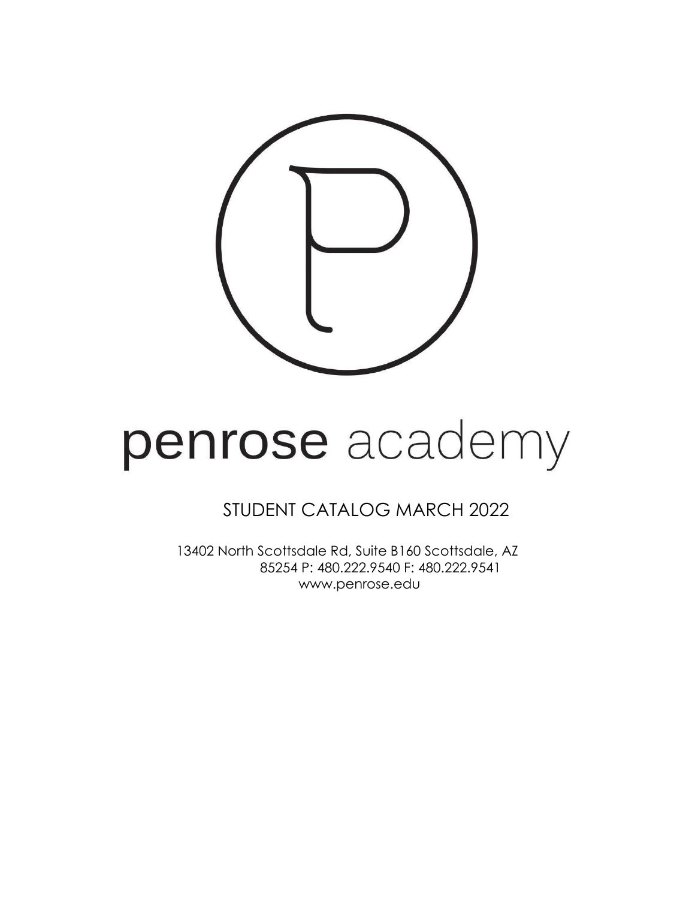# penrose academy

STUDENT CATALOG MARCH 2022

13402 North Scottsdale Rd, Suite B160 Scottsdale, AZ 85254 P: 480.222.9540 F: 480.222.9541
www.penrose.edu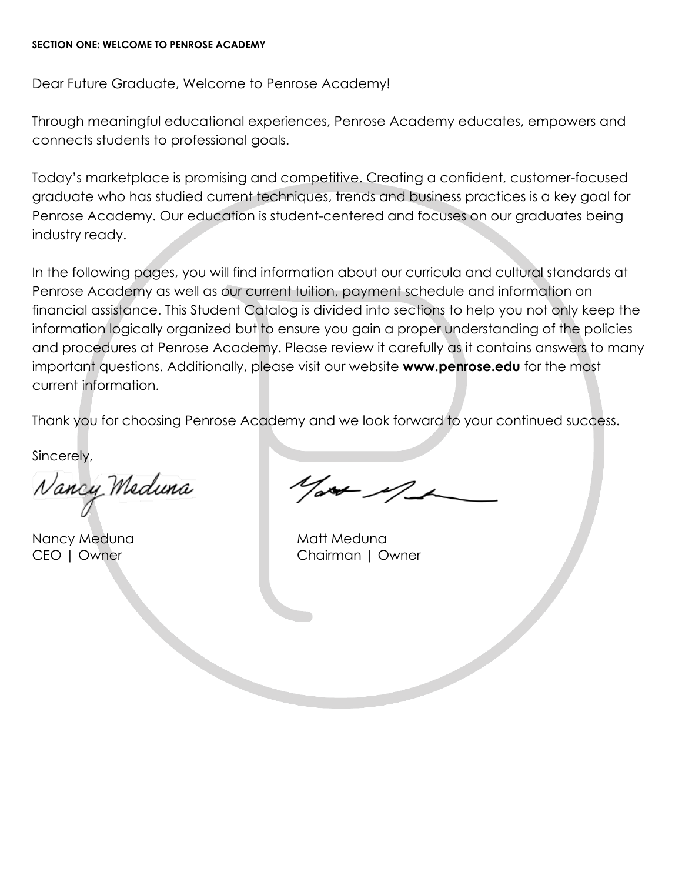## SECTION ONE: WELCOME TO PENROSE ACADEMY

Dear Future Graduate, Welcome to Penrose Academy!

Through meaningful educational experiences, Penrose Academy educates, empowers and connects students to professional goals.

Today's marketplace is promising and competitive. Creating a confident, customer-focused graduate who has studied current techniques, trends and business practices is a key goal for Penrose Academy. Our education is student-centered and focuses on our graduates being industry ready.

In the following pages, you will find information about our curricula and cultural standards at Penrose Academy as well as our current tuition, payment schedule and information on financial assistance. This Student Catalog is divided into sections to help you not only keep the information logically organized but to ensure you gain a proper understanding of the policies and procedures at Penrose Academy. Please review it carefully as it contains answers to many important questions. Additionally, please visit our website **www.penrose.edu** for the most current information.

Thank you for choosing Penrose Academy and we look forward to your continued success.

Sincerely,

Nancy Meduna
CEO | Owner

Matt Meduna
Chairman | Owner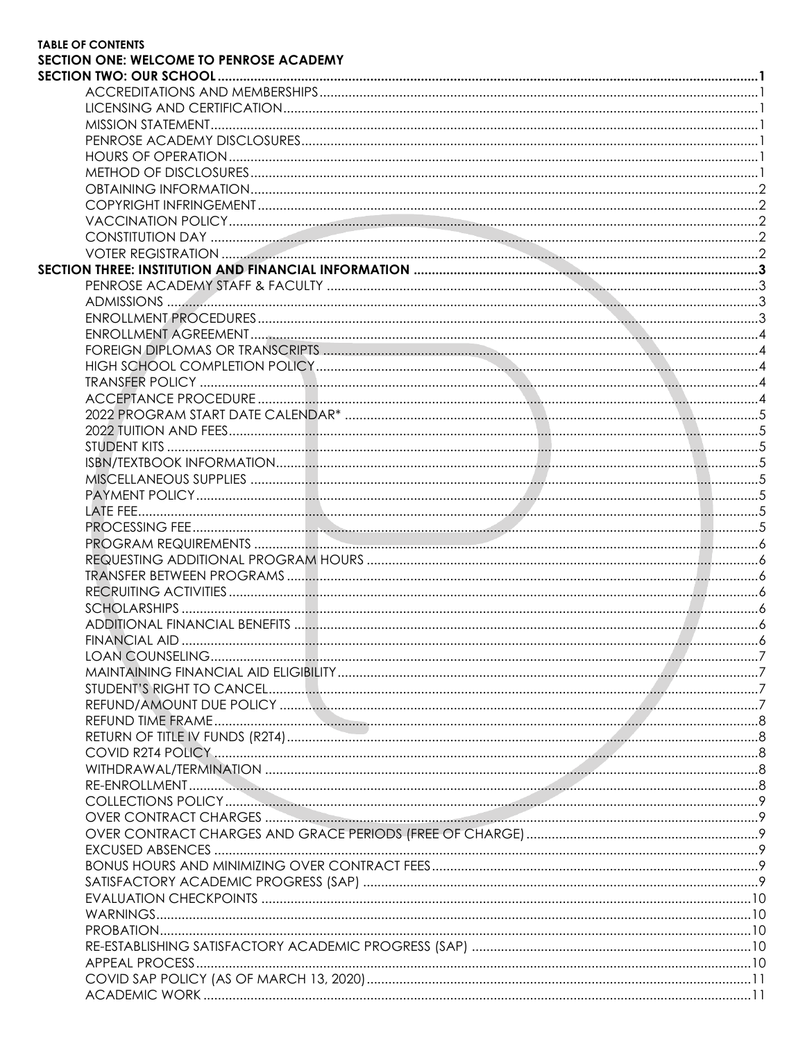**TABLE OF CONTENTS**

**SECTION ONE: WELCOME TO PENROSE ACADEMY**

**SECTION TWO: OUR SCHOOL** .......... 1

- ACCREDITATIONS AND MEMBERSHIPS .......... 1
- LICENSING AND CERTIFICATION .......... 1
- MISSION STATEMENT .......... 1
- PENROSE ACADEMY DISCLOSURES .......... 1
- HOURS OF OPERATION .......... 1
- METHOD OF DISCLOSURES .......... 1
- OBTAINING INFORMATION .......... 2
- COPYRIGHT INFRINGEMENT .......... 2
- VACCINATION POLICY .......... 2
- CONSTITUTION DAY .......... 2
- VOTER REGISTRATION .......... 2

**SECTION THREE: INSTITUTION AND FINANCIAL INFORMATION** .......... 3

- PENROSE ACADEMY STAFF & FACULTY .......... 3
- ADMISSIONS .......... 3
- ENROLLMENT PROCEDURES .......... 3
- ENROLLMENT AGREEMENT .......... 4
- FOREIGN DIPLOMAS OR TRANSCRIPTS .......... 4
- HIGH SCHOOL COMPLETION POLICY .......... 4
- TRANSFER POLICY .......... 4
- ACCEPTANCE PROCEDURE .......... 4
- 2022 PROGRAM START DATE CALENDAR* .......... 5
- 2022 TUITION AND FEES .......... 5
- STUDENT KITS .......... 5
- ISBN/TEXTBOOK INFORMATION .......... 5
- MISCELLANEOUS SUPPLIES .......... 5
- PAYMENT POLICY .......... 5
- LATE FEE .......... 5
- PROCESSING FEE .......... 5
- PROGRAM REQUIREMENTS .......... 6
- REQUESTING ADDITIONAL PROGRAM HOURS .......... 6
- TRANSFER BETWEEN PROGRAMS .......... 6
- RECRUITING ACTIVITIES .......... 6
- SCHOLARSHIPS .......... 6
- ADDITIONAL FINANCIAL BENEFITS .......... 6
- FINANCIAL AID .......... 6
- LOAN COUNSELING .......... 7
- MAINTAINING FINANCIAL AID ELIGIBILITY .......... 7
- STUDENT'S RIGHT TO CANCEL .......... 7
- REFUND/AMOUNT DUE POLICY .......... 7
- REFUND TIME FRAME .......... 8
- RETURN OF TITLE IV FUNDS (R2T4) .......... 8
- COVID R2T4 POLICY .......... 8
- WITHDRAWAL/TERMINATION .......... 8
- RE-ENROLLMENT .......... 8
- COLLECTIONS POLICY .......... 9
- OVER CONTRACT CHARGES .......... 9
- OVER CONTRACT CHARGES AND GRACE PERIODS (FREE OF CHARGE) .......... 9
- EXCUSED ABSENCES .......... 9
- BONUS HOURS AND MINIMIZING OVER CONTRACT FEES .......... 9
- SATISFACTORY ACADEMIC PROGRESS (SAP) .......... 9
- EVALUATION CHECKPOINTS .......... 10
- WARNINGS .......... 10
- PROBATION .......... 10
- RE-ESTABLISHING SATISFACTORY ACADEMIC PROGRESS (SAP) .......... 10
- APPEAL PROCESS .......... 10
- COVID SAP POLICY (AS OF MARCH 13, 2020) .......... 11
- ACADEMIC WORK .......... 11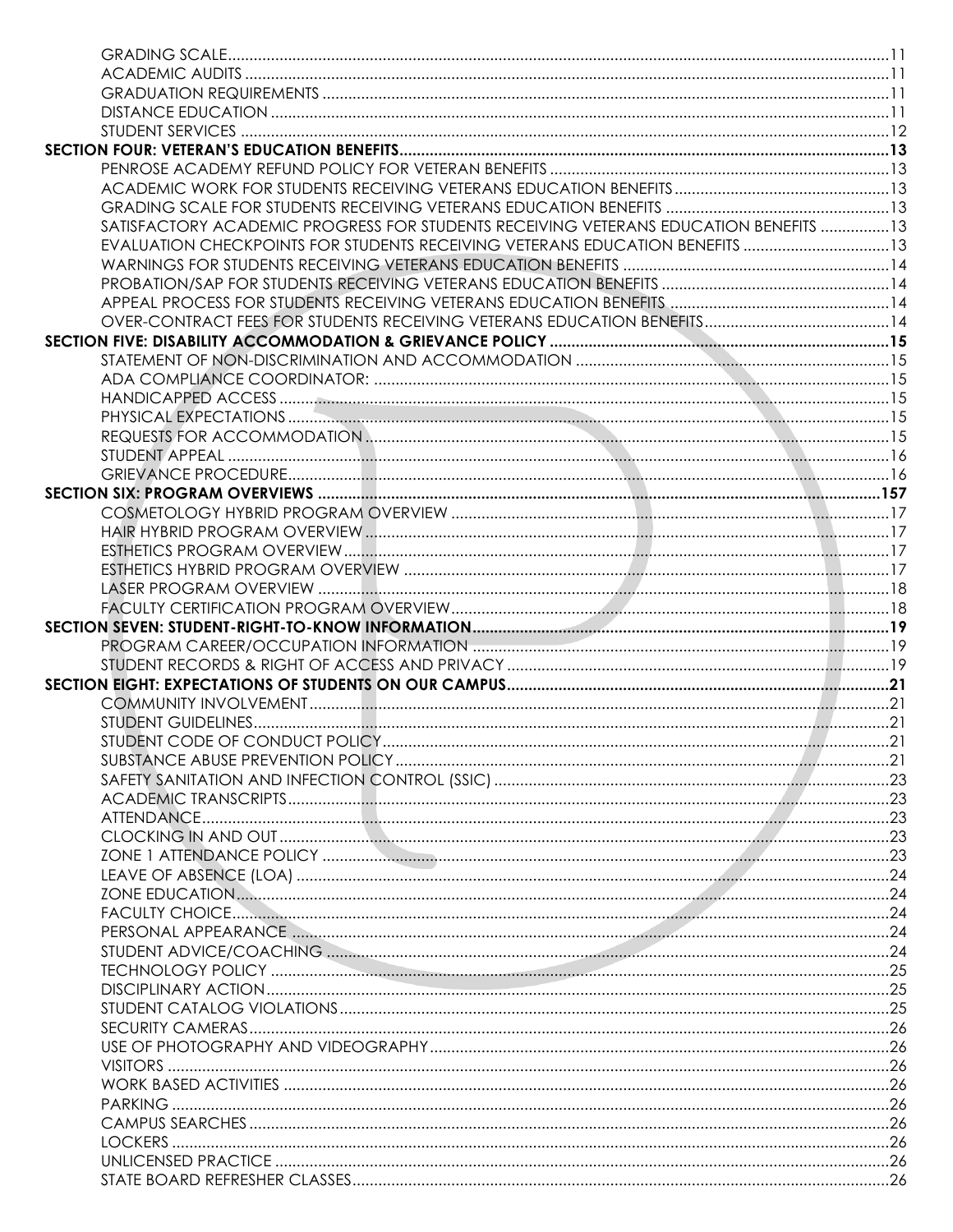GRADING SCALE....11
ACADEMIC AUDITS....11
GRADUATION REQUIREMENTS....11
DISTANCE EDUCATION....11
STUDENT SERVICES....12

**SECTION FOUR: VETERAN'S EDUCATION BENEFITS....13**

PENROSE ACADEMY REFUND POLICY FOR VETERAN BENEFITS....13
ACADEMIC WORK FOR STUDENTS RECEIVING VETERANS EDUCATION BENEFITS....13
GRADING SCALE FOR STUDENTS RECEIVING VETERANS EDUCATION BENEFITS....13
SATISFACTORY ACADEMIC PROGRESS FOR STUDENTS RECEIVING VETERANS EDUCATION BENEFITS....13
EVALUATION CHECKPOINTS FOR STUDENTS RECEIVING VETERANS EDUCATION BENEFITS....13
WARNINGS FOR STUDENTS RECEIVING VETERANS EDUCATION BENEFITS....14
PROBATION/SAP FOR STUDENTS RECEIVING VETERANS EDUCATION BENEFITS....14
APPEAL PROCESS FOR STUDENTS RECEIVING VETERANS EDUCATION BENEFITS....14
OVER-CONTRACT FEES FOR STUDENTS RECEIVING VETERANS EDUCATION BENEFITS....14

**SECTION FIVE: DISABILITY ACCOMMODATION & GRIEVANCE POLICY....15**

STATEMENT OF NON-DISCRIMINATION AND ACCOMMODATION....15
ADA COMPLIANCE COORDINATOR:....15
HANDICAPPED ACCESS....15
PHYSICAL EXPECTATIONS....15
REQUESTS FOR ACCOMMODATION....15
STUDENT APPEAL....16
GRIEVANCE PROCEDURE....16

**SECTION SIX: PROGRAM OVERVIEWS....157**

COSMETOLOGY HYBRID PROGRAM OVERVIEW....17
HAIR HYBRID PROGRAM OVERVIEW....17
ESTHETICS PROGRAM OVERVIEW....17
ESTHETICS HYBRID PROGRAM OVERVIEW....17
LASER PROGRAM OVERVIEW....18
FACULTY CERTIFICATION PROGRAM OVERVIEW....18

**SECTION SEVEN: STUDENT-RIGHT-TO-KNOW INFORMATION....19**

PROGRAM CAREER/OCCUPATION INFORMATION....19
STUDENT RECORDS & RIGHT OF ACCESS AND PRIVACY....19

**SECTION EIGHT: EXPECTATIONS OF STUDENTS ON OUR CAMPUS....21**

COMMUNITY INVOLVEMENT....21
STUDENT GUIDELINES....21
STUDENT CODE OF CONDUCT POLICY....21
SUBSTANCE ABUSE PREVENTION POLICY....21
SAFETY SANITATION AND INFECTION CONTROL (SSIC)....23
ACADEMIC TRANSCRIPTS....23
ATTENDANCE....23
CLOCKING IN AND OUT....23
ZONE 1 ATTENDANCE POLICY....23
LEAVE OF ABSENCE (LOA)....24
ZONE EDUCATION....24
FACULTY CHOICE....24
PERSONAL APPEARANCE....24
STUDENT ADVICE/COACHING....24
TECHNOLOGY POLICY....25
DISCIPLINARY ACTION....25
STUDENT CATALOG VIOLATIONS....25
SECURITY CAMERAS....26
USE OF PHOTOGRAPHY AND VIDEOGRAPHY....26
VISITORS....26
WORK BASED ACTIVITIES....26
PARKING....26
CAMPUS SEARCHES....26
LOCKERS....26
UNLICENSED PRACTICE....26
STATE BOARD REFRESHER CLASSES....26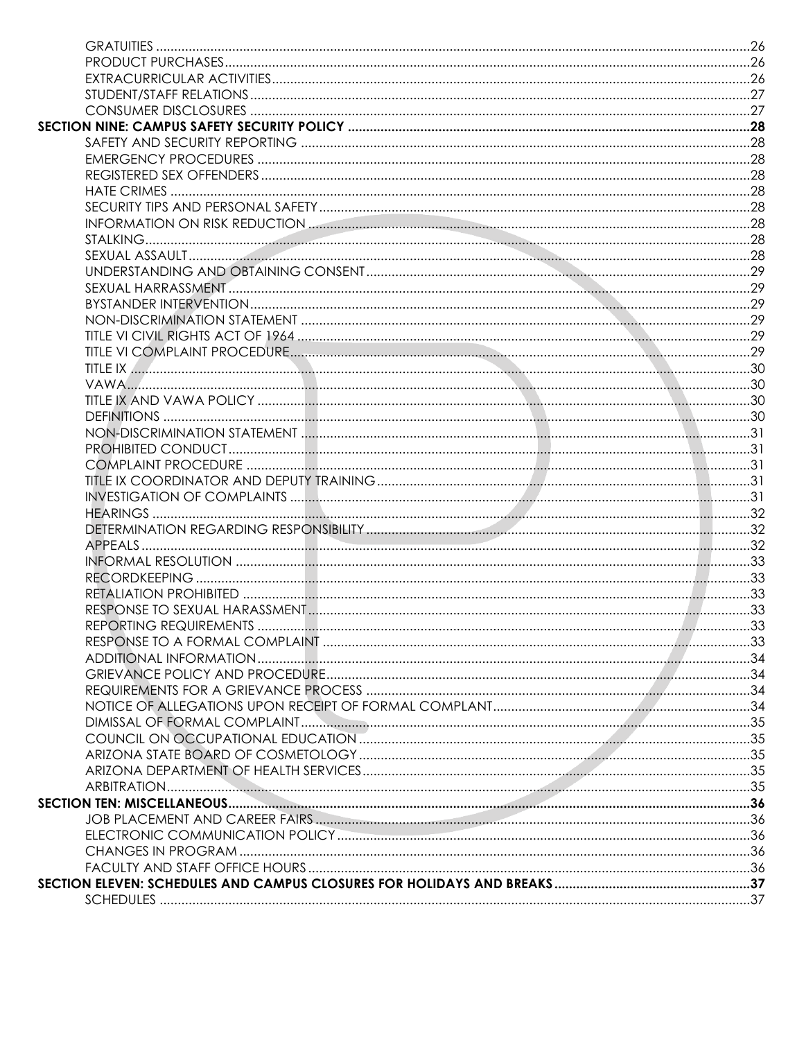GRATUITIES ...26
PRODUCT PURCHASES ...26
EXTRACURRICULAR ACTIVITIES ...26
STUDENT/STAFF RELATIONS ...27
CONSUMER DISCLOSURES ...27

**SECTION NINE: CAMPUS SAFETY SECURITY POLICY ...28**

SAFETY AND SECURITY REPORTING ...28
EMERGENCY PROCEDURES ...28
REGISTERED SEX OFFENDERS ...28
HATE CRIMES ...28
SECURITY TIPS AND PERSONAL SAFETY ...28
INFORMATION ON RISK REDUCTION ...28
STALKING ...28
SEXUAL ASSAULT ...28
UNDERSTANDING AND OBTAINING CONSENT ...29
SEXUAL HARRASSMENT ...29
BYSTANDER INTERVENTION ...29
NON-DISCRIMINATION STATEMENT ...29
TITLE VI CIVIL RIGHTS ACT OF 1964 ...29
TITLE VI COMPLAINT PROCEDURE ...29
TITLE IX ...30
VAWA ...30
TITLE IX AND VAWA POLICY ...30
DEFINITIONS ...30
NON-DISCRIMINATION STATEMENT ...31
PROHIBITED CONDUCT ...31
COMPLAINT PROCEDURE ...31
TITLE IX COORDINATOR AND DEPUTY TRAINING ...31
INVESTIGATION OF COMPLAINTS ...31
HEARINGS ...32
DETERMINATION REGARDING RESPONSIBILITY ...32
APPEALS ...32
INFORMAL RESOLUTION ...33
RECORDKEEPING ...33
RETALIATION PROHIBITED ...33
RESPONSE TO SEXUAL HARASSMENT ...33
REPORTING REQUIREMENTS ...33
RESPONSE TO A FORMAL COMPLAINT ...33
ADDITIONAL INFORMATION ...34
GRIEVANCE POLICY AND PROCEDURE ...34
REQUIREMENTS FOR A GRIEVANCE PROCESS ...34
NOTICE OF ALLEGATIONS UPON RECEIPT OF FORMAL COMPLANT ...34
DIMISSAL OF FORMAL COMPLAINT ...35
COUNCIL ON OCCUPATIONAL EDUCATION ...35
ARIZONA STATE BOARD OF COSMETOLOGY ...35
ARIZONA DEPARTMENT OF HEALTH SERVICES ...35
ARBITRATION ...35

**SECTION TEN: MISCELLANEOUS ...36**

JOB PLACEMENT AND CAREER FAIRS ...36
ELECTRONIC COMMUNICATION POLICY ...36
CHANGES IN PROGRAM ...36
FACULTY AND STAFF OFFICE HOURS ...36

**SECTION ELEVEN: SCHEDULES AND CAMPUS CLOSURES FOR HOLIDAYS AND BREAKS ...37**

SCHEDULES ...37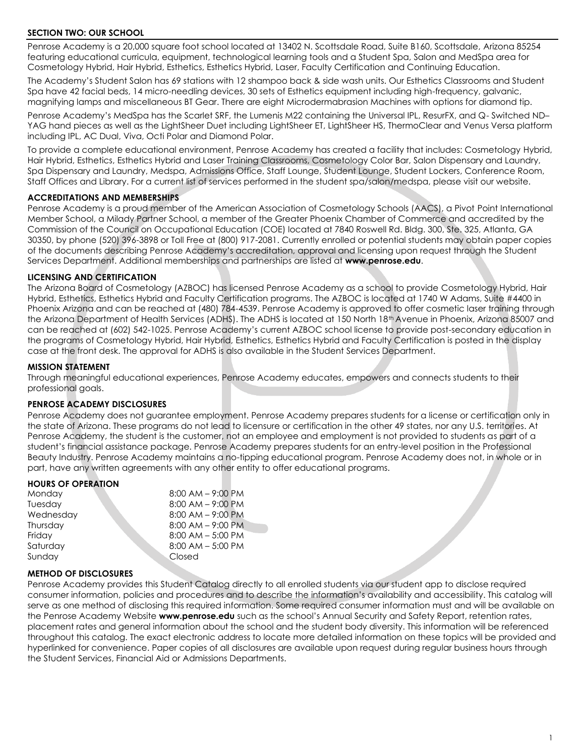## SECTION TWO: OUR SCHOOL

Penrose Academy is a 20,000 square foot school located at 13402 N. Scottsdale Road, Suite B160, Scottsdale, Arizona 85254 featuring educational curricula, equipment, technological learning tools and a Student Spa, Salon and MedSpa area for Cosmetology Hybrid, Hair Hybrid, Esthetics, Esthetics Hybrid, Laser, Faculty Certification and Continuing Education.

The Academy's Student Salon has 69 stations with 12 shampoo back & side wash units. Our Esthetics Classrooms and Student Spa have 42 facial beds, 14 micro-needling devices, 30 sets of Esthetics equipment including high-frequency, galvanic, magnifying lamps and miscellaneous BT Gear. There are eight Microdermabrasion Machines with options for diamond tip.

Penrose Academy's MedSpa has the Scarlet SRF, the Lumenis M22 containing the Universal IPL, ResurFX, and Q- Switched ND–YAG hand pieces as well as the LightSheer Duet including LightSheer ET, LightSheer HS, ThermoClear and Venus Versa platform including IPL, AC Dual, Viva, Octi Polar and Diamond Polar.

To provide a complete educational environment, Penrose Academy has created a facility that includes: Cosmetology Hybrid, Hair Hybrid, Esthetics, Esthetics Hybrid and Laser Training Classrooms, Cosmetology Color Bar, Salon Dispensary and Laundry, Spa Dispensary and Laundry, Medspa, Admissions Office, Staff Lounge, Student Lounge, Student Lockers, Conference Room, Staff Offices and Library. For a current list of services performed in the student spa/salon/medspa, please visit our website.

### ACCREDITATIONS AND MEMBERSHIPS

Penrose Academy is a proud member of the American Association of Cosmetology Schools (AACS), a Pivot Point International Member School, a Milady Partner School, a member of the Greater Phoenix Chamber of Commerce and accredited by the Commission of the Council on Occupational Education (COE) located at 7840 Roswell Rd. Bldg. 300, Ste. 325, Atlanta, GA 30350, by phone (520) 396-3898 or Toll Free at (800) 917-2081. Currently enrolled or potential students may obtain paper copies of the documents describing Penrose Academy's accreditation, approval and licensing upon request through the Student Services Department. Additional memberships and partnerships are listed at **www.penrose.edu**.

### LICENSING AND CERTIFICATION

The Arizona Board of Cosmetology (AZBOC) has licensed Penrose Academy as a school to provide Cosmetology Hybrid, Hair Hybrid, Esthetics, Esthetics Hybrid and Faculty Certification programs. The AZBOC is located at 1740 W Adams, Suite #4400 in Phoenix Arizona and can be reached at (480) 784-4539. Penrose Academy is approved to offer cosmetic laser training through the Arizona Department of Health Services (ADHS). The ADHS is located at 150 North 18th Avenue in Phoenix, Arizona 85007 and can be reached at (602) 542-1025. Penrose Academy's current AZBOC school license to provide post-secondary education in the programs of Cosmetology Hybrid, Hair Hybrid, Esthetics, Esthetics Hybrid and Faculty Certification is posted in the display case at the front desk. The approval for ADHS is also available in the Student Services Department.

### MISSION STATEMENT

Through meaningful educational experiences, Penrose Academy educates, empowers and connects students to their professional goals.

### PENROSE ACADEMY DISCLOSURES

Penrose Academy does not guarantee employment. Penrose Academy prepares students for a license or certification only in the state of Arizona. These programs do not lead to licensure or certification in the other 49 states, nor any U.S. territories. At Penrose Academy, the student is the customer, not an employee and employment is not provided to students as part of a student's financial assistance package. Penrose Academy prepares students for an entry-level position in the Professional Beauty Industry. Penrose Academy maintains a no-tipping educational program. Penrose Academy does not, in whole or in part, have any written agreements with any other entity to offer educational programs.

### HOURS OF OPERATION

| | |
|---|---|
| Monday | 8:00 AM – 9:00 PM |
| Tuesday | 8:00 AM – 9:00 PM |
| Wednesday | 8:00 AM – 9:00 PM |
| Thursday | 8:00 AM – 9:00 PM |
| Friday | 8:00 AM – 5:00 PM |
| Saturday | 8:00 AM – 5:00 PM |
| Sunday | Closed |

### METHOD OF DISCLOSURES

Penrose Academy provides this Student Catalog directly to all enrolled students via our student app to disclose required consumer information, policies and procedures and to describe the information's availability and accessibility. This catalog will serve as one method of disclosing this required information. Some required consumer information must and will be available on the Penrose Academy Website **www.penrose.edu** such as the school's Annual Security and Safety Report, retention rates, placement rates and general information about the school and the student body diversity. This information will be referenced throughout this catalog. The exact electronic address to locate more detailed information on these topics will be provided and hyperlinked for convenience. Paper copies of all disclosures are available upon request during regular business hours through the Student Services, Financial Aid or Admissions Departments.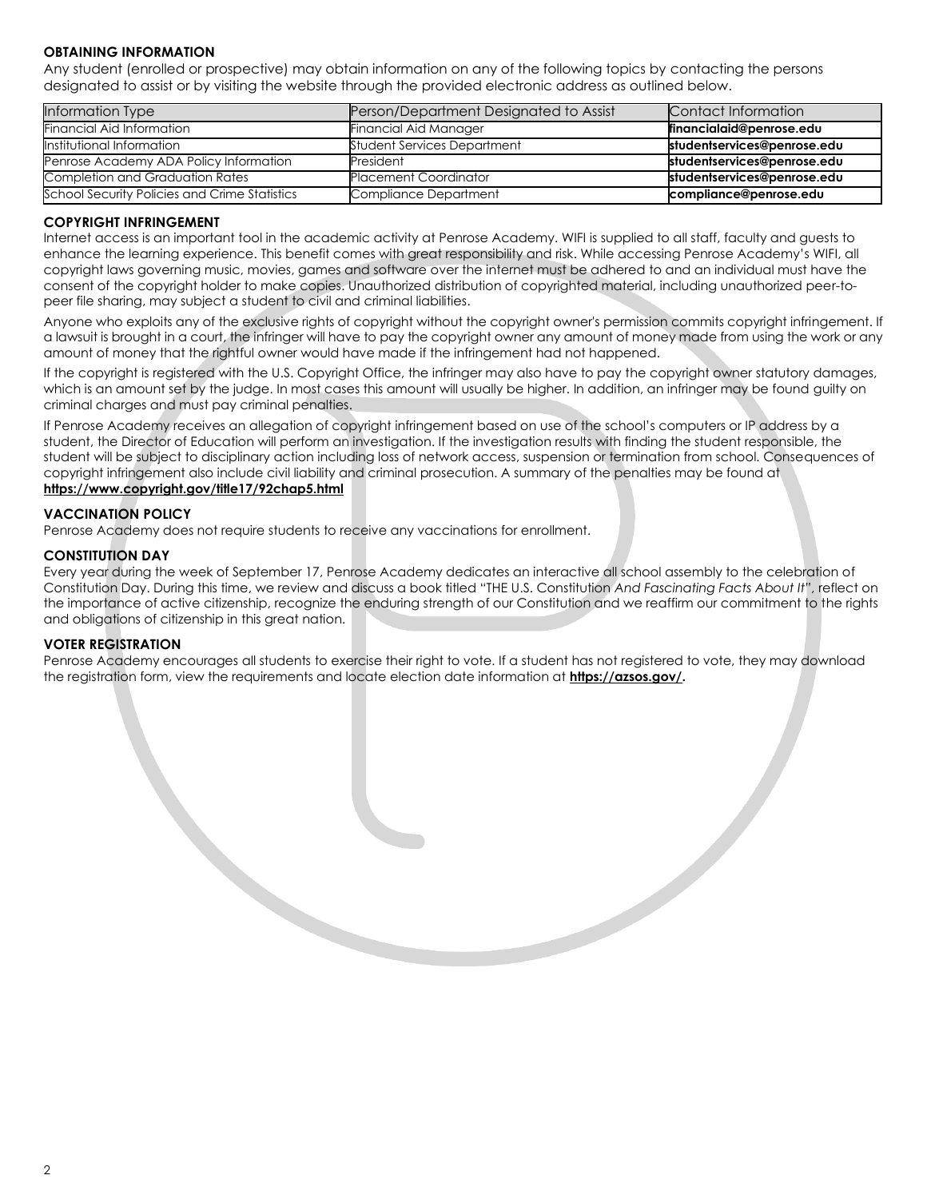## OBTAINING INFORMATION

Any student (enrolled or prospective) may obtain information on any of the following topics by contacting the persons designated to assist or by visiting the website through the provided electronic address as outlined below.

| Information Type | Person/Department Designated to Assist | Contact Information |
|---|---|---|
| Financial Aid Information | Financial Aid Manager | **financialaid@penrose.edu** |
| Institutional Information | Student Services Department | **studentservices@penrose.edu** |
| Penrose Academy ADA Policy Information | President | **studentservices@penrose.edu** |
| Completion and Graduation Rates | Placement Coordinator | **studentservices@penrose.edu** |
| School Security Policies and Crime Statistics | Compliance Department | **compliance@penrose.edu** |

## COPYRIGHT INFRINGEMENT

Internet access is an important tool in the academic activity at Penrose Academy. WIFI is supplied to all staff, faculty and guests to enhance the learning experience. This benefit comes with great responsibility and risk. While accessing Penrose Academy's WIFI, all copyright laws governing music, movies, games and software over the internet must be adhered to and an individual must have the consent of the copyright holder to make copies. Unauthorized distribution of copyrighted material, including unauthorized peer-to-peer file sharing, may subject a student to civil and criminal liabilities.

Anyone who exploits any of the exclusive rights of copyright without the copyright owner's permission commits copyright infringement. If a lawsuit is brought in a court, the infringer will have to pay the copyright owner any amount of money made from using the work or any amount of money that the rightful owner would have made if the infringement had not happened.

If the copyright is registered with the U.S. Copyright Office, the infringer may also have to pay the copyright owner statutory damages, which is an amount set by the judge. In most cases this amount will usually be higher. In addition, an infringer may be found guilty on criminal charges and must pay criminal penalties.

If Penrose Academy receives an allegation of copyright infringement based on use of the school's computers or IP address by a student, the Director of Education will perform an investigation. If the investigation results with finding the student responsible, the student will be subject to disciplinary action including loss of network access, suspension or termination from school. Consequences of copyright infringement also include civil liability and criminal prosecution. A summary of the penalties may be found at **https://www.copyright.gov/title17/92chap5.html**

## VACCINATION POLICY

Penrose Academy does not require students to receive any vaccinations for enrollment.

## CONSTITUTION DAY

Every year during the week of September 17, Penrose Academy dedicates an interactive all school assembly to the celebration of Constitution Day. During this time, we review and discuss a book titled "THE U.S. Constitution *And Fascinating Facts About It*", reflect on the importance of active citizenship, recognize the enduring strength of our Constitution and we reaffirm our commitment to the rights and obligations of citizenship in this great nation.

## VOTER REGISTRATION

Penrose Academy encourages all students to exercise their right to vote. If a student has not registered to vote, they may download the registration form, view the requirements and locate election date information at **https://azsos.gov/.**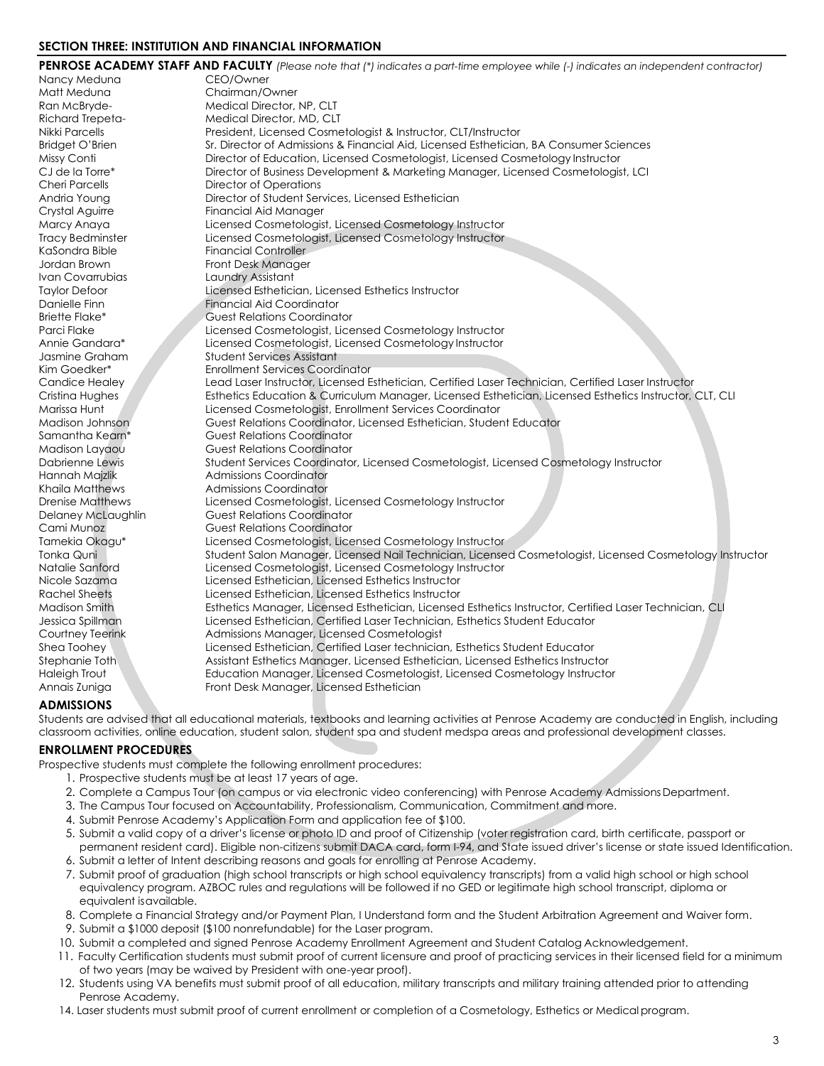## SECTION THREE: INSTITUTION AND FINANCIAL INFORMATION

**PENROSE ACADEMY STAFF AND FACULTY** *(Please note that (*) indicates a part-time employee while (-) indicates an independent contractor)*

| Name | Position |
|---|---|
| Nancy Meduna | CEO/Owner |
| Matt Meduna | Chairman/Owner |
| Ran McBryde- | Medical Director, NP, CLT |
| Richard Trepeta- | Medical Director, MD, CLT |
| Nikki Parcells | President, Licensed Cosmetologist & Instructor, CLT/Instructor |
| Bridget O'Brien | Sr. Director of Admissions & Financial Aid, Licensed Esthetician, BA Consumer Sciences |
| Missy Conti | Director of Education, Licensed Cosmetologist, Licensed Cosmetology Instructor |
| CJ de la Torre* | Director of Business Development & Marketing Manager, Licensed Cosmetologist, LCI |
| Cheri Parcells | Director of Operations |
| Andria Young | Director of Student Services, Licensed Esthetician |
| Crystal Aguirre | Financial Aid Manager |
| Marcy Anaya | Licensed Cosmetologist, Licensed Cosmetology Instructor |
| Tracy Bedminster | Licensed Cosmetologist, Licensed Cosmetology Instructor |
| KaSondra Bible | Financial Controller |
| Jordan Brown | Front Desk Manager |
| Ivan Covarrubias | Laundry Assistant |
| Taylor Defoor | Licensed Esthetician, Licensed Esthetics Instructor |
| Danielle Finn | Financial Aid Coordinator |
| Briette Flake* | Guest Relations Coordinator |
| Parci Flake | Licensed Cosmetologist, Licensed Cosmetology Instructor |
| Annie Gandara* | Licensed Cosmetologist, Licensed Cosmetology Instructor |
| Jasmine Graham | Student Services Assistant |
| Kim Goedker* | Enrollment Services Coordinator |
| Candice Healey | Lead Laser Instructor, Licensed Esthetician, Certified Laser Technician, Certified Laser Instructor |
| Cristina Hughes | Esthetics Education & Curriculum Manager, Licensed Esthetician, Licensed Esthetics Instructor, CLT, CLI |
| Marissa Hunt | Licensed Cosmetologist, Enrollment Services Coordinator |
| Madison Johnson | Guest Relations Coordinator, Licensed Esthetician, Student Educator |
| Samantha Kearn* | Guest Relations Coordinator |
| Madison Layaou | Guest Relations Coordinator |
| Dabrienne Lewis | Student Services Coordinator, Licensed Cosmetologist, Licensed Cosmetology Instructor |
| Hannah Majzlik | Admissions Coordinator |
| Khaila Matthews | Admissions Coordinator |
| Drenise Matthews | Licensed Cosmetologist, Licensed Cosmetology Instructor |
| Delaney McLaughlin | Guest Relations Coordinator |
| Cami Munoz | Guest Relations Coordinator |
| Tamekia Okagu* | Licensed Cosmetologist, Licensed Cosmetology Instructor |
| Tonka Quni | Student Salon Manager, Licensed Nail Technician, Licensed Cosmetologist, Licensed Cosmetology Instructor |
| Natalie Sanford | Licensed Cosmetologist, Licensed Cosmetology Instructor |
| Nicole Sazama | Licensed Esthetician, Licensed Esthetics Instructor |
| Rachel Sheets | Licensed Esthetician, Licensed Esthetics Instructor |
| Madison Smith | Esthetics Manager, Licensed Esthetician, Licensed Esthetics Instructor, Certified Laser Technician, CLI |
| Jessica Spillman | Licensed Esthetician, Certified Laser Technician, Esthetics Student Educator |
| Courtney Teerink | Admissions Manager, Licensed Cosmetologist |
| Shea Toohey | Licensed Esthetician, Certified Laser technician, Esthetics Student Educator |
| Stephanie Toth | Assistant Esthetics Manager. Licensed Esthetician, Licensed Esthetics Instructor |
| Haleigh Trout | Education Manager, Licensed Cosmetologist, Licensed Cosmetology Instructor |
| Annais Zuniga | Front Desk Manager, Licensed Esthetician |

### ADMISSIONS

Students are advised that all educational materials, textbooks and learning activities at Penrose Academy are conducted in English, including classroom activities, online education, student salon, student spa and student medspa areas and professional development classes.

### ENROLLMENT PROCEDURES

Prospective students must complete the following enrollment procedures:

1. Prospective students must be at least 17 years of age.
2. Complete a Campus Tour (on campus or via electronic video conferencing) with Penrose Academy Admissions Department.
3. The Campus Tour focused on Accountability, Professionalism, Communication, Commitment and more.
4. Submit Penrose Academy's Application Form and application fee of $100.
5. Submit a valid copy of a driver's license or photo ID and proof of Citizenship (voter registration card, birth certificate, passport or permanent resident card). Eligible non-citizens submit DACA card, form I-94, and State issued driver's license or state issued Identification.
6. Submit a letter of Intent describing reasons and goals for enrolling at Penrose Academy.
7. Submit proof of graduation (high school transcripts or high school equivalency transcripts) from a valid high school or high school equivalency program. AZBOC rules and regulations will be followed if no GED or legitimate high school transcript, diploma or equivalent isavailable.
8. Complete a Financial Strategy and/or Payment Plan, I Understand form and the Student Arbitration Agreement and Waiver form.
9. Submit a $1000 deposit ($100 nonrefundable) for the Laser program.
10. Submit a completed and signed Penrose Academy Enrollment Agreement and Student Catalog Acknowledgement.
11. Faculty Certification students must submit proof of current licensure and proof of practicing services in their licensed field for a minimum of two years (may be waived by President with one-year proof).
12. Students using VA benefits must submit proof of all education, military transcripts and military training attended prior to attending Penrose Academy.

14. Laser students must submit proof of current enrollment or completion of a Cosmetology, Esthetics or Medical program.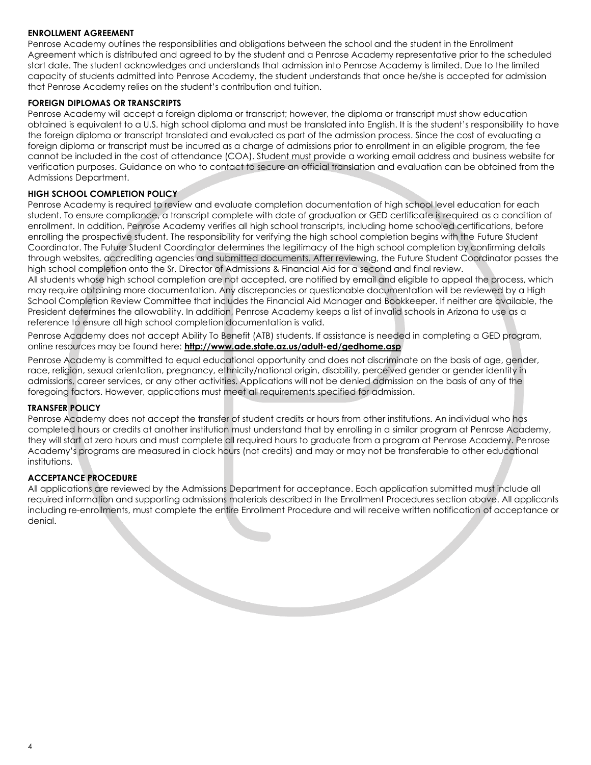### ENROLLMENT AGREEMENT

Penrose Academy outlines the responsibilities and obligations between the school and the student in the Enrollment Agreement which is distributed and agreed to by the student and a Penrose Academy representative prior to the scheduled start date. The student acknowledges and understands that admission into Penrose Academy is limited. Due to the limited capacity of students admitted into Penrose Academy, the student understands that once he/she is accepted for admission that Penrose Academy relies on the student's contribution and tuition.

### FOREIGN DIPLOMAS OR TRANSCRIPTS

Penrose Academy will accept a foreign diploma or transcript; however, the diploma or transcript must show education obtained is equivalent to a U.S. high school diploma and must be translated into English. It is the student's responsibility to have the foreign diploma or transcript translated and evaluated as part of the admission process. Since the cost of evaluating a foreign diploma or transcript must be incurred as a charge of admissions prior to enrollment in an eligible program, the fee cannot be included in the cost of attendance (COA). Student must provide a working email address and business website for verification purposes. Guidance on who to contact to secure an official translation and evaluation can be obtained from the Admissions Department.

### HIGH SCHOOL COMPLETION POLICY

Penrose Academy is required to review and evaluate completion documentation of high school level education for each student. To ensure compliance, a transcript complete with date of graduation or GED certificate is required as a condition of enrollment. In addition, Penrose Academy verifies all high school transcripts, including home schooled certifications, before enrolling the prospective student. The responsibility for verifying the high school completion begins with the Future Student Coordinator. The Future Student Coordinator determines the legitimacy of the high school completion by confirming details through websites, accrediting agencies and submitted documents. After reviewing, the Future Student Coordinator passes the high school completion onto the Sr. Director of Admissions & Financial Aid for a second and final review.

All students whose high school completion are not accepted, are notified by email and eligible to appeal the process, which may require obtaining more documentation. Any discrepancies or questionable documentation will be reviewed by a High School Completion Review Committee that includes the Financial Aid Manager and Bookkeeper. If neither are available, the President determines the allowability. In addition, Penrose Academy keeps a list of invalid schools in Arizona to use as a reference to ensure all high school completion documentation is valid.

Penrose Academy does not accept Ability To Benefit (ATB) students. If assistance is needed in completing a GED program, online resources may be found here: **http://www.ade.state.az.us/adult-ed/gedhome.asp**

Penrose Academy is committed to equal educational opportunity and does not discriminate on the basis of age, gender, race, religion, sexual orientation, pregnancy, ethnicity/national origin, disability, perceived gender or gender identity in admissions, career services, or any other activities. Applications will not be denied admission on the basis of any of the foregoing factors. However, applications must meet all requirements specified for admission.

### TRANSFER POLICY

Penrose Academy does not accept the transfer of student credits or hours from other institutions. An individual who has completed hours or credits at another institution must understand that by enrolling in a similar program at Penrose Academy, they will start at zero hours and must complete all required hours to graduate from a program at Penrose Academy. Penrose Academy's programs are measured in clock hours (not credits) and may or may not be transferable to other educational institutions.

### ACCEPTANCE PROCEDURE

All applications are reviewed by the Admissions Department for acceptance. Each application submitted must include all required information and supporting admissions materials described in the Enrollment Procedures section above. All applicants including re-enrollments, must complete the entire Enrollment Procedure and will receive written notification of acceptance or denial.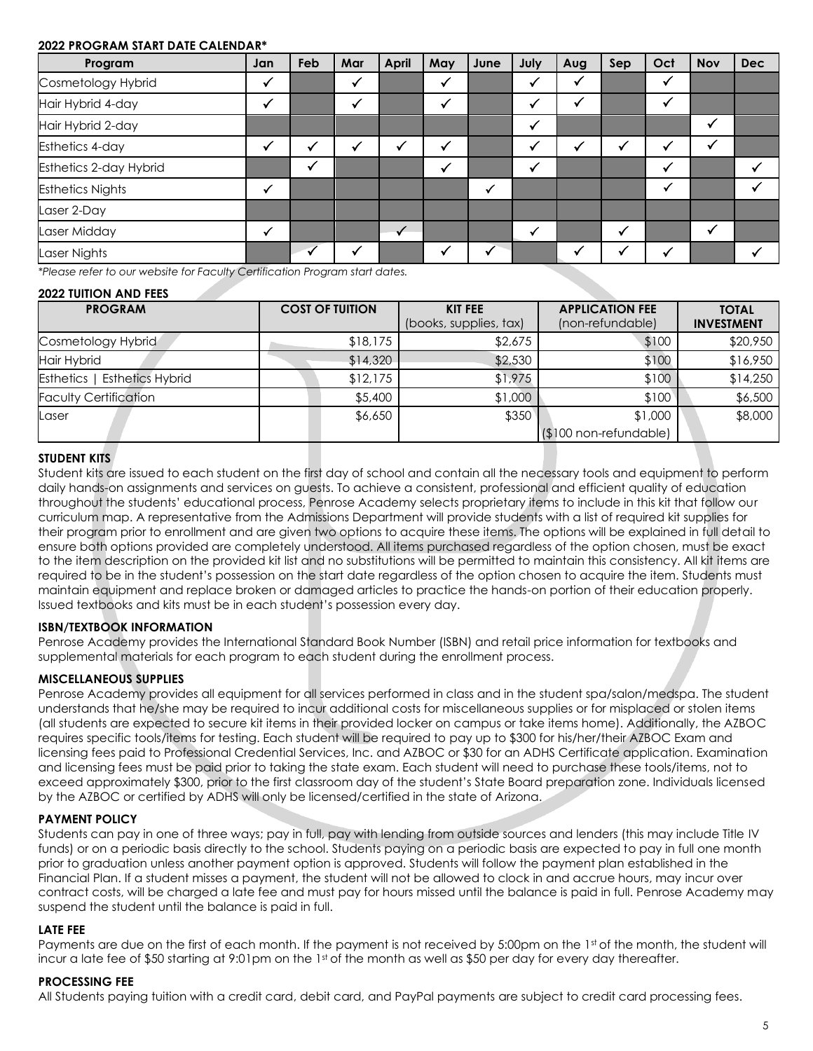**2022 PROGRAM START DATE CALENDAR***

| Program | Jan | Feb | Mar | April | May | June | July | Aug | Sep | Oct | Nov | Dec |
|---|---|---|---|---|---|---|---|---|---|---|---|---|
| Cosmetology Hybrid | ✓ | | ✓ | | ✓ | | ✓ | ✓ | | ✓ | | |
| Hair Hybrid 4-day | ✓ | | ✓ | | ✓ | | ✓ | ✓ | | ✓ | | |
| Hair Hybrid 2-day | | | | | | | ✓ | | | | ✓ | |
| Esthetics 4-day | ✓ | ✓ | ✓ | ✓ | ✓ | | ✓ | ✓ | ✓ | ✓ | ✓ | |
| Esthetics 2-day Hybrid | | ✓ | | | ✓ | | ✓ | | | ✓ | | ✓ |
| Esthetics Nights | ✓ | | | | | ✓ | | | | ✓ | | ✓ |
| Laser 2-Day | | | | | | | | | | | | |
| Laser Midday | ✓ | | | ✓ | | | ✓ | | ✓ | | ✓ | |
| Laser Nights | | ✓ | ✓ | | ✓ | ✓ | | ✓ | ✓ | ✓ | | ✓ |

*\*Please refer to our website for Faculty Certification Program start dates.*

**2022 TUITION AND FEES**

| PROGRAM | COST OF TUITION | KIT FEE (books, supplies, tax) | APPLICATION FEE (non-refundable) | TOTAL INVESTMENT |
|---|---|---|---|---|
| Cosmetology Hybrid | $18,175 | $2,675 | $100 | $20,950 |
| Hair Hybrid | $14,320 | $2,530 | $100 | $16,950 |
| Esthetics \| Esthetics Hybrid | $12,175 | $1,975 | $100 | $14,250 |
| Faculty Certification | $5,400 | $1,000 | $100 | $6,500 |
| Laser | $6,650 | $350 | $1,000 ($100 non-refundable) | $8,000 |

**STUDENT KITS**

Student kits are issued to each student on the first day of school and contain all the necessary tools and equipment to perform daily hands-on assignments and services on guests. To achieve a consistent, professional and efficient quality of education throughout the students' educational process, Penrose Academy selects proprietary items to include in this kit that follow our curriculum map. A representative from the Admissions Department will provide students with a list of required kit supplies for their program prior to enrollment and are given two options to acquire these items. The options will be explained in full detail to ensure both options provided are completely understood. All items purchased regardless of the option chosen, must be exact to the item description on the provided kit list and no substitutions will be permitted to maintain this consistency. All kit items are required to be in the student's possession on the start date regardless of the option chosen to acquire the item. Students must maintain equipment and replace broken or damaged articles to practice the hands-on portion of their education properly. Issued textbooks and kits must be in each student's possession every day.

**ISBN/TEXTBOOK INFORMATION**

Penrose Academy provides the International Standard Book Number (ISBN) and retail price information for textbooks and supplemental materials for each program to each student during the enrollment process.

**MISCELLANEOUS SUPPLIES**

Penrose Academy provides all equipment for all services performed in class and in the student spa/salon/medspa. The student understands that he/she may be required to incur additional costs for miscellaneous supplies or for misplaced or stolen items (all students are expected to secure kit items in their provided locker on campus or take items home). Additionally, the AZBOC requires specific tools/items for testing. Each student will be required to pay up to $300 for his/her/their AZBOC Exam and licensing fees paid to Professional Credential Services, Inc. and AZBOC or $30 for an ADHS Certificate application. Examination and licensing fees must be paid prior to taking the state exam. Each student will need to purchase these tools/items, not to exceed approximately $300, prior to the first classroom day of the student's State Board preparation zone. Individuals licensed by the AZBOC or certified by ADHS will only be licensed/certified in the state of Arizona.

**PAYMENT POLICY**

Students can pay in one of three ways; pay in full, pay with lending from outside sources and lenders (this may include Title IV funds) or on a periodic basis directly to the school. Students paying on a periodic basis are expected to pay in full one month prior to graduation unless another payment option is approved. Students will follow the payment plan established in the Financial Plan. If a student misses a payment, the student will not be allowed to clock in and accrue hours, may incur over contract costs, will be charged a late fee and must pay for hours missed until the balance is paid in full. Penrose Academy may suspend the student until the balance is paid in full.

**LATE FEE**

Payments are due on the first of each month. If the payment is not received by 5:00pm on the 1st of the month, the student will incur a late fee of $50 starting at 9:01pm on the 1st of the month as well as $50 per day for every day thereafter.

**PROCESSING FEE**

All Students paying tuition with a credit card, debit card, and PayPal payments are subject to credit card processing fees.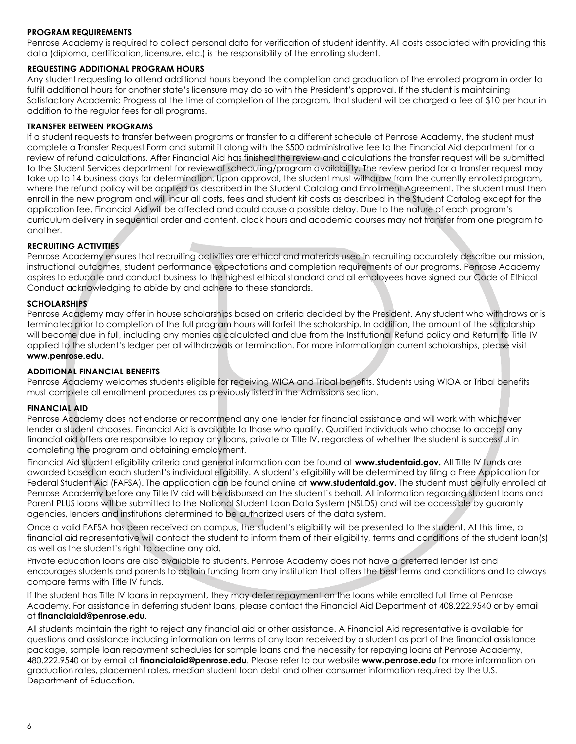## PROGRAM REQUIREMENTS

Penrose Academy is required to collect personal data for verification of student identity. All costs associated with providing this data (diploma, certification, licensure, etc.) is the responsibility of the enrolling student.

## REQUESTING ADDITIONAL PROGRAM HOURS

Any student requesting to attend additional hours beyond the completion and graduation of the enrolled program in order to fulfill additional hours for another state's licensure may do so with the President's approval. If the student is maintaining Satisfactory Academic Progress at the time of completion of the program, that student will be charged a fee of $10 per hour in addition to the regular fees for all programs.

## TRANSFER BETWEEN PROGRAMS

If a student requests to transfer between programs or transfer to a different schedule at Penrose Academy, the student must complete a Transfer Request Form and submit it along with the $500 administrative fee to the Financial Aid department for a review of refund calculations. After Financial Aid has finished the review and calculations the transfer request will be submitted to the Student Services department for review of scheduling/program availability. The review period for a transfer request may take up to 14 business days for determination. Upon approval, the student must withdraw from the currently enrolled program, where the refund policy will be applied as described in the Student Catalog and Enrollment Agreement. The student must then enroll in the new program and will incur all costs, fees and student kit costs as described in the Student Catalog except for the application fee. Financial Aid will be affected and could cause a possible delay. Due to the nature of each program's curriculum delivery in sequential order and content, clock hours and academic courses may not transfer from one program to another.

## RECRUITING ACTIVITIES

Penrose Academy ensures that recruiting activities are ethical and materials used in recruiting accurately describe our mission, instructional outcomes, student performance expectations and completion requirements of our programs. Penrose Academy aspires to educate and conduct business to the highest ethical standard and all employees have signed our Code of Ethical Conduct acknowledging to abide by and adhere to these standards.

## SCHOLARSHIPS

Penrose Academy may offer in house scholarships based on criteria decided by the President. Any student who withdraws or is terminated prior to completion of the full program hours will forfeit the scholarship. In addition, the amount of the scholarship will become due in full, including any monies as calculated and due from the Institutional Refund policy and Return to Title IV applied to the student's ledger per all withdrawals or termination. For more information on current scholarships, please visit **www.penrose.edu.**

## ADDITIONAL FINANCIAL BENEFITS

Penrose Academy welcomes students eligible for receiving WIOA and Tribal benefits. Students using WIOA or Tribal benefits must complete all enrollment procedures as previously listed in the Admissions section.

## FINANCIAL AID

Penrose Academy does not endorse or recommend any one lender for financial assistance and will work with whichever lender a student chooses. Financial Aid is available to those who qualify. Qualified individuals who choose to accept any financial aid offers are responsible to repay any loans, private or Title IV, regardless of whether the student is successful in completing the program and obtaining employment.

Financial Aid student eligibility criteria and general information can be found at **www.studentaid.gov.** All Title IV funds are awarded based on each student's individual eligibility. A student's eligibility will be determined by filing a Free Application for Federal Student Aid (FAFSA). The application can be found online at **www.studentaid.gov.** The student must be fully enrolled at Penrose Academy before any Title IV aid will be disbursed on the student's behalf. All information regarding student loans and Parent PLUS loans will be submitted to the National Student Loan Data System (NSLDS) and will be accessible by guaranty agencies, lenders and institutions determined to be authorized users of the data system.

Once a valid FAFSA has been received on campus, the student's eligibility will be presented to the student. At this time, a financial aid representative will contact the student to inform them of their eligibility, terms and conditions of the student loan(s) as well as the student's right to decline any aid.

Private education loans are also available to students. Penrose Academy does not have a preferred lender list and encourages students and parents to obtain funding from any institution that offers the best terms and conditions and to always compare terms with Title IV funds.

If the student has Title IV loans in repayment, they may defer repayment on the loans while enrolled full time at Penrose Academy. For assistance in deferring student loans, please contact the Financial Aid Department at 408.222.9540 or by email at **financialaid@penrose.edu**.

All students maintain the right to reject any financial aid or other assistance. A Financial Aid representative is available for questions and assistance including information on terms of any loan received by a student as part of the financial assistance package, sample loan repayment schedules for sample loans and the necessity for repaying loans at Penrose Academy, 480.222.9540 or by email at **financialaid@penrose.edu**. Please refer to our website **www.penrose.edu** for more information on graduation rates, placement rates, median student loan debt and other consumer information required by the U.S. Department of Education.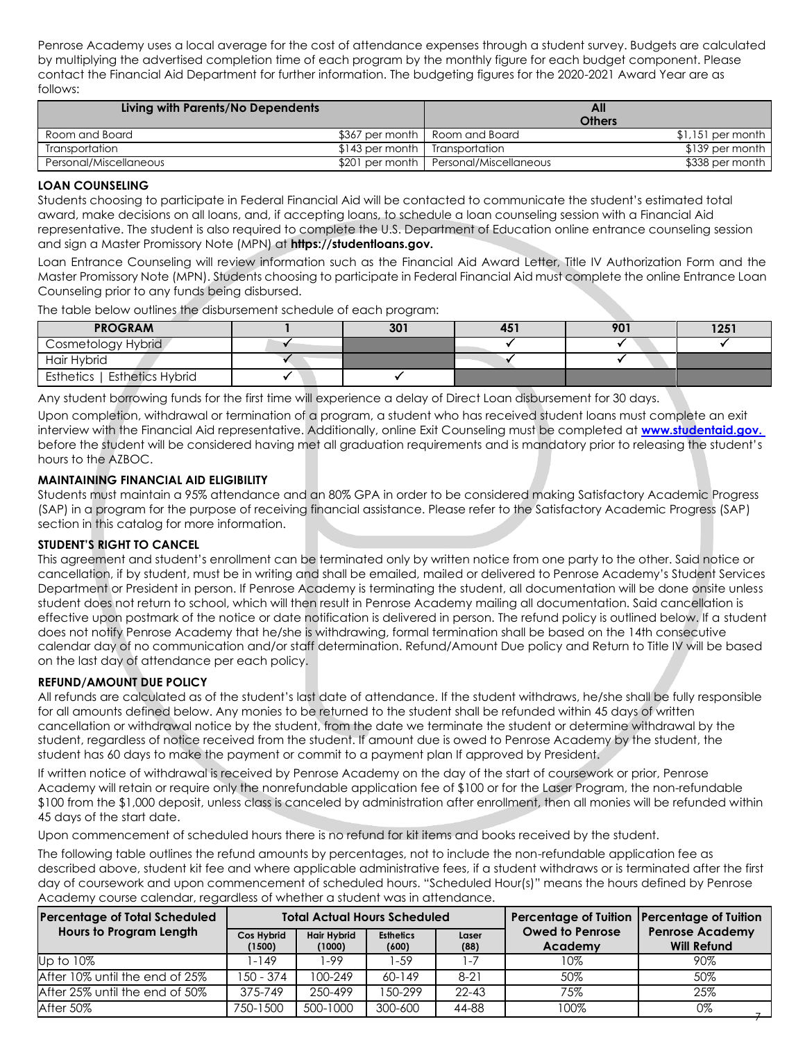Penrose Academy uses a local average for the cost of attendance expenses through a student survey. Budgets are calculated by multiplying the advertised completion time of each program by the monthly figure for each budget component. Please contact the Financial Aid Department for further information. The budgeting figures for the 2020-2021 Award Year are as follows:

| Living with Parents/No Dependents | | All Others | |
|---|---|---|---|
| Room and Board | $367 per month | Room and Board | $1,151 per month |
| Transportation | $143 per month | Transportation | $139 per month |
| Personal/Miscellaneous | $201 per month | Personal/Miscellaneous | $338 per month |

**LOAN COUNSELING**

Students choosing to participate in Federal Financial Aid will be contacted to communicate the student's estimated total award, make decisions on all loans, and, if accepting loans, to schedule a loan counseling session with a Financial Aid representative. The student is also required to complete the U.S. Department of Education online entrance counseling session and sign a Master Promissory Note (MPN) at **https://studentloans.gov.**

Loan Entrance Counseling will review information such as the Financial Aid Award Letter, Title IV Authorization Form and the Master Promissory Note (MPN). Students choosing to participate in Federal Financial Aid must complete the online Entrance Loan Counseling prior to any funds being disbursed.

The table below outlines the disbursement schedule of each program:

| PROGRAM | 1 | 301 | 451 | 901 | 1251 |
|---|---|---|---|---|---|
| Cosmetology Hybrid | ✓ | | ✓ | ✓ | ✓ |
| Hair Hybrid | ✓ | | ✓ | ✓ | |
| Esthetics \| Esthetics Hybrid | ✓ | ✓ | | | |

Any student borrowing funds for the first time will experience a delay of Direct Loan disbursement for 30 days.

Upon completion, withdrawal or termination of a program, a student who has received student loans must complete an exit interview with the Financial Aid representative. Additionally, online Exit Counseling must be completed at **www.studentaid.gov.** before the student will be considered having met all graduation requirements and is mandatory prior to releasing the student's hours to the AZBOC.

**MAINTAINING FINANCIAL AID ELIGIBILITY**

Students must maintain a 95% attendance and an 80% GPA in order to be considered making Satisfactory Academic Progress (SAP) in a program for the purpose of receiving financial assistance. Please refer to the Satisfactory Academic Progress (SAP) section in this catalog for more information.

**STUDENT'S RIGHT TO CANCEL**

This agreement and student's enrollment can be terminated only by written notice from one party to the other. Said notice or cancellation, if by student, must be in writing and shall be emailed, mailed or delivered to Penrose Academy's Student Services Department or President in person. If Penrose Academy is terminating the student, all documentation will be done onsite unless student does not return to school, which will then result in Penrose Academy mailing all documentation. Said cancellation is effective upon postmark of the notice or date notification is delivered in person. The refund policy is outlined below. If a student does not notify Penrose Academy that he/she is withdrawing, formal termination shall be based on the 14th consecutive calendar day of no communication and/or staff determination. Refund/Amount Due policy and Return to Title IV will be based on the last day of attendance per each policy.

**REFUND/AMOUNT DUE POLICY**

All refunds are calculated as of the student's last date of attendance. If the student withdraws, he/she shall be fully responsible for all amounts defined below. Any monies to be returned to the student shall be refunded within 45 days of written cancellation or withdrawal notice by the student, from the date we terminate the student or determine withdrawal by the student, regardless of notice received from the student. If amount due is owed to Penrose Academy by the student, the student has 60 days to make the payment or commit to a payment plan If approved by President.

If written notice of withdrawal is received by Penrose Academy on the day of the start of coursework or prior, Penrose Academy will retain or require only the nonrefundable application fee of $100 or for the Laser Program, the non-refundable $100 from the $1,000 deposit, unless class is canceled by administration after enrollment, then all monies will be refunded within 45 days of the start date.

Upon commencement of scheduled hours there is no refund for kit items and books received by the student.

The following table outlines the refund amounts by percentages, not to include the non-refundable application fee as described above, student kit fee and where applicable administrative fees, if a student withdraws or is terminated after the first day of coursework and upon commencement of scheduled hours. "Scheduled Hour(s)" means the hours defined by Penrose Academy course calendar, regardless of whether a student was in attendance.

| Percentage of Total Scheduled Hours to Program Length | Total Actual Hours Scheduled | | | | Percentage of Tuition Owed to Penrose Academy | Percentage of Tuition Penrose Academy Will Refund |
|---|---|---|---|---|---|---|
| | Cos Hybrid (1500) | Hair Hybrid (1000) | Esthetics (600) | Laser (88) | | |
| Up to 10% | 1-149 | 1-99 | 1-59 | 1-7 | 10% | 90% |
| After 10% until the end of 25% | 150 - 374 | 100-249 | 60-149 | 8-21 | 50% | 50% |
| After 25% until the end of 50% | 375-749 | 250-499 | 150-299 | 22-43 | 75% | 25% |
| After 50% | 750-1500 | 500-1000 | 300-600 | 44-88 | 100% | 0% |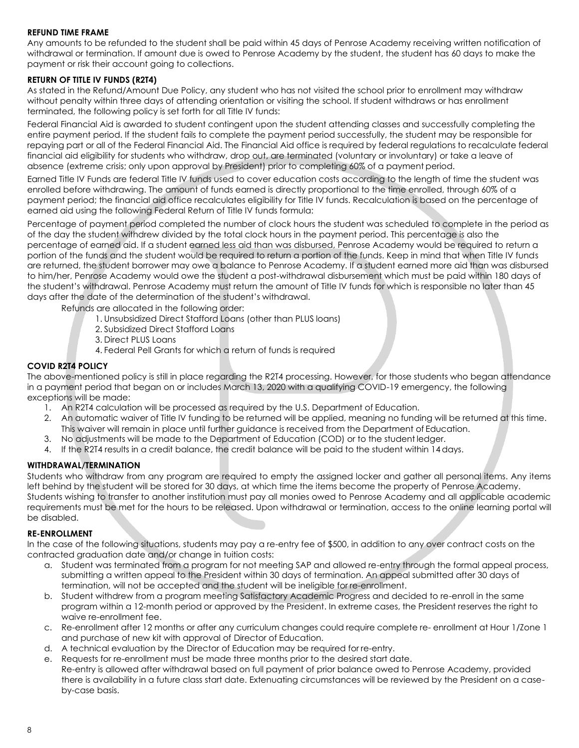**REFUND TIME FRAME**

Any amounts to be refunded to the student shall be paid within 45 days of Penrose Academy receiving written notification of withdrawal or termination. If amount due is owed to Penrose Academy by the student, the student has 60 days to make the payment or risk their account going to collections.

**RETURN OF TITLE IV FUNDS (R2T4)**

As stated in the Refund/Amount Due Policy, any student who has not visited the school prior to enrollment may withdraw without penalty within three days of attending orientation or visiting the school. If student withdraws or has enrollment terminated, the following policy is set forth for all Title IV funds:

Federal Financial Aid is awarded to student contingent upon the student attending classes and successfully completing the entire payment period. If the student fails to complete the payment period successfully, the student may be responsible for repaying part or all of the Federal Financial Aid. The Financial Aid office is required by federal regulations to recalculate federal financial aid eligibility for students who withdraw, drop out, are terminated (voluntary or involuntary) or take a leave of absence (extreme crisis; only upon approval by President) prior to completing 60% of a payment period.

Earned Title IV Funds are federal Title IV funds used to cover education costs according to the length of time the student was enrolled before withdrawing. The amount of funds earned is directly proportional to the time enrolled, through 60% of a payment period; the financial aid office recalculates eligibility for Title IV funds. Recalculation is based on the percentage of earned aid using the following Federal Return of Title IV funds formula:

Percentage of payment period completed the number of clock hours the student was scheduled to complete in the period as of the day the student withdrew divided by the total clock hours in the payment period. This percentage is also the percentage of earned aid. If a student earned less aid than was disbursed, Penrose Academy would be required to return a portion of the funds and the student would be required to return a portion of the funds. Keep in mind that when Title IV funds are returned, the student borrower may owe a balance to Penrose Academy. If a student earned more aid than was disbursed to him/her, Penrose Academy would owe the student a post-withdrawal disbursement which must be paid within 180 days of the student's withdrawal. Penrose Academy must return the amount of Title IV funds for which is responsible no later than 45 days after the date of the determination of the student's withdrawal.

Refunds are allocated in the following order:

1. Unsubsidized Direct Stafford Loans (other than PLUS loans)
2. Subsidized Direct Stafford Loans
3. Direct PLUS Loans
4. Federal Pell Grants for which a return of funds is required

**COVID R2T4 POLICY**

The above-mentioned policy is still in place regarding the R2T4 processing. However, for those students who began attendance in a payment period that began on or includes March 13, 2020 with a qualifying COVID-19 emergency, the following exceptions will be made:

1. An R2T4 calculation will be processed as required by the U.S. Department of Education.
2. An automatic waiver of Title IV funding to be returned will be applied, meaning no funding will be returned at this time. This waiver will remain in place until further guidance is received from the Department of Education.
3. No adjustments will be made to the Department of Education (COD) or to the student ledger.
4. If the R2T4 results in a credit balance, the credit balance will be paid to the student within 14 days.

**WITHDRAWAL/TERMINATION**

Students who withdraw from any program are required to empty the assigned locker and gather all personal items. Any items left behind by the student will be stored for 30 days, at which time the items become the property of Penrose Academy. Students wishing to transfer to another institution must pay all monies owed to Penrose Academy and all applicable academic requirements must be met for the hours to be released. Upon withdrawal or termination, access to the online learning portal will be disabled.

**RE-ENROLLMENT**

In the case of the following situations, students may pay a re-entry fee of $500, in addition to any over contract costs on the contracted graduation date and/or change in tuition costs:

a. Student was terminated from a program for not meeting SAP and allowed re-entry through the formal appeal process, submitting a written appeal to the President within 30 days of termination. An appeal submitted after 30 days of termination, will not be accepted and the student will be ineligible for re-enrollment.
b. Student withdrew from a program meeting Satisfactory Academic Progress and decided to re-enroll in the same program within a 12-month period or approved by the President. In extreme cases, the President reserves the right to waive re-enrollment fee.
c. Re-enrollment after 12 months or after any curriculum changes could require complete re- enrollment at Hour 1/Zone 1 and purchase of new kit with approval of Director of Education.
d. A technical evaluation by the Director of Education may be required for re-entry.
e. Requests for re-enrollment must be made three months prior to the desired start date.
   Re-entry is allowed after withdrawal based on full payment of prior balance owed to Penrose Academy, provided there is availability in a future class start date. Extenuating circumstances will be reviewed by the President on a case-by-case basis.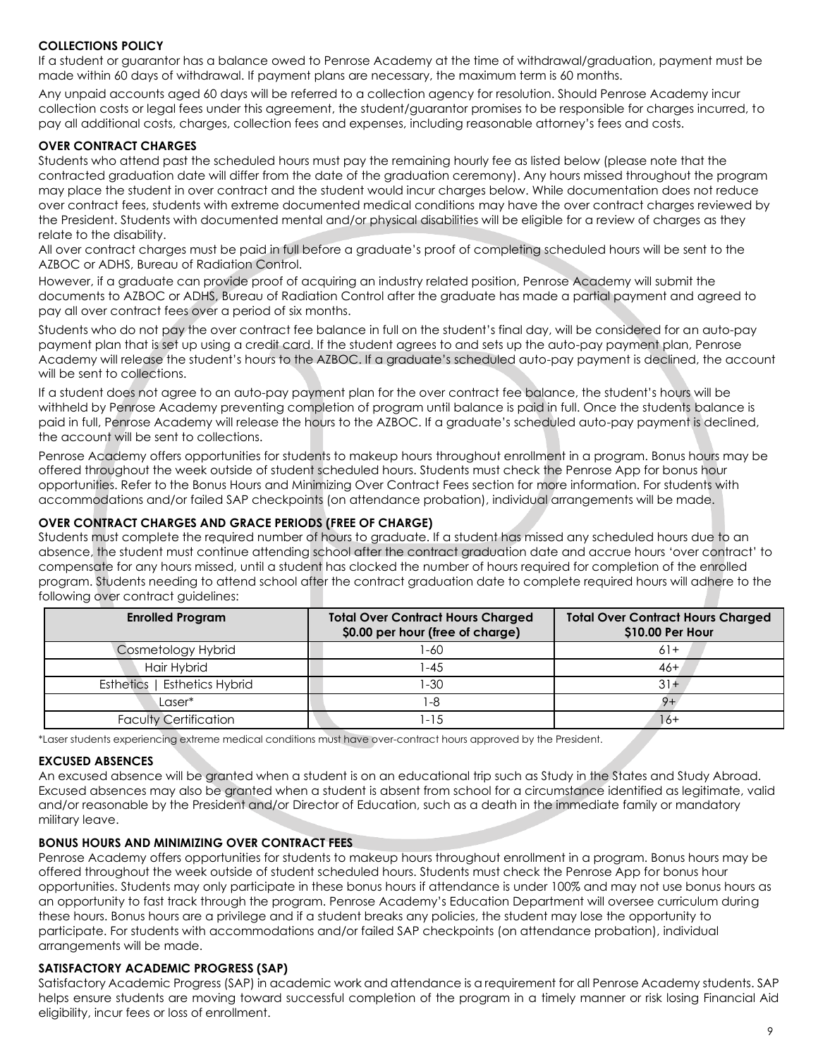## COLLECTIONS POLICY

If a student or guarantor has a balance owed to Penrose Academy at the time of withdrawal/graduation, payment must be made within 60 days of withdrawal. If payment plans are necessary, the maximum term is 60 months.

Any unpaid accounts aged 60 days will be referred to a collection agency for resolution. Should Penrose Academy incur collection costs or legal fees under this agreement, the student/guarantor promises to be responsible for charges incurred, to pay all additional costs, charges, collection fees and expenses, including reasonable attorney's fees and costs.

## OVER CONTRACT CHARGES

Students who attend past the scheduled hours must pay the remaining hourly fee as listed below (please note that the contracted graduation date will differ from the date of the graduation ceremony). Any hours missed throughout the program may place the student in over contract and the student would incur charges below. While documentation does not reduce over contract fees, students with extreme documented medical conditions may have the over contract charges reviewed by the President. Students with documented mental and/or physical disabilities will be eligible for a review of charges as they relate to the disability.

All over contract charges must be paid in full before a graduate's proof of completing scheduled hours will be sent to the AZBOC or ADHS, Bureau of Radiation Control.

However, if a graduate can provide proof of acquiring an industry related position, Penrose Academy will submit the documents to AZBOC or ADHS, Bureau of Radiation Control after the graduate has made a partial payment and agreed to pay all over contract fees over a period of six months.

Students who do not pay the over contract fee balance in full on the student's final day, will be considered for an auto-pay payment plan that is set up using a credit card. If the student agrees to and sets up the auto-pay payment plan, Penrose Academy will release the student's hours to the AZBOC. If a graduate's scheduled auto-pay payment is declined, the account will be sent to collections.

If a student does not agree to an auto-pay payment plan for the over contract fee balance, the student's hours will be withheld by Penrose Academy preventing completion of program until balance is paid in full. Once the students balance is paid in full, Penrose Academy will release the hours to the AZBOC. If a graduate's scheduled auto-pay payment is declined, the account will be sent to collections.

Penrose Academy offers opportunities for students to makeup hours throughout enrollment in a program. Bonus hours may be offered throughout the week outside of student scheduled hours. Students must check the Penrose App for bonus hour opportunities. Refer to the Bonus Hours and Minimizing Over Contract Fees section for more information. For students with accommodations and/or failed SAP checkpoints (on attendance probation), individual arrangements will be made.

## OVER CONTRACT CHARGES AND GRACE PERIODS (FREE OF CHARGE)

Students must complete the required number of hours to graduate. If a student has missed any scheduled hours due to an absence, the student must continue attending school after the contract graduation date and accrue hours 'over contract' to compensate for any hours missed, until a student has clocked the number of hours required for completion of the enrolled program. Students needing to attend school after the contract graduation date to complete required hours will adhere to the following over contract guidelines:

| Enrolled Program | Total Over Contract Hours Charged $0.00 per hour (free of charge) | Total Over Contract Hours Charged $10.00 Per Hour |
|---|---|---|
| Cosmetology Hybrid | 1-60 | 61+ |
| Hair Hybrid | 1-45 | 46+ |
| Esthetics \| Esthetics Hybrid | 1-30 | 31+ |
| Laser* | 1-8 | 9+ |
| Faculty Certification | 1-15 | 16+ |

*Laser students experiencing extreme medical conditions must have over-contract hours approved by the President.

## EXCUSED ABSENCES

An excused absence will be granted when a student is on an educational trip such as Study in the States and Study Abroad. Excused absences may also be granted when a student is absent from school for a circumstance identified as legitimate, valid and/or reasonable by the President and/or Director of Education, such as a death in the immediate family or mandatory military leave.

## BONUS HOURS AND MINIMIZING OVER CONTRACT FEES

Penrose Academy offers opportunities for students to makeup hours throughout enrollment in a program. Bonus hours may be offered throughout the week outside of student scheduled hours. Students must check the Penrose App for bonus hour opportunities. Students may only participate in these bonus hours if attendance is under 100% and may not use bonus hours as an opportunity to fast track through the program. Penrose Academy's Education Department will oversee curriculum during these hours. Bonus hours are a privilege and if a student breaks any policies, the student may lose the opportunity to participate. For students with accommodations and/or failed SAP checkpoints (on attendance probation), individual arrangements will be made.

## SATISFACTORY ACADEMIC PROGRESS (SAP)

Satisfactory Academic Progress (SAP) in academic work and attendance is a requirement for all Penrose Academy students. SAP helps ensure students are moving toward successful completion of the program in a timely manner or risk losing Financial Aid eligibility, incur fees or loss of enrollment.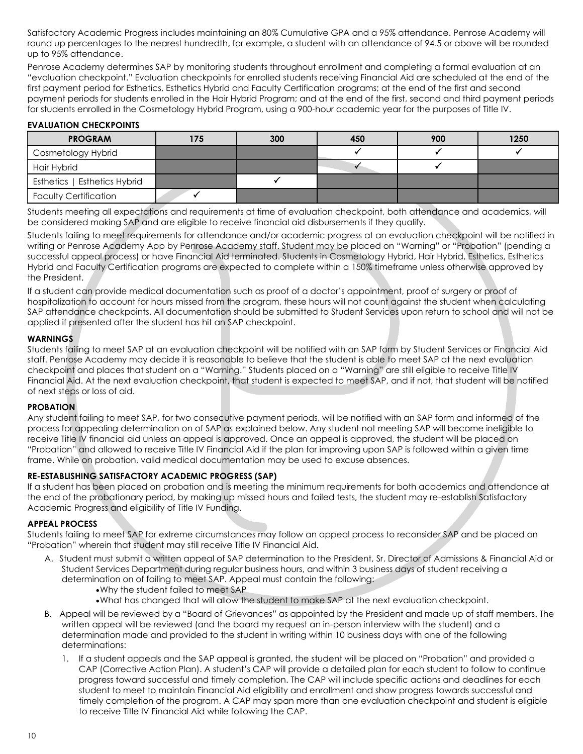Satisfactory Academic Progress includes maintaining an 80% Cumulative GPA and a 95% attendance. Penrose Academy will round up percentages to the nearest hundredth, for example, a student with an attendance of 94.5 or above will be rounded up to 95% attendance.

Penrose Academy determines SAP by monitoring students throughout enrollment and completing a formal evaluation at an "evaluation checkpoint." Evaluation checkpoints for enrolled students receiving Financial Aid are scheduled at the end of the first payment period for Esthetics, Esthetics Hybrid and Faculty Certification programs; at the end of the first and second payment periods for students enrolled in the Hair Hybrid Program; and at the end of the first, second and third payment periods for students enrolled in the Cosmetology Hybrid Program, using a 900-hour academic year for the purposes of Title IV.

**EVALUATION CHECKPOINTS**

| PROGRAM | 175 | 300 | 450 | 900 | 1250 |
|---|---|---|---|---|---|
| Cosmetology Hybrid | | | ✓ | ✓ | ✓ |
| Hair Hybrid | | | ✓ | ✓ | |
| Esthetics \| Esthetics Hybrid | | ✓ | | | |
| Faculty Certification | ✓ | | | | |

Students meeting all expectations and requirements at time of evaluation checkpoint, both attendance and academics, will be considered making SAP and are eligible to receive financial aid disbursements if they qualify.

Students failing to meet requirements for attendance and/or academic progress at an evaluation checkpoint will be notified in writing or Penrose Academy App by Penrose Academy staff. Student may be placed on "Warning" or "Probation" (pending a successful appeal process) or have Financial Aid terminated. Students in Cosmetology Hybrid, Hair Hybrid, Esthetics, Esthetics Hybrid and Faculty Certification programs are expected to complete within a 150% timeframe unless otherwise approved by the President.

If a student can provide medical documentation such as proof of a doctor's appointment, proof of surgery or proof of hospitalization to account for hours missed from the program, these hours will not count against the student when calculating SAP attendance checkpoints. All documentation should be submitted to Student Services upon return to school and will not be applied if presented after the student has hit an SAP checkpoint.

**WARNINGS**

Students failing to meet SAP at an evaluation checkpoint will be notified with an SAP form by Student Services or Financial Aid staff. Penrose Academy may decide it is reasonable to believe that the student is able to meet SAP at the next evaluation checkpoint and places that student on a "Warning." Students placed on a "Warning" are still eligible to receive Title IV Financial Aid. At the next evaluation checkpoint, that student is expected to meet SAP, and if not, that student will be notified of next steps or loss of aid.

**PROBATION**

Any student failing to meet SAP, for two consecutive payment periods, will be notified with an SAP form and informed of the process for appealing determination on of SAP as explained below. Any student not meeting SAP will become ineligible to receive Title IV financial aid unless an appeal is approved. Once an appeal is approved, the student will be placed on "Probation" and allowed to receive Title IV Financial Aid if the plan for improving upon SAP is followed within a given time frame. While on probation, valid medical documentation may be used to excuse absences.

**RE-ESTABLISHING SATISFACTORY ACADEMIC PROGRESS (SAP)**

If a student has been placed on probation and is meeting the minimum requirements for both academics and attendance at the end of the probationary period, by making up missed hours and failed tests, the student may re-establish Satisfactory Academic Progress and eligibility of Title IV Funding.

**APPEAL PROCESS**

Students failing to meet SAP for extreme circumstances may follow an appeal process to reconsider SAP and be placed on "Probation" wherein that student may still receive Title IV Financial Aid.

A. Student must submit a written appeal of SAP determination to the President, Sr. Director of Admissions & Financial Aid or Student Services Department during regular business hours, and within 3 business days of student receiving a determination on of failing to meet SAP. Appeal must contain the following:
   - Why the student failed to meet SAP
   - What has changed that will allow the student to make SAP at the next evaluation checkpoint.

B. Appeal will be reviewed by a "Board of Grievances" as appointed by the President and made up of staff members. The written appeal will be reviewed (and the board my request an in-person interview with the student) and a determination made and provided to the student in writing within 10 business days with one of the following determinations:

   1. If a student appeals and the SAP appeal is granted, the student will be placed on "Probation" and provided a CAP (Corrective Action Plan). A student's CAP will provide a detailed plan for each student to follow to continue progress toward successful and timely completion. The CAP will include specific actions and deadlines for each student to meet to maintain Financial Aid eligibility and enrollment and show progress towards successful and timely completion of the program. A CAP may span more than one evaluation checkpoint and student is eligible to receive Title IV Financial Aid while following the CAP.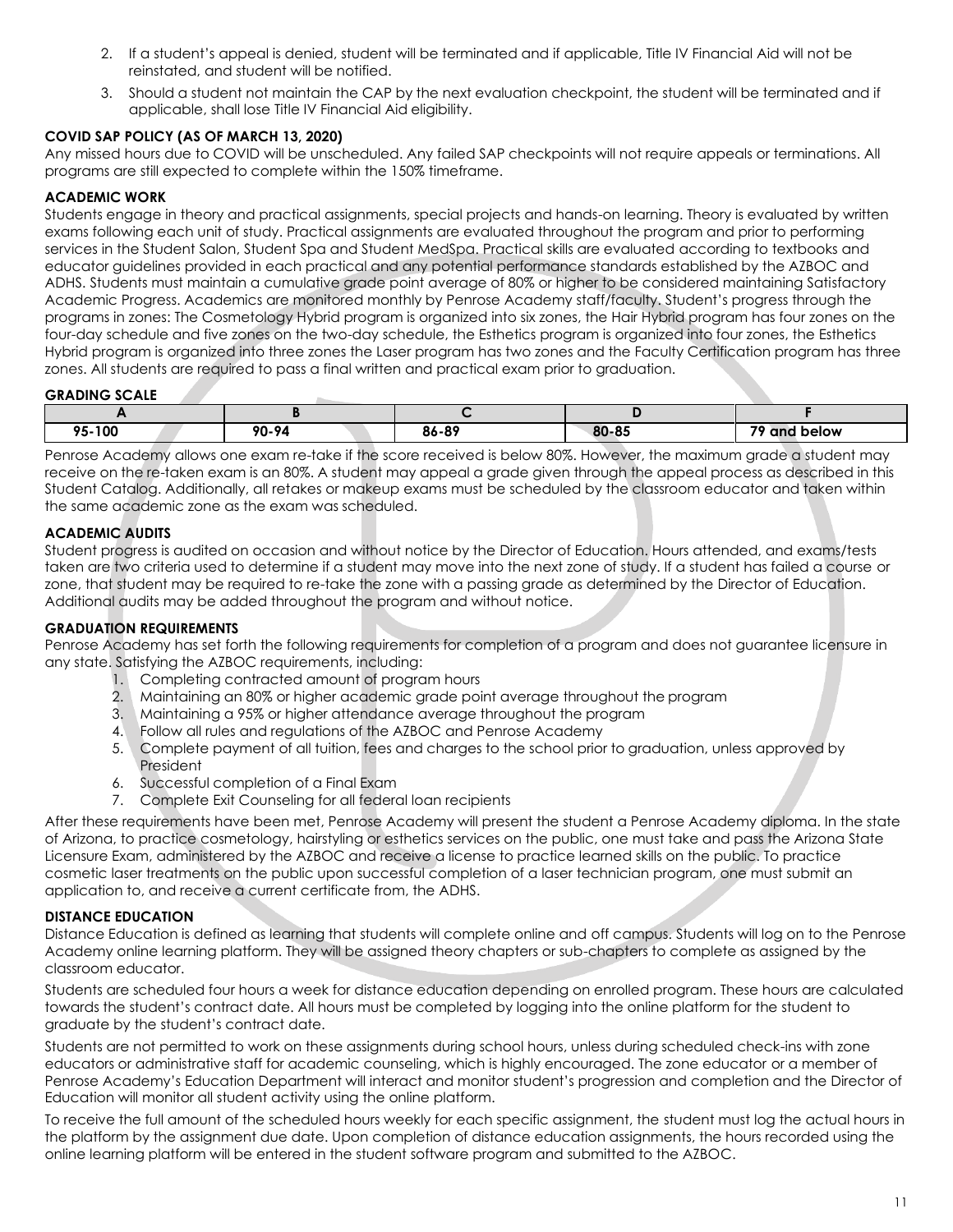2. If a student's appeal is denied, student will be terminated and if applicable, Title IV Financial Aid will not be reinstated, and student will be notified.
3. Should a student not maintain the CAP by the next evaluation checkpoint, the student will be terminated and if applicable, shall lose Title IV Financial Aid eligibility.

### COVID SAP POLICY (AS OF MARCH 13, 2020)

Any missed hours due to COVID will be unscheduled. Any failed SAP checkpoints will not require appeals or terminations. All programs are still expected to complete within the 150% timeframe.

### ACADEMIC WORK

Students engage in theory and practical assignments, special projects and hands-on learning. Theory is evaluated by written exams following each unit of study. Practical assignments are evaluated throughout the program and prior to performing services in the Student Salon, Student Spa and Student MedSpa. Practical skills are evaluated according to textbooks and educator guidelines provided in each practical and any potential performance standards established by the AZBOC and ADHS. Students must maintain a cumulative grade point average of 80% or higher to be considered maintaining Satisfactory Academic Progress. Academics are monitored monthly by Penrose Academy staff/faculty. Student's progress through the programs in zones: The Cosmetology Hybrid program is organized into six zones, the Hair Hybrid program has four zones on the four-day schedule and five zones on the two-day schedule, the Esthetics program is organized into four zones, the Esthetics Hybrid program is organized into three zones the Laser program has two zones and the Faculty Certification program has three zones. All students are required to pass a final written and practical exam prior to graduation.

### GRADING SCALE

| A | B | C | D | F |
|---|---|---|---|---|
| 95-100 | 90-94 | 86-89 | 80-85 | 79 and below |

Penrose Academy allows one exam re-take if the score received is below 80%. However, the maximum grade a student may receive on the re-taken exam is an 80%. A student may appeal a grade given through the appeal process as described in this Student Catalog. Additionally, all retakes or makeup exams must be scheduled by the classroom educator and taken within the same academic zone as the exam was scheduled.

### ACADEMIC AUDITS

Student progress is audited on occasion and without notice by the Director of Education. Hours attended, and exams/tests taken are two criteria used to determine if a student may move into the next zone of study. If a student has failed a course or zone, that student may be required to re-take the zone with a passing grade as determined by the Director of Education. Additional audits may be added throughout the program and without notice.

### GRADUATION REQUIREMENTS

Penrose Academy has set forth the following requirements for completion of a program and does not guarantee licensure in any state. Satisfying the AZBOC requirements, including:

1. Completing contracted amount of program hours
2. Maintaining an 80% or higher academic grade point average throughout the program
3. Maintaining a 95% or higher attendance average throughout the program
4. Follow all rules and regulations of the AZBOC and Penrose Academy
5. Complete payment of all tuition, fees and charges to the school prior to graduation, unless approved by President
6. Successful completion of a Final Exam
7. Complete Exit Counseling for all federal loan recipients

After these requirements have been met, Penrose Academy will present the student a Penrose Academy diploma. In the state of Arizona, to practice cosmetology, hairstyling or esthetics services on the public, one must take and pass the Arizona State Licensure Exam, administered by the AZBOC and receive a license to practice learned skills on the public. To practice cosmetic laser treatments on the public upon successful completion of a laser technician program, one must submit an application to, and receive a current certificate from, the ADHS.

### DISTANCE EDUCATION

Distance Education is defined as learning that students will complete online and off campus. Students will log on to the Penrose Academy online learning platform. They will be assigned theory chapters or sub-chapters to complete as assigned by the classroom educator.

Students are scheduled four hours a week for distance education depending on enrolled program. These hours are calculated towards the student's contract date. All hours must be completed by logging into the online platform for the student to graduate by the student's contract date.

Students are not permitted to work on these assignments during school hours, unless during scheduled check-ins with zone educators or administrative staff for academic counseling, which is highly encouraged. The zone educator or a member of Penrose Academy's Education Department will interact and monitor student's progression and completion and the Director of Education will monitor all student activity using the online platform.

To receive the full amount of the scheduled hours weekly for each specific assignment, the student must log the actual hours in the platform by the assignment due date. Upon completion of distance education assignments, the hours recorded using the online learning platform will be entered in the student software program and submitted to the AZBOC.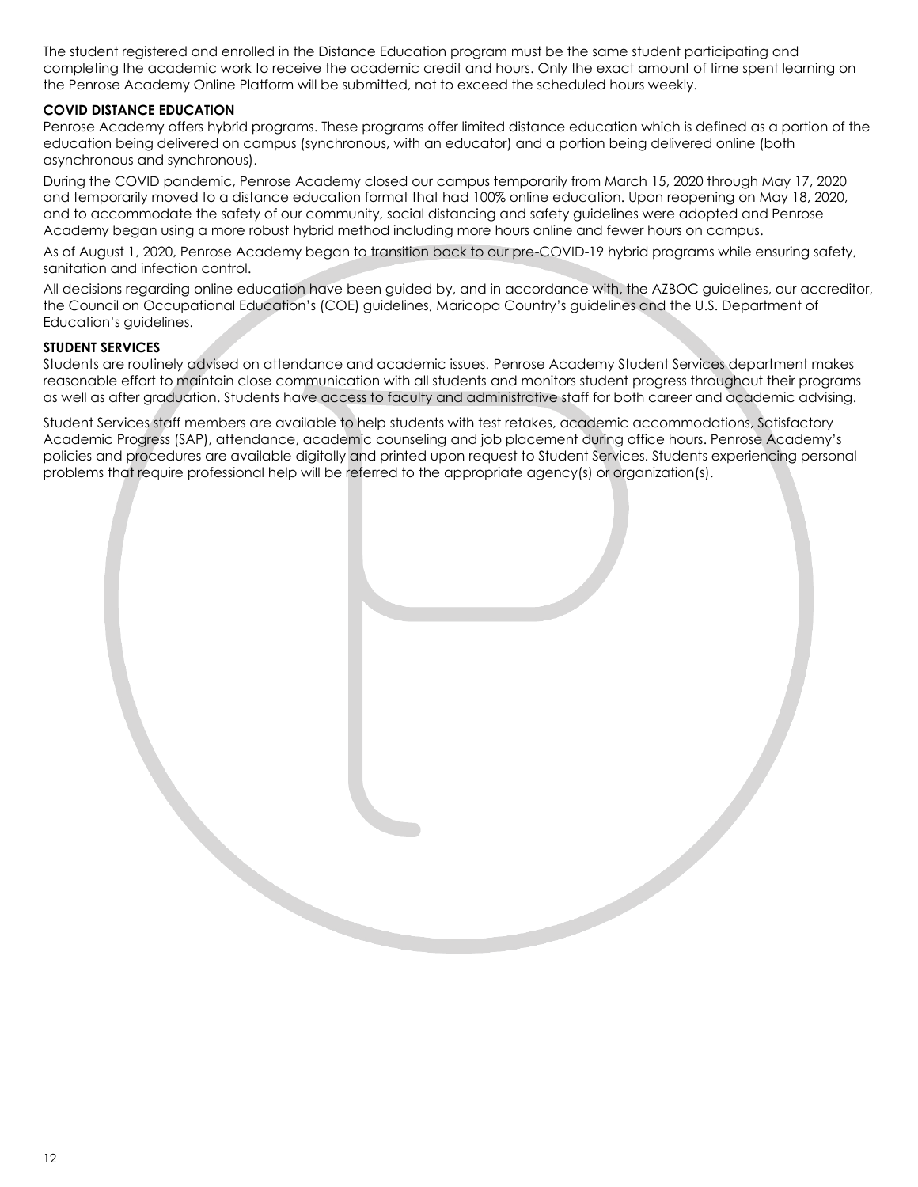The student registered and enrolled in the Distance Education program must be the same student participating and completing the academic work to receive the academic credit and hours. Only the exact amount of time spent learning on the Penrose Academy Online Platform will be submitted, not to exceed the scheduled hours weekly.

### COVID DISTANCE EDUCATION

Penrose Academy offers hybrid programs. These programs offer limited distance education which is defined as a portion of the education being delivered on campus (synchronous, with an educator) and a portion being delivered online (both asynchronous and synchronous).

During the COVID pandemic, Penrose Academy closed our campus temporarily from March 15, 2020 through May 17, 2020 and temporarily moved to a distance education format that had 100% online education. Upon reopening on May 18, 2020, and to accommodate the safety of our community, social distancing and safety guidelines were adopted and Penrose Academy began using a more robust hybrid method including more hours online and fewer hours on campus.

As of August 1, 2020, Penrose Academy began to transition back to our pre-COVID-19 hybrid programs while ensuring safety, sanitation and infection control.

All decisions regarding online education have been guided by, and in accordance with, the AZBOC guidelines, our accreditor, the Council on Occupational Education's (COE) guidelines, Maricopa Country's guidelines and the U.S. Department of Education's guidelines.

### STUDENT SERVICES

Students are routinely advised on attendance and academic issues. Penrose Academy Student Services department makes reasonable effort to maintain close communication with all students and monitors student progress throughout their programs as well as after graduation. Students have access to faculty and administrative staff for both career and academic advising.

Student Services staff members are available to help students with test retakes, academic accommodations, Satisfactory Academic Progress (SAP), attendance, academic counseling and job placement during office hours. Penrose Academy's policies and procedures are available digitally and printed upon request to Student Services. Students experiencing personal problems that require professional help will be referred to the appropriate agency(s) or organization(s).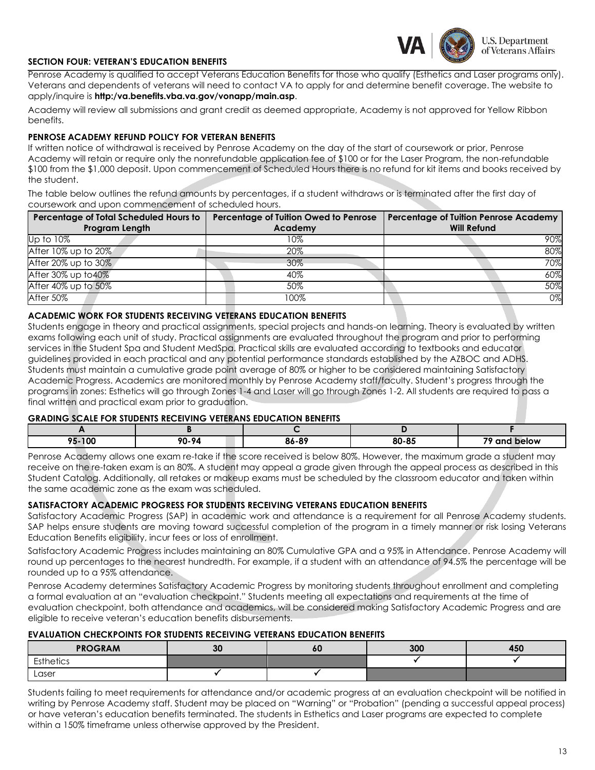## SECTION FOUR: VETERAN'S EDUCATION BENEFITS

Penrose Academy is qualified to accept Veterans Education Benefits for those who qualify (Esthetics and Laser programs only). Veterans and dependents of veterans will need to contact VA to apply for and determine benefit coverage. The website to apply/inquire is **http:/va.benefits.vba.va.gov/vonapp/main.asp**.

Academy will review all submissions and grant credit as deemed appropriate, Academy is not approved for Yellow Ribbon benefits.

### PENROSE ACADEMY REFUND POLICY FOR VETERAN BENEFITS

If written notice of withdrawal is received by Penrose Academy on the day of the start of coursework or prior, Penrose Academy will retain or require only the nonrefundable application fee of $100 or for the Laser Program, the non-refundable $100 from the $1,000 deposit. Upon commencement of Scheduled Hours there is no refund for kit items and books received by the student.

The table below outlines the refund amounts by percentages, if a student withdraws or is terminated after the first day of coursework and upon commencement of scheduled hours.

| Percentage of Total Scheduled Hours to Program Length | Percentage of Tuition Owed to Penrose Academy | Percentage of Tuition Penrose Academy Will Refund |
|---|---|---|
| Up to 10% | 10% | 90% |
| After 10% up to 20% | 20% | 80% |
| After 20% up to 30% | 30% | 70% |
| After 30% up to40% | 40% | 60% |
| After 40% up to 50% | 50% | 50% |
| After 50% | 100% | 0% |

### ACADEMIC WORK FOR STUDENTS RECEIVING VETERANS EDUCATION BENEFITS

Students engage in theory and practical assignments, special projects and hands-on learning. Theory is evaluated by written exams following each unit of study. Practical assignments are evaluated throughout the program and prior to performing services in the Student Spa and Student MedSpa. Practical skills are evaluated according to textbooks and educator guidelines provided in each practical and any potential performance standards established by the AZBOC and ADHS. Students must maintain a cumulative grade point average of 80% or higher to be considered maintaining Satisfactory Academic Progress. Academics are monitored monthly by Penrose Academy staff/faculty. Student's progress through the programs in zones: Esthetics will go through Zones 1-4 and Laser will go through Zones 1-2. All students are required to pass a final written and practical exam prior to graduation.

### GRADING SCALE FOR STUDENTS RECEIVING VETERANS EDUCATION BENEFITS

| A | B | C | D | F |
|---|---|---|---|---|
| 95-100 | 90-94 | 86-89 | 80-85 | 79 and below |

Penrose Academy allows one exam re-take if the score received is below 80%. However, the maximum grade a student may receive on the re-taken exam is an 80%. A student may appeal a grade given through the appeal process as described in this Student Catalog. Additionally, all retakes or makeup exams must be scheduled by the classroom educator and taken within the same academic zone as the exam was scheduled.

### SATISFACTORY ACADEMIC PROGRESS FOR STUDENTS RECEIVING VETERANS EDUCATION BENEFITS

Satisfactory Academic Progress (SAP) in academic work and attendance is a requirement for all Penrose Academy students. SAP helps ensure students are moving toward successful completion of the program in a timely manner or risk losing Veterans Education Benefits eligibility, incur fees or loss of enrollment.

Satisfactory Academic Progress includes maintaining an 80% Cumulative GPA and a 95% in Attendance. Penrose Academy will round up percentages to the nearest hundredth. For example, if a student with an attendance of 94.5% the percentage will be rounded up to a 95% attendance.

Penrose Academy determines Satisfactory Academic Progress by monitoring students throughout enrollment and completing a formal evaluation at an "evaluation checkpoint." Students meeting all expectations and requirements at the time of evaluation checkpoint, both attendance and academics, will be considered making Satisfactory Academic Progress and are eligible to receive veteran's education benefits disbursements.

### EVALUATION CHECKPOINTS FOR STUDENTS RECEIVING VETERANS EDUCATION BENEFITS

| PROGRAM | 30 | 60 | 300 | 450 |
|---|---|---|---|---|
| Esthetics | | | ✓ | ✓ |
| Laser | ✓ | ✓ | | |

Students failing to meet requirements for attendance and/or academic progress at an evaluation checkpoint will be notified in writing by Penrose Academy staff. Student may be placed on "Warning" or "Probation" (pending a successful appeal process) or have veteran's education benefits terminated. The students in Esthetics and Laser programs are expected to complete within a 150% timeframe unless otherwise approved by the President.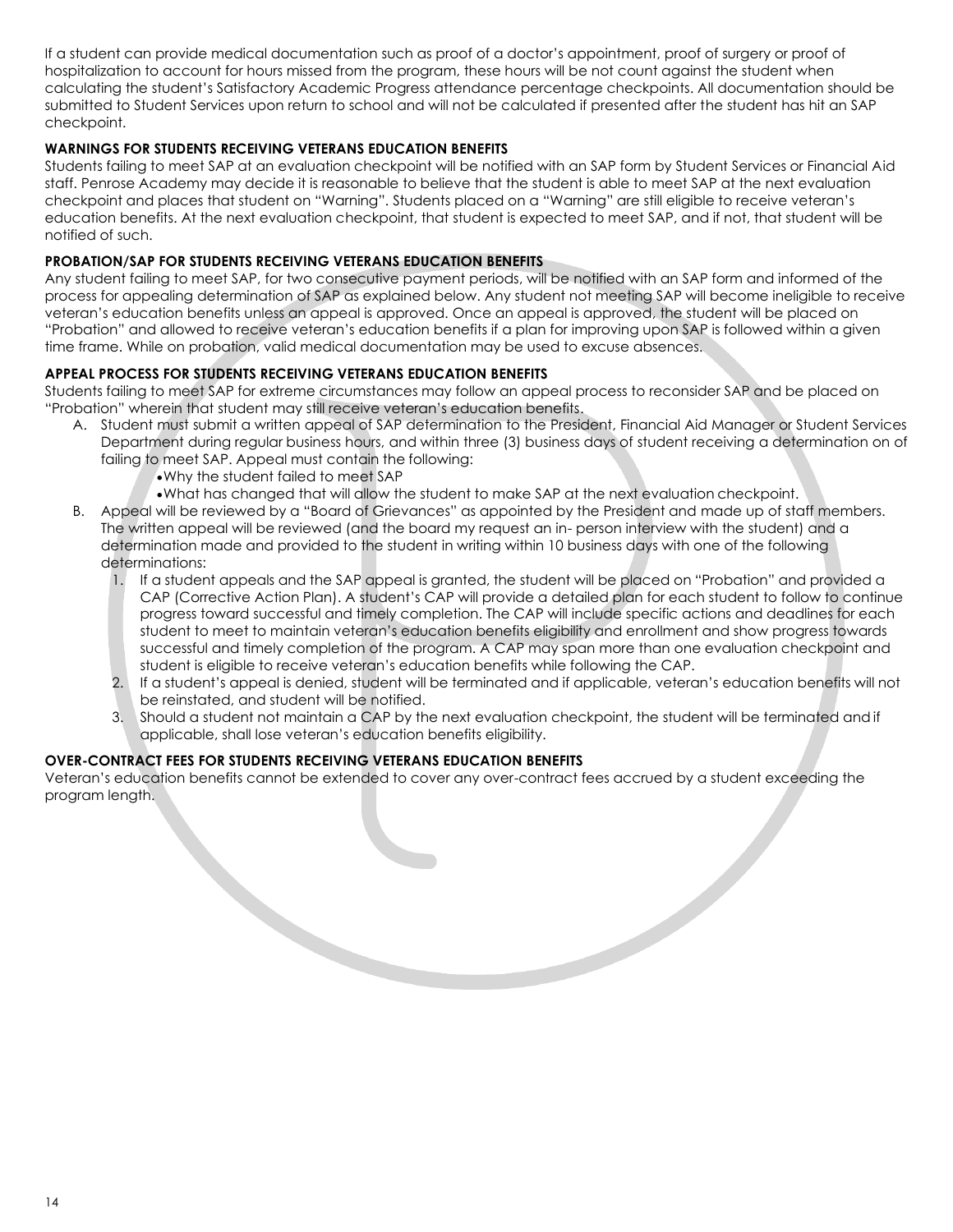If a student can provide medical documentation such as proof of a doctor's appointment, proof of surgery or proof of hospitalization to account for hours missed from the program, these hours will be not count against the student when calculating the student's Satisfactory Academic Progress attendance percentage checkpoints. All documentation should be submitted to Student Services upon return to school and will not be calculated if presented after the student has hit an SAP checkpoint.

**WARNINGS FOR STUDENTS RECEIVING VETERANS EDUCATION BENEFITS**

Students failing to meet SAP at an evaluation checkpoint will be notified with an SAP form by Student Services or Financial Aid staff. Penrose Academy may decide it is reasonable to believe that the student is able to meet SAP at the next evaluation checkpoint and places that student on "Warning". Students placed on a "Warning" are still eligible to receive veteran's education benefits. At the next evaluation checkpoint, that student is expected to meet SAP, and if not, that student will be notified of such.

**PROBATION/SAP FOR STUDENTS RECEIVING VETERANS EDUCATION BENEFITS**

Any student failing to meet SAP, for two consecutive payment periods, will be notified with an SAP form and informed of the process for appealing determination of SAP as explained below. Any student not meeting SAP will become ineligible to receive veteran's education benefits unless an appeal is approved. Once an appeal is approved, the student will be placed on "Probation" and allowed to receive veteran's education benefits if a plan for improving upon SAP is followed within a given time frame. While on probation, valid medical documentation may be used to excuse absences.

**APPEAL PROCESS FOR STUDENTS RECEIVING VETERANS EDUCATION BENEFITS**

Students failing to meet SAP for extreme circumstances may follow an appeal process to reconsider SAP and be placed on "Probation" wherein that student may still receive veteran's education benefits.

A. Student must submit a written appeal of SAP determination to the President, Financial Aid Manager or Student Services Department during regular business hours, and within three (3) business days of student receiving a determination on of failing to meet SAP. Appeal must contain the following:
   - Why the student failed to meet SAP
   - What has changed that will allow the student to make SAP at the next evaluation checkpoint.

B. Appeal will be reviewed by a "Board of Grievances" as appointed by the President and made up of staff members. The written appeal will be reviewed (and the board my request an in- person interview with the student) and a determination made and provided to the student in writing within 10 business days with one of the following determinations:
   1. If a student appeals and the SAP appeal is granted, the student will be placed on "Probation" and provided a CAP (Corrective Action Plan). A student's CAP will provide a detailed plan for each student to follow to continue progress toward successful and timely completion. The CAP will include specific actions and deadlines for each student to meet to maintain veteran's education benefits eligibility and enrollment and show progress towards successful and timely completion of the program. A CAP may span more than one evaluation checkpoint and student is eligible to receive veteran's education benefits while following the CAP.
   2. If a student's appeal is denied, student will be terminated and if applicable, veteran's education benefits will not be reinstated, and student will be notified.
   3. Should a student not maintain a CAP by the next evaluation checkpoint, the student will be terminated and if applicable, shall lose veteran's education benefits eligibility.

**OVER-CONTRACT FEES FOR STUDENTS RECEIVING VETERANS EDUCATION BENEFITS**

Veteran's education benefits cannot be extended to cover any over-contract fees accrued by a student exceeding the program length.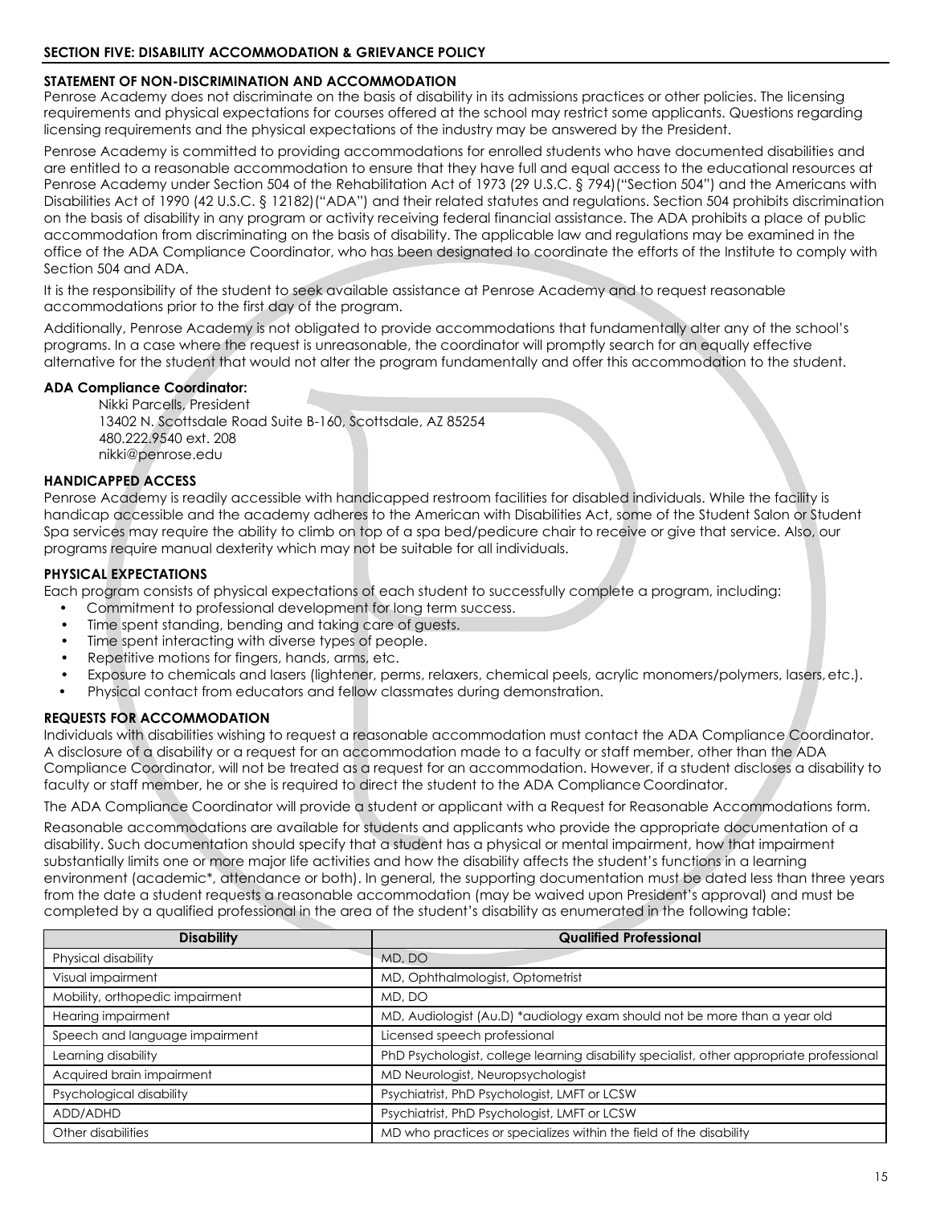## SECTION FIVE: DISABILITY ACCOMMODATION & GRIEVANCE POLICY

### STATEMENT OF NON-DISCRIMINATION AND ACCOMMODATION

Penrose Academy does not discriminate on the basis of disability in its admissions practices or other policies. The licensing requirements and physical expectations for courses offered at the school may restrict some applicants. Questions regarding licensing requirements and the physical expectations of the industry may be answered by the President.

Penrose Academy is committed to providing accommodations for enrolled students who have documented disabilities and are entitled to a reasonable accommodation to ensure that they have full and equal access to the educational resources at Penrose Academy under Section 504 of the Rehabilitation Act of 1973 (29 U.S.C. § 794)("Section 504") and the Americans with Disabilities Act of 1990 (42 U.S.C. § 12182)("ADA") and their related statutes and regulations. Section 504 prohibits discrimination on the basis of disability in any program or activity receiving federal financial assistance. The ADA prohibits a place of public accommodation from discriminating on the basis of disability. The applicable law and regulations may be examined in the office of the ADA Compliance Coordinator, who has been designated to coordinate the efforts of the Institute to comply with Section 504 and ADA.

It is the responsibility of the student to seek available assistance at Penrose Academy and to request reasonable accommodations prior to the first day of the program.

Additionally, Penrose Academy is not obligated to provide accommodations that fundamentally alter any of the school's programs. In a case where the request is unreasonable, the coordinator will promptly search for an equally effective alternative for the student that would not alter the program fundamentally and offer this accommodation to the student.

**ADA Compliance Coordinator:**

Nikki Parcells, President
13402 N. Scottsdale Road Suite B-160, Scottsdale, AZ 85254
480.222.9540 ext. 208
nikki@penrose.edu

### HANDICAPPED ACCESS

Penrose Academy is readily accessible with handicapped restroom facilities for disabled individuals. While the facility is handicap accessible and the academy adheres to the American with Disabilities Act, some of the Student Salon or Student Spa services may require the ability to climb on top of a spa bed/pedicure chair to receive or give that service. Also, our programs require manual dexterity which may not be suitable for all individuals.

### PHYSICAL EXPECTATIONS

Each program consists of physical expectations of each student to successfully complete a program, including:

- Commitment to professional development for long term success.
- Time spent standing, bending and taking care of guests.
- Time spent interacting with diverse types of people.
- Repetitive motions for fingers, hands, arms, etc.
- Exposure to chemicals and lasers (lightener, perms, relaxers, chemical peels, acrylic monomers/polymers, lasers, etc.).
- Physical contact from educators and fellow classmates during demonstration.

### REQUESTS FOR ACCOMMODATION

Individuals with disabilities wishing to request a reasonable accommodation must contact the ADA Compliance Coordinator. A disclosure of a disability or a request for an accommodation made to a faculty or staff member, other than the ADA Compliance Coordinator, will not be treated as a request for an accommodation. However, if a student discloses a disability to faculty or staff member, he or she is required to direct the student to the ADA Compliance Coordinator.

The ADA Compliance Coordinator will provide a student or applicant with a Request for Reasonable Accommodations form.

Reasonable accommodations are available for students and applicants who provide the appropriate documentation of a disability. Such documentation should specify that a student has a physical or mental impairment, how that impairment substantially limits one or more major life activities and how the disability affects the student's functions in a learning environment (academic*, attendance or both). In general, the supporting documentation must be dated less than three years from the date a student requests a reasonable accommodation (may be waived upon President's approval) and must be completed by a qualified professional in the area of the student's disability as enumerated in the following table:

| Disability | Qualified Professional |
|---|---|
| Physical disability | MD, DO |
| Visual impairment | MD, Ophthalmologist, Optometrist |
| Mobility, orthopedic impairment | MD, DO |
| Hearing impairment | MD, Audiologist (Au.D) *audiology exam should not be more than a year old |
| Speech and language impairment | Licensed speech professional |
| Learning disability | PhD Psychologist, college learning disability specialist, other appropriate professional |
| Acquired brain impairment | MD Neurologist, Neuropsychologist |
| Psychological disability | Psychiatrist, PhD Psychologist, LMFT or LCSW |
| ADD/ADHD | Psychiatrist, PhD Psychologist, LMFT or LCSW |
| Other disabilities | MD who practices or specializes within the field of the disability |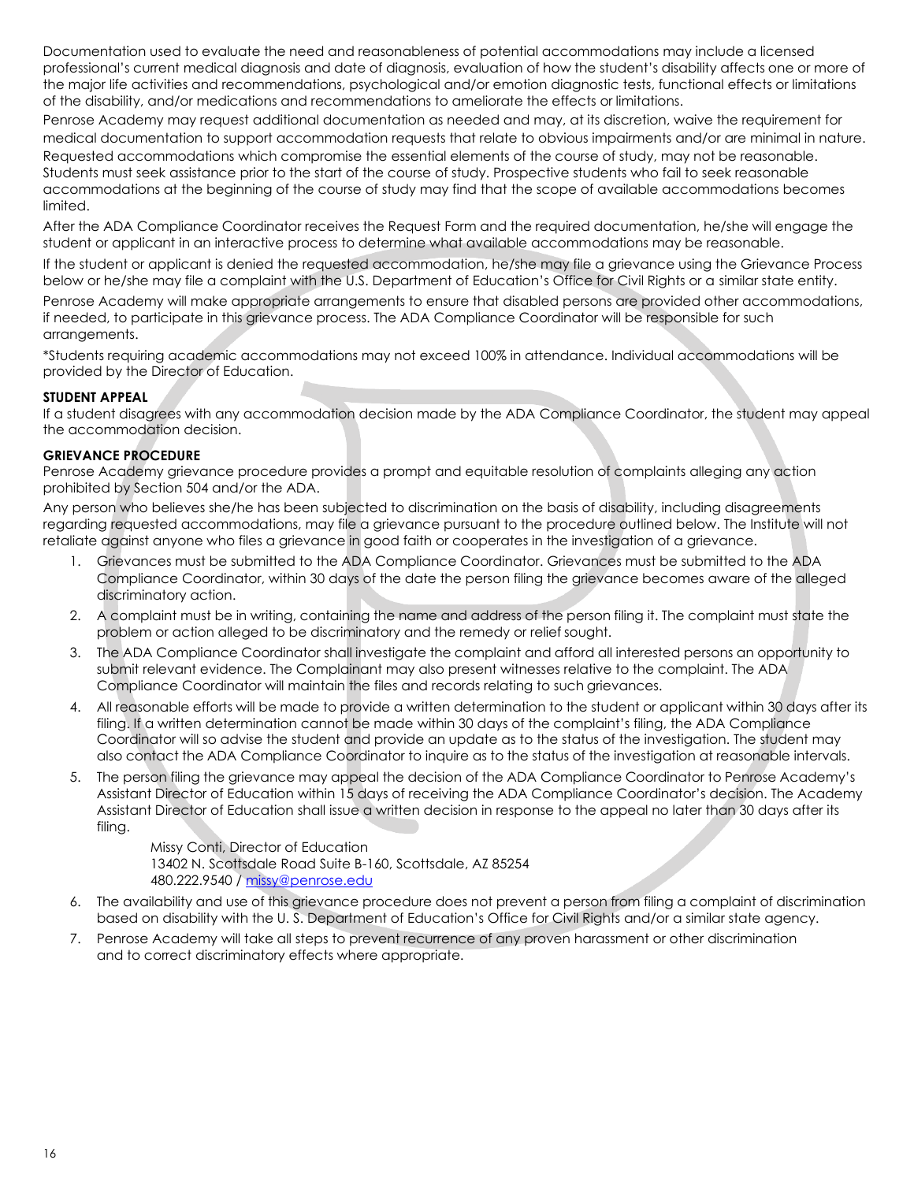Documentation used to evaluate the need and reasonableness of potential accommodations may include a licensed professional's current medical diagnosis and date of diagnosis, evaluation of how the student's disability affects one or more of the major life activities and recommendations, psychological and/or emotion diagnostic tests, functional effects or limitations of the disability, and/or medications and recommendations to ameliorate the effects or limitations.

Penrose Academy may request additional documentation as needed and may, at its discretion, waive the requirement for medical documentation to support accommodation requests that relate to obvious impairments and/or are minimal in nature. Requested accommodations which compromise the essential elements of the course of study, may not be reasonable. Students must seek assistance prior to the start of the course of study. Prospective students who fail to seek reasonable accommodations at the beginning of the course of study may find that the scope of available accommodations becomes limited.

After the ADA Compliance Coordinator receives the Request Form and the required documentation, he/she will engage the student or applicant in an interactive process to determine what available accommodations may be reasonable.

If the student or applicant is denied the requested accommodation, he/she may file a grievance using the Grievance Process below or he/she may file a complaint with the U.S. Department of Education's Office for Civil Rights or a similar state entity.

Penrose Academy will make appropriate arrangements to ensure that disabled persons are provided other accommodations, if needed, to participate in this grievance process. The ADA Compliance Coordinator will be responsible for such arrangements.

*Students requiring academic accommodations may not exceed 100% in attendance. Individual accommodations will be provided by the Director of Education.

**STUDENT APPEAL**

If a student disagrees with any accommodation decision made by the ADA Compliance Coordinator, the student may appeal the accommodation decision.

**GRIEVANCE PROCEDURE**

Penrose Academy grievance procedure provides a prompt and equitable resolution of complaints alleging any action prohibited by Section 504 and/or the ADA.

Any person who believes she/he has been subjected to discrimination on the basis of disability, including disagreements regarding requested accommodations, may file a grievance pursuant to the procedure outlined below. The Institute will not retaliate against anyone who files a grievance in good faith or cooperates in the investigation of a grievance.

1. Grievances must be submitted to the ADA Compliance Coordinator. Grievances must be submitted to the ADA Compliance Coordinator, within 30 days of the date the person filing the grievance becomes aware of the alleged discriminatory action.
2. A complaint must be in writing, containing the name and address of the person filing it. The complaint must state the problem or action alleged to be discriminatory and the remedy or relief sought.
3. The ADA Compliance Coordinator shall investigate the complaint and afford all interested persons an opportunity to submit relevant evidence. The Complainant may also present witnesses relative to the complaint. The ADA Compliance Coordinator will maintain the files and records relating to such grievances.
4. All reasonable efforts will be made to provide a written determination to the student or applicant within 30 days after its filing. If a written determination cannot be made within 30 days of the complaint's filing, the ADA Compliance Coordinator will so advise the student and provide an update as to the status of the investigation. The student may also contact the ADA Compliance Coordinator to inquire as to the status of the investigation at reasonable intervals.
5. The person filing the grievance may appeal the decision of the ADA Compliance Coordinator to Penrose Academy's Assistant Director of Education within 15 days of receiving the ADA Compliance Coordinator's decision. The Academy Assistant Director of Education shall issue a written decision in response to the appeal no later than 30 days after its filing.

   Missy Conti, Director of Education
   13402 N. Scottsdale Road Suite B-160, Scottsdale, AZ 85254
   480.222.9540 / missy@penrose.edu

6. The availability and use of this grievance procedure does not prevent a person from filing a complaint of discrimination based on disability with the U. S. Department of Education's Office for Civil Rights and/or a similar state agency.
7. Penrose Academy will take all steps to prevent recurrence of any proven harassment or other discrimination and to correct discriminatory effects where appropriate.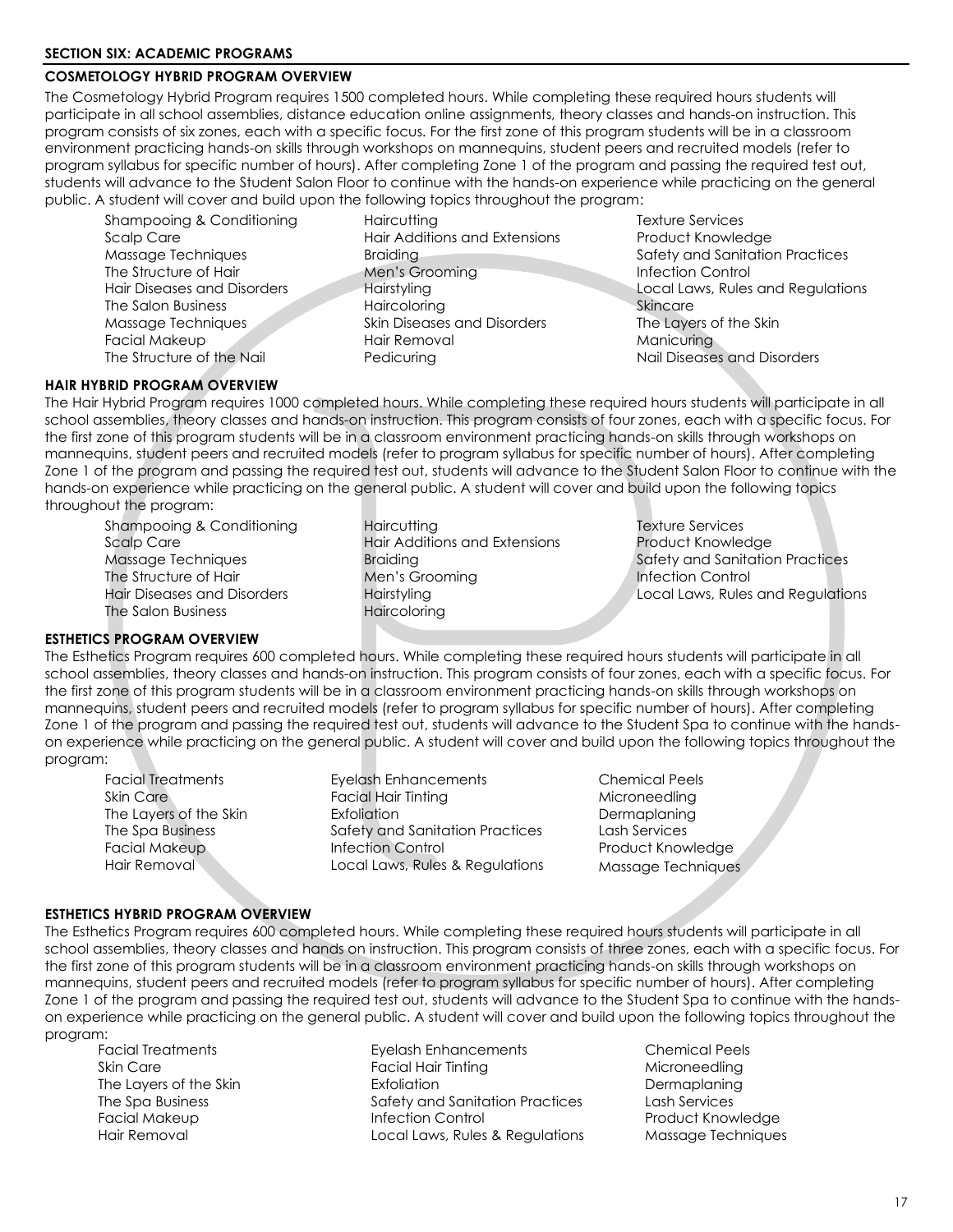## SECTION SIX: ACADEMIC PROGRAMS

### COSMETOLOGY HYBRID PROGRAM OVERVIEW

The Cosmetology Hybrid Program requires 1500 completed hours. While completing these required hours students will participate in all school assemblies, distance education online assignments, theory classes and hands-on instruction. This program consists of six zones, each with a specific focus. For the first zone of this program students will be in a classroom environment practicing hands-on skills through workshops on mannequins, student peers and recruited models (refer to program syllabus for specific number of hours). After completing Zone 1 of the program and passing the required test out, students will advance to the Student Salon Floor to continue with the hands-on experience while practicing on the general public. A student will cover and build upon the following topics throughout the program:

- Shampooing & Conditioning
- Scalp Care
- Massage Techniques
- The Structure of Hair
- Hair Diseases and Disorders
- The Salon Business
- Massage Techniques
- Facial Makeup
- The Structure of the Nail
- Haircutting
- Hair Additions and Extensions
- Braiding
- Men's Grooming
- Hairstyling
- Haircoloring
- Skin Diseases and Disorders
- Hair Removal
- Pedicuring
- Texture Services
- Product Knowledge
- Safety and Sanitation Practices
- Infection Control
- Local Laws, Rules and Regulations
- Skincare
- The Layers of the Skin
- Manicuring
- Nail Diseases and Disorders

### HAIR HYBRID PROGRAM OVERVIEW

The Hair Hybrid Program requires 1000 completed hours. While completing these required hours students will participate in all school assemblies, theory classes and hands-on instruction. This program consists of four zones, each with a specific focus. For the first zone of this program students will be in a classroom environment practicing hands-on skills through workshops on mannequins, student peers and recruited models (refer to program syllabus for specific number of hours). After completing Zone 1 of the program and passing the required test out, students will advance to the Student Salon Floor to continue with the hands-on experience while practicing on the general public. A student will cover and build upon the following topics throughout the program:

- Shampooing & Conditioning
- Scalp Care
- Massage Techniques
- The Structure of Hair
- Hair Diseases and Disorders
- The Salon Business
- Haircutting
- Hair Additions and Extensions
- Braiding
- Men's Grooming
- Hairstyling
- Haircoloring
- Texture Services
- Product Knowledge
- Safety and Sanitation Practices
- Infection Control
- Local Laws, Rules and Regulations

### ESTHETICS PROGRAM OVERVIEW

The Esthetics Program requires 600 completed hours. While completing these required hours students will participate in all school assemblies, theory classes and hands-on instruction. This program consists of four zones, each with a specific focus. For the first zone of this program students will be in a classroom environment practicing hands-on skills through workshops on mannequins, student peers and recruited models (refer to program syllabus for specific number of hours). After completing Zone 1 of the program and passing the required test out, students will advance to the Student Spa to continue with the hands-on experience while practicing on the general public. A student will cover and build upon the following topics throughout the program:

- Facial Treatments
- Skin Care
- The Layers of the Skin
- The Spa Business
- Facial Makeup
- Hair Removal
- Eyelash Enhancements
- Facial Hair Tinting
- Exfoliation
- Safety and Sanitation Practices
- Infection Control
- Local Laws, Rules & Regulations
- Chemical Peels
- Microneedling
- Dermaplaning
- Lash Services
- Product Knowledge
- Massage Techniques

### ESTHETICS HYBRID PROGRAM OVERVIEW

The Esthetics Program requires 600 completed hours. While completing these required hours students will participate in all school assemblies, theory classes and hands on instruction. This program consists of three zones, each with a specific focus. For the first zone of this program students will be in a classroom environment practicing hands-on skills through workshops on mannequins, student peers and recruited models (refer to program syllabus for specific number of hours). After completing Zone 1 of the program and passing the required test out, students will advance to the Student Spa to continue with the hands-on experience while practicing on the general public. A student will cover and build upon the following topics throughout the program:

- Facial Treatments
- Skin Care
- The Layers of the Skin
- The Spa Business
- Facial Makeup
- Hair Removal
- Eyelash Enhancements
- Facial Hair Tinting
- Exfoliation
- Safety and Sanitation Practices
- Infection Control
- Local Laws, Rules & Regulations
- Chemical Peels
- Microneedling
- Dermaplaning
- Lash Services
- Product Knowledge
- Massage Techniques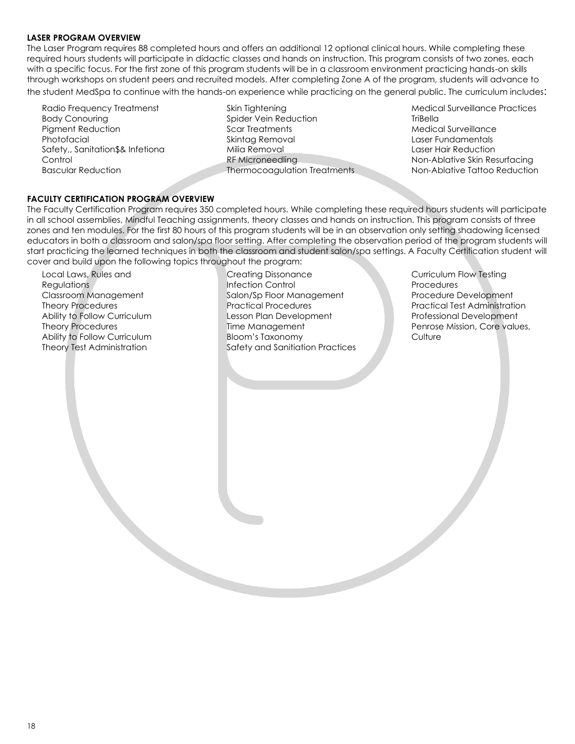**LASER PROGRAM OVERVIEW**

The Laser Program requires 88 completed hours and offers an additional 12 optional clinical hours. While completing these required hours students will participate in didactic classes and hands on instruction. This program consists of two zones, each with a specific focus. For the first zone of this program students will be in a classroom environment practicing hands-on skills through workshops on student peers and recruited models. After completing Zone A of the program, students will advance to the student MedSpa to continue with the hands-on experience while practicing on the general public. The curriculum includes:

- Radio Frequency Treatmenst
- Body Conouring
- Pigment Reduction
- Photofacial
- Safety,, Sanitation$& Infetiona Control
- Bascular Reduction
- Skin Tightening
- Spider Vein Reduction
- Scar Treatments
- Skintag Removal
- Milia Removal
- RF Microneedling
- Thermocoagulation Treatments
- Medical Surveillance Practices
- TriBella
- Medical Surveillance
- Laser Fundamentals
- Laser Hair Reduction
- Non-Ablative Skin Resurfacing
- Non-Ablative Tattoo Reduction

**FACULTY CERTIFICATION PROGRAM OVERVIEW**

The Faculty Certification Program requires 350 completed hours. While completing these required hours students will participate in all school assemblies, Mindful Teaching assignments, theory classes and hands on instruction. This program consists of three zones and ten modules. For the first 80 hours of this program students will be in an observation only setting shadowing licensed educators in both a classroom and salon/spa floor setting. After completing the observation period of the program students will start practicing the learned techniques in both the classroom and student salon/spa settings. A Faculty Certification student will cover and build upon the following topics throughout the program:

- Local Laws, Rules and Regulations
- Classroom Management
- Theory Procedures
- Ability to Follow Curriculum
- Theory Procedures
- Ability to Follow Curriculum
- Theory Test Administration
- Creating Dissonance
- Infection Control
- Salon/Sp Floor Management
- Practical Procedures
- Lesson Plan Development
- Time Management
- Bloom's Taxonomy
- Safety and Sanitiation Practices
- Curriculum Flow Testing Procedures
- Procedure Development
- Practical Test Administration
- Professional Development
- Penrose Mission, Core values, Culture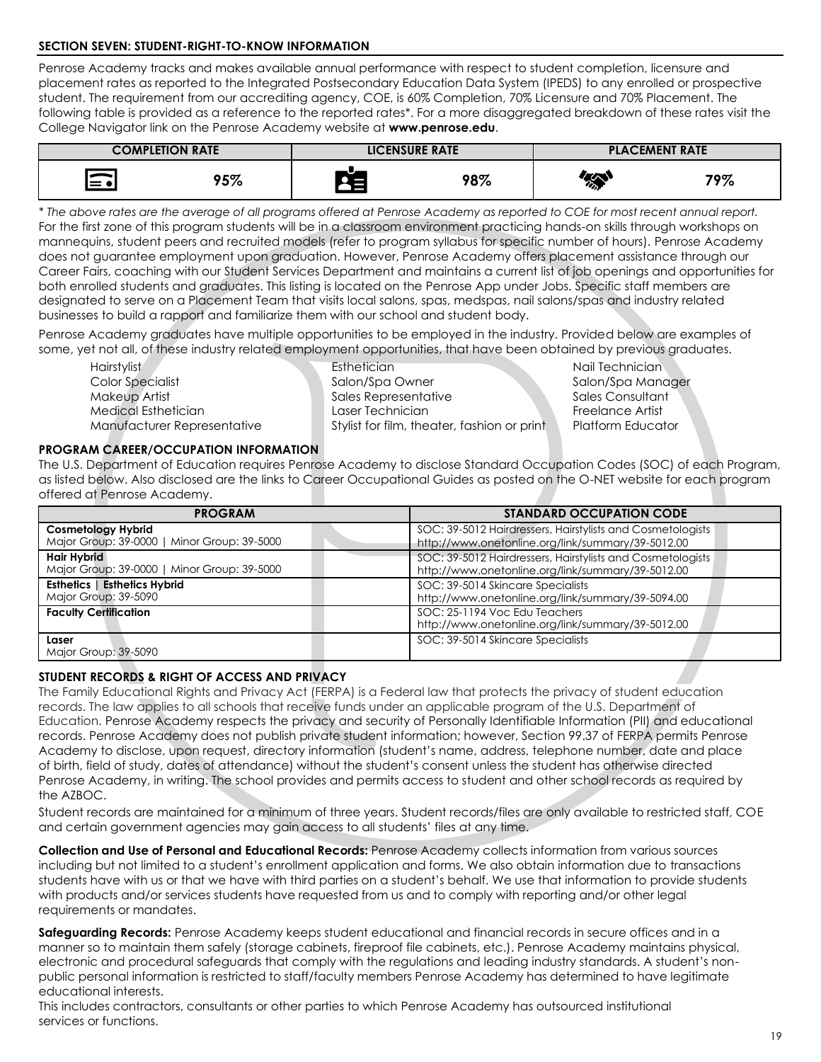## SECTION SEVEN: STUDENT-RIGHT-TO-KNOW INFORMATION

Penrose Academy tracks and makes available annual performance with respect to student completion, licensure and placement rates as reported to the Integrated Postsecondary Education Data System (IPEDS) to any enrolled or prospective student. The requirement from our accrediting agency, COE, is 60% Completion, 70% Licensure and 70% Placement. The following table is provided as a reference to the reported rates*. For a more disaggregated breakdown of these rates visit the College Navigator link on the Penrose Academy website at **www.penrose.edu**.

| COMPLETION RATE | LICENSURE RATE | PLACEMENT RATE |
|---|---|---|
| 95% | 98% | 79% |

*\* The above rates are the average of all programs offered at Penrose Academy as reported to COE for most recent annual report.*
For the first zone of this program students will be in a classroom environment practicing hands-on skills through workshops on mannequins, student peers and recruited models (refer to program syllabus for specific number of hours). Penrose Academy does not guarantee employment upon graduation. However, Penrose Academy offers placement assistance through our Career Fairs, coaching with our Student Services Department and maintains a current list of job openings and opportunities for both enrolled students and graduates. This listing is located on the Penrose App under Jobs. Specific staff members are designated to serve on a Placement Team that visits local salons, spas, medspas, nail salons/spas and industry related businesses to build a rapport and familiarize them with our school and student body.

Penrose Academy graduates have multiple opportunities to be employed in the industry. Provided below are examples of some, yet not all, of these industry related employment opportunities, that have been obtained by previous graduates.

- Hairstylist
- Color Specialist
- Makeup Artist
- Medical Esthetician
- Manufacturer Representative
- Esthetician
- Salon/Spa Owner
- Sales Representative
- Laser Technician
- Stylist for film, theater, fashion or print
- Nail Technician
- Salon/Spa Manager
- Sales Consultant
- Freelance Artist
- Platform Educator

### PROGRAM CAREER/OCCUPATION INFORMATION

The U.S. Department of Education requires Penrose Academy to disclose Standard Occupation Codes (SOC) of each Program, as listed below. Also disclosed are the links to Career Occupational Guides as posted on the O-NET website for each program offered at Penrose Academy.

| PROGRAM | STANDARD OCCUPATION CODE |
|---|---|
| **Cosmetology Hybrid**<br>Major Group: 39-0000 \| Minor Group: 39-5000 | SOC: 39-5012 Hairdressers, Hairstylists and Cosmetologists<br>http://www.onetonline.org/link/summary/39-5012.00 |
| **Hair Hybrid**<br>Major Group: 39-0000 \| Minor Group: 39-5000 | SOC: 39-5012 Hairdressers, Hairstylists and Cosmetologists<br>http://www.onetonline.org/link/summary/39-5012.00 |
| **Esthetics \| Esthetics Hybrid**<br>Major Group: 39-5090 | SOC: 39-5014 Skincare Specialists<br>http://www.onetonline.org/link/summary/39-5094.00 |
| **Faculty Certification** | SOC: 25-1194 Voc Edu Teachers<br>http://www.onetonline.org/link/summary/39-5012.00 |
| **Laser**<br>Major Group: 39-5090 | SOC: 39-5014 Skincare Specialists |

### STUDENT RECORDS & RIGHT OF ACCESS AND PRIVACY

The Family Educational Rights and Privacy Act (FERPA) is a Federal law that protects the privacy of student education records. The law applies to all schools that receive funds under an applicable program of the U.S. Department of Education. Penrose Academy respects the privacy and security of Personally Identifiable Information (PII) and educational records. Penrose Academy does not publish private student information; however, Section 99.37 of FERPA permits Penrose Academy to disclose, upon request, directory information (student's name, address, telephone number, date and place of birth, field of study, dates of attendance) without the student's consent unless the student has otherwise directed Penrose Academy, in writing. The school provides and permits access to student and other school records as required by the AZBOC.

Student records are maintained for a minimum of three years. Student records/files are only available to restricted staff, COE and certain government agencies may gain access to all students' files at any time.

**Collection and Use of Personal and Educational Records:** Penrose Academy collects information from various sources including but not limited to a student's enrollment application and forms. We also obtain information due to transactions students have with us or that we have with third parties on a student's behalf. We use that information to provide students with products and/or services students have requested from us and to comply with reporting and/or other legal requirements or mandates.

**Safeguarding Records:** Penrose Academy keeps student educational and financial records in secure offices and in a manner so to maintain them safely (storage cabinets, fireproof file cabinets, etc.). Penrose Academy maintains physical, electronic and procedural safeguards that comply with the regulations and leading industry standards. A student's non-public personal information is restricted to staff/faculty members Penrose Academy has determined to have legitimate educational interests.
This includes contractors, consultants or other parties to which Penrose Academy has outsourced institutional services or functions.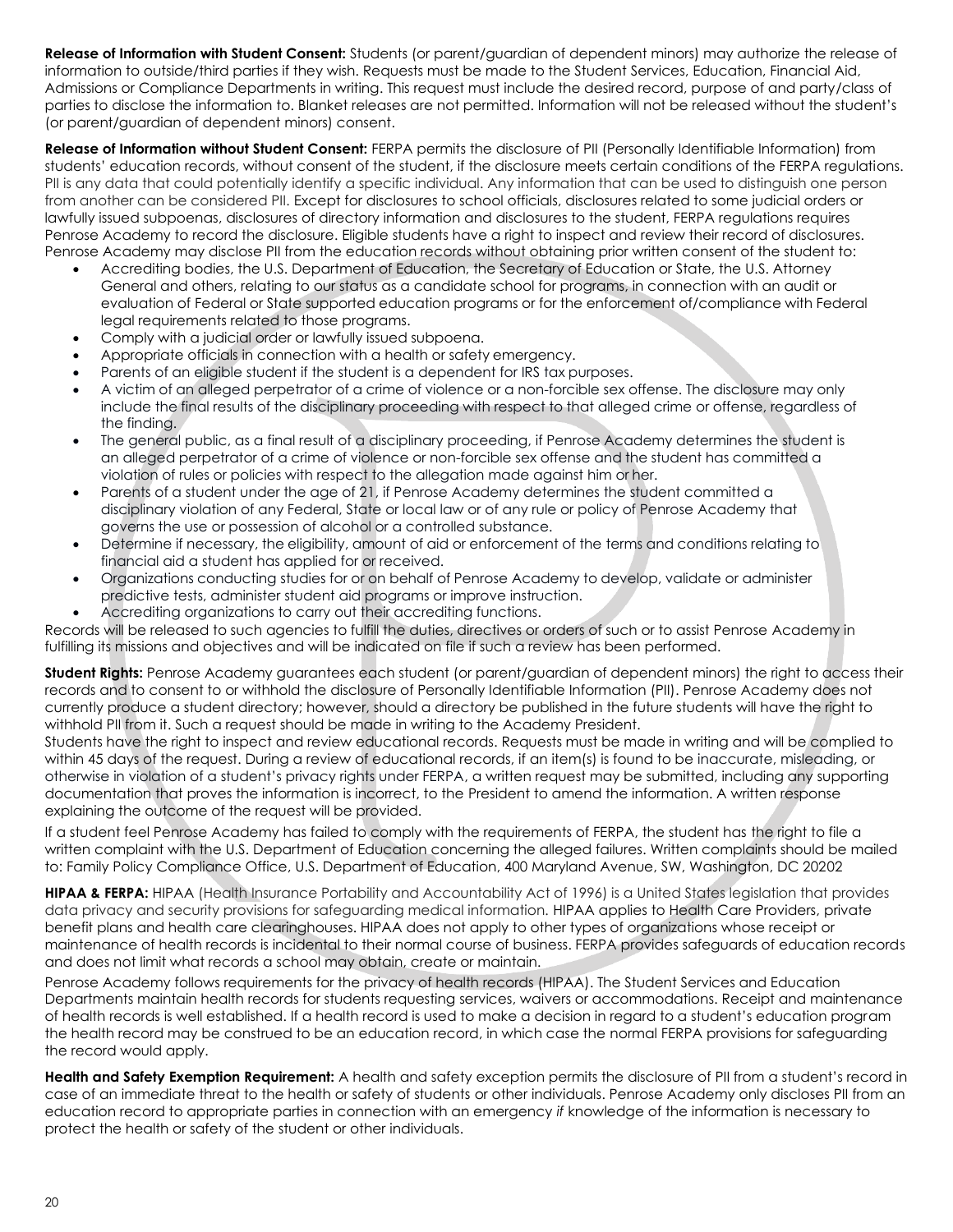**Release of Information with Student Consent:** Students (or parent/guardian of dependent minors) may authorize the release of information to outside/third parties if they wish. Requests must be made to the Student Services, Education, Financial Aid, Admissions or Compliance Departments in writing. This request must include the desired record, purpose of and party/class of parties to disclose the information to. Blanket releases are not permitted. Information will not be released without the student's (or parent/guardian of dependent minors) consent.

**Release of Information without Student Consent:** FERPA permits the disclosure of PII (Personally Identifiable Information) from students' education records, without consent of the student, if the disclosure meets certain conditions of the FERPA regulations. PII is any data that could potentially identify a specific individual. Any information that can be used to distinguish one person from another can be considered PII. Except for disclosures to school officials, disclosures related to some judicial orders or lawfully issued subpoenas, disclosures of directory information and disclosures to the student, FERPA regulations requires Penrose Academy to record the disclosure. Eligible students have a right to inspect and review their record of disclosures. Penrose Academy may disclose PII from the education records without obtaining prior written consent of the student to:

- Accrediting bodies, the U.S. Department of Education, the Secretary of Education or State, the U.S. Attorney General and others, relating to our status as a candidate school for programs, in connection with an audit or evaluation of Federal or State supported education programs or for the enforcement of/compliance with Federal legal requirements related to those programs.
- Comply with a judicial order or lawfully issued subpoena.
- Appropriate officials in connection with a health or safety emergency.
- Parents of an eligible student if the student is a dependent for IRS tax purposes.
- A victim of an alleged perpetrator of a crime of violence or a non-forcible sex offense. The disclosure may only include the final results of the disciplinary proceeding with respect to that alleged crime or offense, regardless of the finding.
- The general public, as a final result of a disciplinary proceeding, if Penrose Academy determines the student is an alleged perpetrator of a crime of violence or non-forcible sex offense and the student has committed a violation of rules or policies with respect to the allegation made against him or her.
- Parents of a student under the age of 21, if Penrose Academy determines the student committed a disciplinary violation of any Federal, State or local law or of any rule or policy of Penrose Academy that governs the use or possession of alcohol or a controlled substance.
- Determine if necessary, the eligibility, amount of aid or enforcement of the terms and conditions relating to financial aid a student has applied for or received.
- Organizations conducting studies for or on behalf of Penrose Academy to develop, validate or administer predictive tests, administer student aid programs or improve instruction.
- Accrediting organizations to carry out their accrediting functions.

Records will be released to such agencies to fulfill the duties, directives or orders of such or to assist Penrose Academy in fulfilling its missions and objectives and will be indicated on file if such a review has been performed.

**Student Rights:** Penrose Academy guarantees each student (or parent/guardian of dependent minors) the right to access their records and to consent to or withhold the disclosure of Personally Identifiable Information (PII). Penrose Academy does not currently produce a student directory; however, should a directory be published in the future students will have the right to withhold PII from it. Such a request should be made in writing to the Academy President.

Students have the right to inspect and review educational records. Requests must be made in writing and will be complied to within 45 days of the request. During a review of educational records, if an item(s) is found to be inaccurate, misleading, or otherwise in violation of a student's privacy rights under FERPA, a written request may be submitted, including any supporting documentation that proves the information is incorrect, to the President to amend the information. A written response explaining the outcome of the request will be provided.

If a student feel Penrose Academy has failed to comply with the requirements of FERPA, the student has the right to file a written complaint with the U.S. Department of Education concerning the alleged failures. Written complaints should be mailed to: Family Policy Compliance Office, U.S. Department of Education, 400 Maryland Avenue, SW, Washington, DC 20202

**HIPAA & FERPA:** HIPAA (Health Insurance Portability and Accountability Act of 1996) is a United States legislation that provides data privacy and security provisions for safeguarding medical information. HIPAA applies to Health Care Providers, private benefit plans and health care clearinghouses. HIPAA does not apply to other types of organizations whose receipt or maintenance of health records is incidental to their normal course of business. FERPA provides safeguards of education records and does not limit what records a school may obtain, create or maintain.

Penrose Academy follows requirements for the privacy of health records (HIPAA). The Student Services and Education Departments maintain health records for students requesting services, waivers or accommodations. Receipt and maintenance of health records is well established. If a health record is used to make a decision in regard to a student's education program the health record may be construed to be an education record, in which case the normal FERPA provisions for safeguarding the record would apply.

**Health and Safety Exemption Requirement:** A health and safety exception permits the disclosure of PII from a student's record in case of an immediate threat to the health or safety of students or other individuals. Penrose Academy only discloses PII from an education record to appropriate parties in connection with an emergency *if* knowledge of the information is necessary to protect the health or safety of the student or other individuals.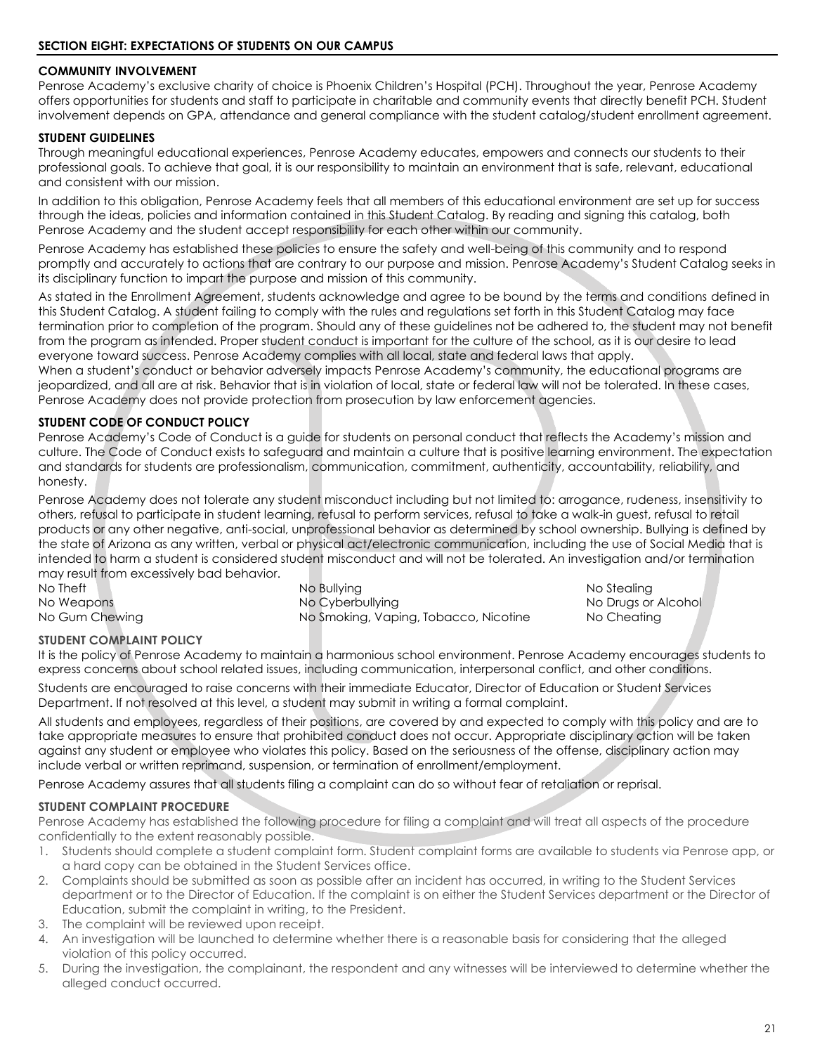## SECTION EIGHT: EXPECTATIONS OF STUDENTS ON OUR CAMPUS

### COMMUNITY INVOLVEMENT

Penrose Academy's exclusive charity of choice is Phoenix Children's Hospital (PCH). Throughout the year, Penrose Academy offers opportunities for students and staff to participate in charitable and community events that directly benefit PCH. Student involvement depends on GPA, attendance and general compliance with the student catalog/student enrollment agreement.

### STUDENT GUIDELINES

Through meaningful educational experiences, Penrose Academy educates, empowers and connects our students to their professional goals. To achieve that goal, it is our responsibility to maintain an environment that is safe, relevant, educational and consistent with our mission.

In addition to this obligation, Penrose Academy feels that all members of this educational environment are set up for success through the ideas, policies and information contained in this Student Catalog. By reading and signing this catalog, both Penrose Academy and the student accept responsibility for each other within our community.

Penrose Academy has established these policies to ensure the safety and well-being of this community and to respond promptly and accurately to actions that are contrary to our purpose and mission. Penrose Academy's Student Catalog seeks in its disciplinary function to impart the purpose and mission of this community.

As stated in the Enrollment Agreement, students acknowledge and agree to be bound by the terms and conditions defined in this Student Catalog. A student failing to comply with the rules and regulations set forth in this Student Catalog may face termination prior to completion of the program. Should any of these guidelines not be adhered to, the student may not benefit from the program as intended. Proper student conduct is important for the culture of the school, as it is our desire to lead everyone toward success. Penrose Academy complies with all local, state and federal laws that apply.
When a student's conduct or behavior adversely impacts Penrose Academy's community, the educational programs are jeopardized, and all are at risk. Behavior that is in violation of local, state or federal law will not be tolerated. In these cases, Penrose Academy does not provide protection from prosecution by law enforcement agencies.

### STUDENT CODE OF CONDUCT POLICY

Penrose Academy's Code of Conduct is a guide for students on personal conduct that reflects the Academy's mission and culture. The Code of Conduct exists to safeguard and maintain a culture that is positive learning environment. The expectation and standards for students are professionalism, communication, commitment, authenticity, accountability, reliability, and honesty.

Penrose Academy does not tolerate any student misconduct including but not limited to: arrogance, rudeness, insensitivity to others, refusal to participate in student learning, refusal to perform services, refusal to take a walk-in guest, refusal to retail products or any other negative, anti-social, unprofessional behavior as determined by school ownership. Bullying is defined by the state of Arizona as any written, verbal or physical act/electronic communication, including the use of Social Media that is intended to harm a student is considered student misconduct and will not be tolerated. An investigation and/or termination may result from excessively bad behavior.

| | | |
|---|---|---|
| No Theft | No Bullying | No Stealing |
| No Weapons | No Cyberbullying | No Drugs or Alcohol |
| No Gum Chewing | No Smoking, Vaping, Tobacco, Nicotine | No Cheating |

### STUDENT COMPLAINT POLICY

It is the policy of Penrose Academy to maintain a harmonious school environment. Penrose Academy encourages students to express concerns about school related issues, including communication, interpersonal conflict, and other conditions.

Students are encouraged to raise concerns with their immediate Educator, Director of Education or Student Services Department. If not resolved at this level, a student may submit in writing a formal complaint.

All students and employees, regardless of their positions, are covered by and expected to comply with this policy and are to take appropriate measures to ensure that prohibited conduct does not occur. Appropriate disciplinary action will be taken against any student or employee who violates this policy. Based on the seriousness of the offense, disciplinary action may include verbal or written reprimand, suspension, or termination of enrollment/employment.

Penrose Academy assures that all students filing a complaint can do so without fear of retaliation or reprisal.

### STUDENT COMPLAINT PROCEDURE

Penrose Academy has established the following procedure for filing a complaint and will treat all aspects of the procedure confidentially to the extent reasonably possible.

1. Students should complete a student complaint form. Student complaint forms are available to students via Penrose app, or a hard copy can be obtained in the Student Services office.
2. Complaints should be submitted as soon as possible after an incident has occurred, in writing to the Student Services department or to the Director of Education. If the complaint is on either the Student Services department or the Director of Education, submit the complaint in writing, to the President.
3. The complaint will be reviewed upon receipt.
4. An investigation will be launched to determine whether there is a reasonable basis for considering that the alleged violation of this policy occurred.
5. During the investigation, the complainant, the respondent and any witnesses will be interviewed to determine whether the alleged conduct occurred.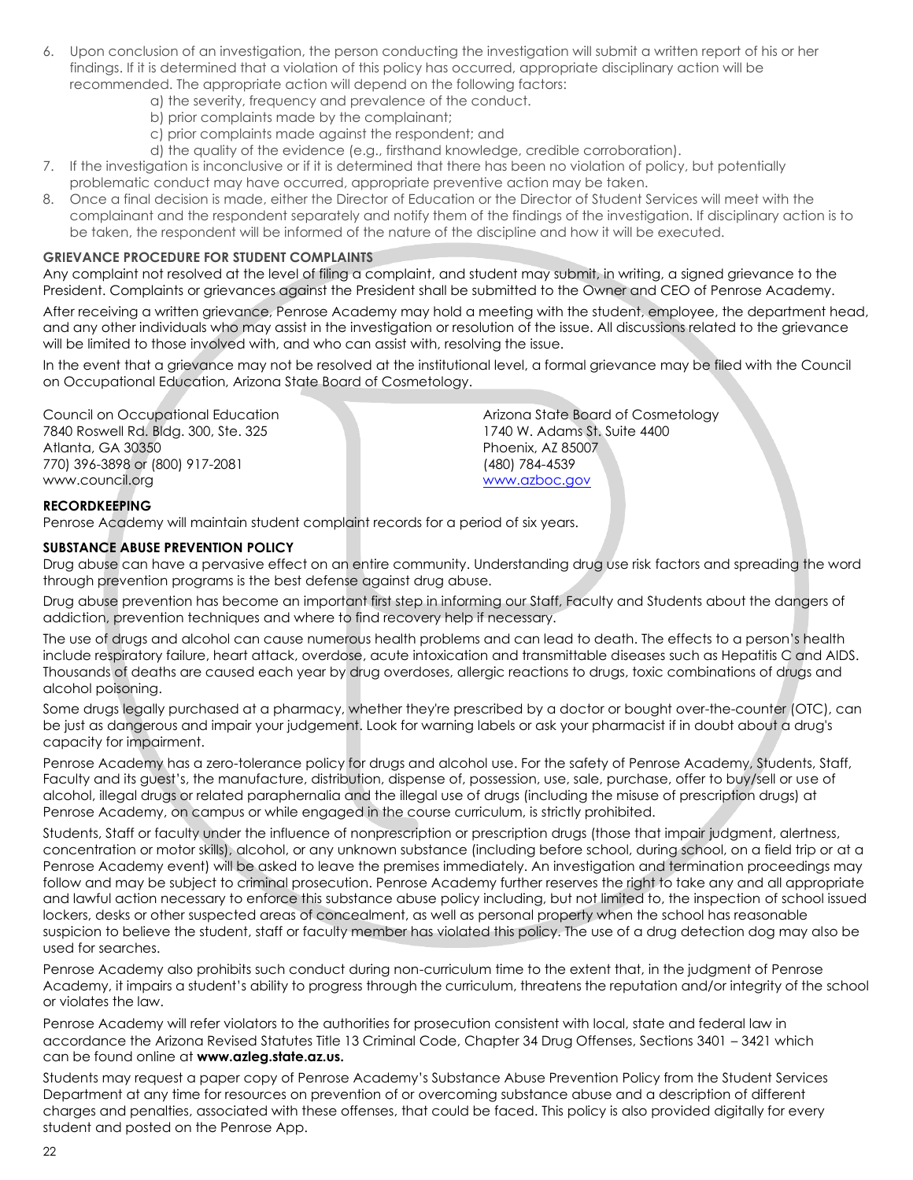6. Upon conclusion of an investigation, the person conducting the investigation will submit a written report of his or her findings. If it is determined that a violation of this policy has occurred, appropriate disciplinary action will be recommended. The appropriate action will depend on the following factors:
   a) the severity, frequency and prevalence of the conduct.
   b) prior complaints made by the complainant;
   c) prior complaints made against the respondent; and
   d) the quality of the evidence (e.g., firsthand knowledge, credible corroboration).
7. If the investigation is inconclusive or if it is determined that there has been no violation of policy, but potentially problematic conduct may have occurred, appropriate preventive action may be taken.
8. Once a final decision is made, either the Director of Education or the Director of Student Services will meet with the complainant and the respondent separately and notify them of the findings of the investigation. If disciplinary action is to be taken, the respondent will be informed of the nature of the discipline and how it will be executed.

**GRIEVANCE PROCEDURE FOR STUDENT COMPLAINTS**

Any complaint not resolved at the level of filing a complaint, and student may submit, in writing, a signed grievance to the President. Complaints or grievances against the President shall be submitted to the Owner and CEO of Penrose Academy.

After receiving a written grievance, Penrose Academy may hold a meeting with the student, employee, the department head, and any other individuals who may assist in the investigation or resolution of the issue. All discussions related to the grievance will be limited to those involved with, and who can assist with, resolving the issue.

In the event that a grievance may not be resolved at the institutional level, a formal grievance may be filed with the Council on Occupational Education, Arizona State Board of Cosmetology.

Council on Occupational Education
7840 Roswell Rd. Bldg. 300, Ste. 325
Atlanta, GA 30350
770) 396-3898 or (800) 917-2081
www.council.org

Arizona State Board of Cosmetology
1740 W. Adams St. Suite 4400
Phoenix, AZ 85007
(480) 784-4539
www.azboc.gov

**RECORDKEEPING**

Penrose Academy will maintain student complaint records for a period of six years.

**SUBSTANCE ABUSE PREVENTION POLICY**

Drug abuse can have a pervasive effect on an entire community. Understanding drug use risk factors and spreading the word through prevention programs is the best defense against drug abuse.

Drug abuse prevention has become an important first step in informing our Staff, Faculty and Students about the dangers of addiction, prevention techniques and where to find recovery help if necessary.

The use of drugs and alcohol can cause numerous health problems and can lead to death. The effects to a person's health include respiratory failure, heart attack, overdose, acute intoxication and transmittable diseases such as Hepatitis C and AIDS. Thousands of deaths are caused each year by drug overdoses, allergic reactions to drugs, toxic combinations of drugs and alcohol poisoning.

Some drugs legally purchased at a pharmacy, whether they're prescribed by a doctor or bought over-the-counter (OTC), can be just as dangerous and impair your judgement. Look for warning labels or ask your pharmacist if in doubt about a drug's capacity for impairment.

Penrose Academy has a zero-tolerance policy for drugs and alcohol use. For the safety of Penrose Academy, Students, Staff, Faculty and its guest's, the manufacture, distribution, dispense of, possession, use, sale, purchase, offer to buy/sell or use of alcohol, illegal drugs or related paraphernalia and the illegal use of drugs (including the misuse of prescription drugs) at Penrose Academy, on campus or while engaged in the course curriculum, is strictly prohibited.

Students, Staff or faculty under the influence of nonprescription or prescription drugs (those that impair judgment, alertness, concentration or motor skills), alcohol, or any unknown substance (including before school, during school, on a field trip or at a Penrose Academy event) will be asked to leave the premises immediately. An investigation and termination proceedings may follow and may be subject to criminal prosecution. Penrose Academy further reserves the right to take any and all appropriate and lawful action necessary to enforce this substance abuse policy including, but not limited to, the inspection of school issued lockers, desks or other suspected areas of concealment, as well as personal property when the school has reasonable suspicion to believe the student, staff or faculty member has violated this policy. The use of a drug detection dog may also be used for searches.

Penrose Academy also prohibits such conduct during non-curriculum time to the extent that, in the judgment of Penrose Academy, it impairs a student's ability to progress through the curriculum, threatens the reputation and/or integrity of the school or violates the law.

Penrose Academy will refer violators to the authorities for prosecution consistent with local, state and federal law in accordance the Arizona Revised Statutes Title 13 Criminal Code, Chapter 34 Drug Offenses, Sections 3401 – 3421 which can be found online at **www.azleg.state.az.us.**

Students may request a paper copy of Penrose Academy's Substance Abuse Prevention Policy from the Student Services Department at any time for resources on prevention of or overcoming substance abuse and a description of different charges and penalties, associated with these offenses, that could be faced. This policy is also provided digitally for every student and posted on the Penrose App.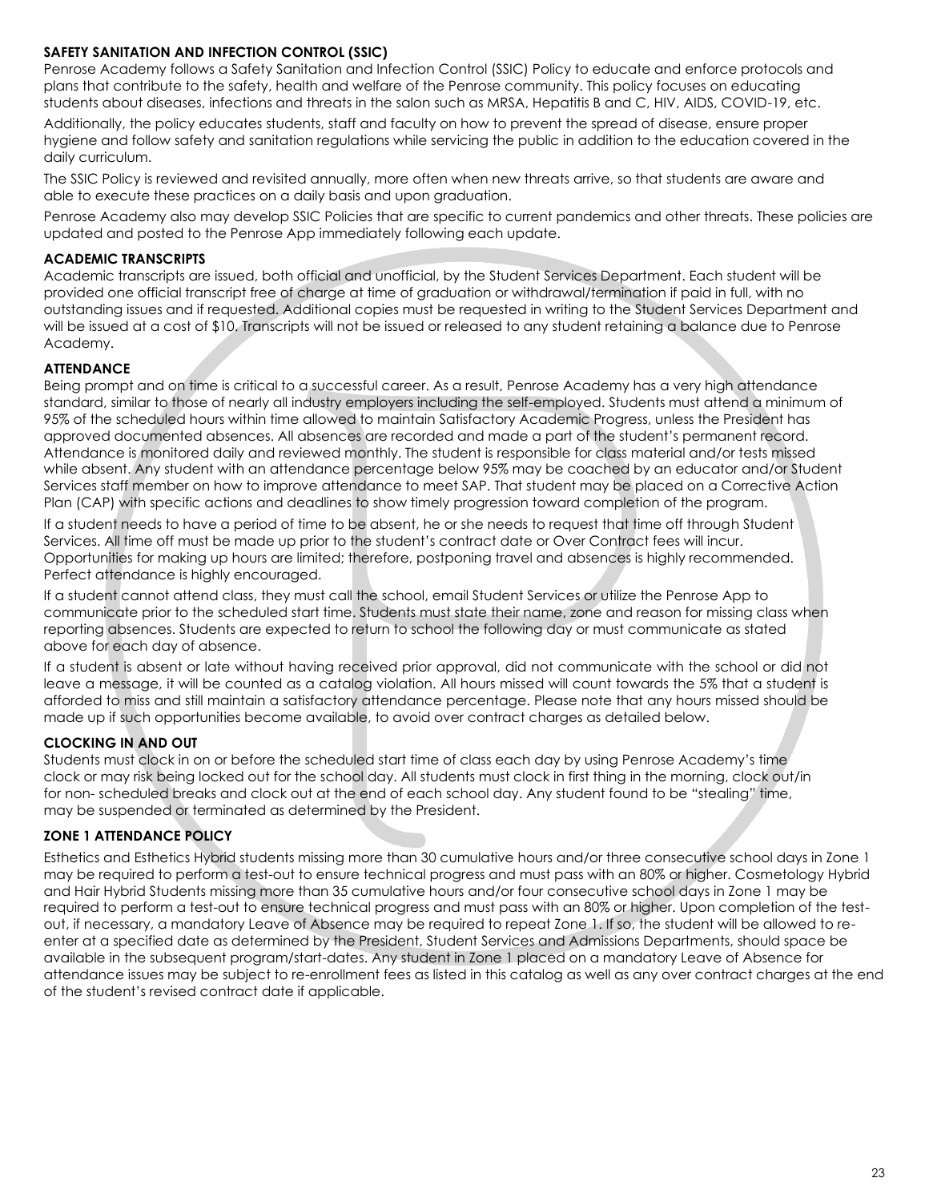## SAFETY SANITATION AND INFECTION CONTROL (SSIC)

Penrose Academy follows a Safety Sanitation and Infection Control (SSIC) Policy to educate and enforce protocols and plans that contribute to the safety, health and welfare of the Penrose community. This policy focuses on educating students about diseases, infections and threats in the salon such as MRSA, Hepatitis B and C, HIV, AIDS, COVID-19, etc.

Additionally, the policy educates students, staff and faculty on how to prevent the spread of disease, ensure proper hygiene and follow safety and sanitation regulations while servicing the public in addition to the education covered in the daily curriculum.

The SSIC Policy is reviewed and revisited annually, more often when new threats arrive, so that students are aware and able to execute these practices on a daily basis and upon graduation.

Penrose Academy also may develop SSIC Policies that are specific to current pandemics and other threats. These policies are updated and posted to the Penrose App immediately following each update.

## ACADEMIC TRANSCRIPTS

Academic transcripts are issued, both official and unofficial, by the Student Services Department. Each student will be provided one official transcript free of charge at time of graduation or withdrawal/termination if paid in full, with no outstanding issues and if requested. Additional copies must be requested in writing to the Student Services Department and will be issued at a cost of $10. Transcripts will not be issued or released to any student retaining a balance due to Penrose Academy.

## ATTENDANCE

Being prompt and on time is critical to a successful career. As a result, Penrose Academy has a very high attendance standard, similar to those of nearly all industry employers including the self-employed. Students must attend a minimum of 95% of the scheduled hours within time allowed to maintain Satisfactory Academic Progress, unless the President has approved documented absences. All absences are recorded and made a part of the student's permanent record. Attendance is monitored daily and reviewed monthly. The student is responsible for class material and/or tests missed while absent. Any student with an attendance percentage below 95% may be coached by an educator and/or Student Services staff member on how to improve attendance to meet SAP. That student may be placed on a Corrective Action Plan (CAP) with specific actions and deadlines to show timely progression toward completion of the program.

If a student needs to have a period of time to be absent, he or she needs to request that time off through Student Services. All time off must be made up prior to the student's contract date or Over Contract fees will incur. Opportunities for making up hours are limited; therefore, postponing travel and absences is highly recommended. Perfect attendance is highly encouraged.

If a student cannot attend class, they must call the school, email Student Services or utilize the Penrose App to communicate prior to the scheduled start time. Students must state their name, zone and reason for missing class when reporting absences. Students are expected to return to school the following day or must communicate as stated above for each day of absence.

If a student is absent or late without having received prior approval, did not communicate with the school or did not leave a message, it will be counted as a catalog violation. All hours missed will count towards the 5% that a student is afforded to miss and still maintain a satisfactory attendance percentage. Please note that any hours missed should be made up if such opportunities become available, to avoid over contract charges as detailed below.

## CLOCKING IN AND OUT

Students must clock in on or before the scheduled start time of class each day by using Penrose Academy's time clock or may risk being locked out for the school day. All students must clock in first thing in the morning, clock out/in for non- scheduled breaks and clock out at the end of each school day. Any student found to be "stealing" time, may be suspended or terminated as determined by the President.

## ZONE 1 ATTENDANCE POLICY

Esthetics and Esthetics Hybrid students missing more than 30 cumulative hours and/or three consecutive school days in Zone 1 may be required to perform a test-out to ensure technical progress and must pass with an 80% or higher. Cosmetology Hybrid and Hair Hybrid Students missing more than 35 cumulative hours and/or four consecutive school days in Zone 1 may be required to perform a test-out to ensure technical progress and must pass with an 80% or higher. Upon completion of the test-out, if necessary, a mandatory Leave of Absence may be required to repeat Zone 1. If so, the student will be allowed to re-enter at a specified date as determined by the President, Student Services and Admissions Departments, should space be available in the subsequent program/start-dates. Any student in Zone 1 placed on a mandatory Leave of Absence for attendance issues may be subject to re-enrollment fees as listed in this catalog as well as any over contract charges at the end of the student's revised contract date if applicable.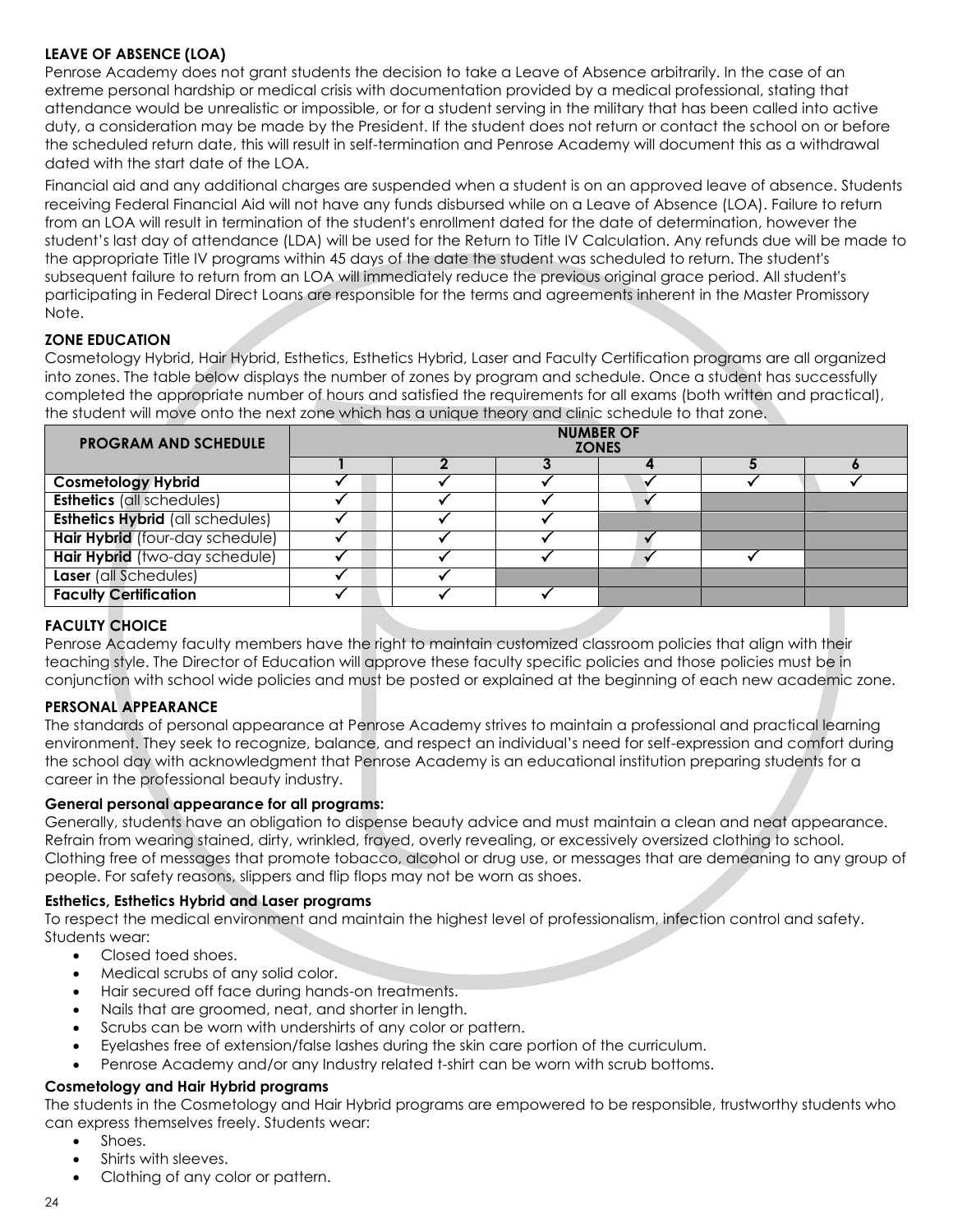**LEAVE OF ABSENCE (LOA)**

Penrose Academy does not grant students the decision to take a Leave of Absence arbitrarily. In the case of an extreme personal hardship or medical crisis with documentation provided by a medical professional, stating that attendance would be unrealistic or impossible, or for a student serving in the military that has been called into active duty, a consideration may be made by the President. If the student does not return or contact the school on or before the scheduled return date, this will result in self-termination and Penrose Academy will document this as a withdrawal dated with the start date of the LOA.

Financial aid and any additional charges are suspended when a student is on an approved leave of absence. Students receiving Federal Financial Aid will not have any funds disbursed while on a Leave of Absence (LOA). Failure to return from an LOA will result in termination of the student's enrollment dated for the date of determination, however the student's last day of attendance (LDA) will be used for the Return to Title IV Calculation. Any refunds due will be made to the appropriate Title IV programs within 45 days of the date the student was scheduled to return. The student's subsequent failure to return from an LOA will immediately reduce the previous original grace period. All student's participating in Federal Direct Loans are responsible for the terms and agreements inherent in the Master Promissory Note.

**ZONE EDUCATION**

Cosmetology Hybrid, Hair Hybrid, Esthetics, Esthetics Hybrid, Laser and Faculty Certification programs are all organized into zones. The table below displays the number of zones by program and schedule. Once a student has successfully completed the appropriate number of hours and satisfied the requirements for all exams (both written and practical), the student will move onto the next zone which has a unique theory and clinic schedule to that zone.

| PROGRAM AND SCHEDULE | NUMBER OF ZONES | | | | | |
|---|---|---|---|---|---|---|
| | 1 | 2 | 3 | 4 | 5 | 6 |
| **Cosmetology Hybrid** | ✓ | ✓ | ✓ | ✓ | ✓ | ✓ |
| **Esthetics** (all schedules) | ✓ | ✓ | ✓ | ✓ | | |
| **Esthetics Hybrid** (all schedules) | ✓ | ✓ | ✓ | | | |
| **Hair Hybrid** (four-day schedule) | ✓ | ✓ | ✓ | ✓ | | |
| **Hair Hybrid** (two-day schedule) | ✓ | ✓ | ✓ | ✓ | ✓ | |
| **Laser** (all Schedules) | ✓ | ✓ | | | | |
| **Faculty Certification** | ✓ | ✓ | ✓ | | | |

**FACULTY CHOICE**

Penrose Academy faculty members have the right to maintain customized classroom policies that align with their teaching style. The Director of Education will approve these faculty specific policies and those policies must be in conjunction with school wide policies and must be posted or explained at the beginning of each new academic zone.

**PERSONAL APPEARANCE**

The standards of personal appearance at Penrose Academy strives to maintain a professional and practical learning environment. They seek to recognize, balance, and respect an individual's need for self-expression and comfort during the school day with acknowledgment that Penrose Academy is an educational institution preparing students for a career in the professional beauty industry.

**General personal appearance for all programs:**

Generally, students have an obligation to dispense beauty advice and must maintain a clean and neat appearance. Refrain from wearing stained, dirty, wrinkled, frayed, overly revealing, or excessively oversized clothing to school. Clothing free of messages that promote tobacco, alcohol or drug use, or messages that are demeaning to any group of people. For safety reasons, slippers and flip flops may not be worn as shoes.

**Esthetics, Esthetics Hybrid and Laser programs**

To respect the medical environment and maintain the highest level of professionalism, infection control and safety. Students wear:

- Closed toed shoes.
- Medical scrubs of any solid color.
- Hair secured off face during hands-on treatments.
- Nails that are groomed, neat, and shorter in length.
- Scrubs can be worn with undershirts of any color or pattern.
- Eyelashes free of extension/false lashes during the skin care portion of the curriculum.
- Penrose Academy and/or any Industry related t-shirt can be worn with scrub bottoms.

**Cosmetology and Hair Hybrid programs**

The students in the Cosmetology and Hair Hybrid programs are empowered to be responsible, trustworthy students who can express themselves freely. Students wear:

- Shoes.
- Shirts with sleeves.
- Clothing of any color or pattern.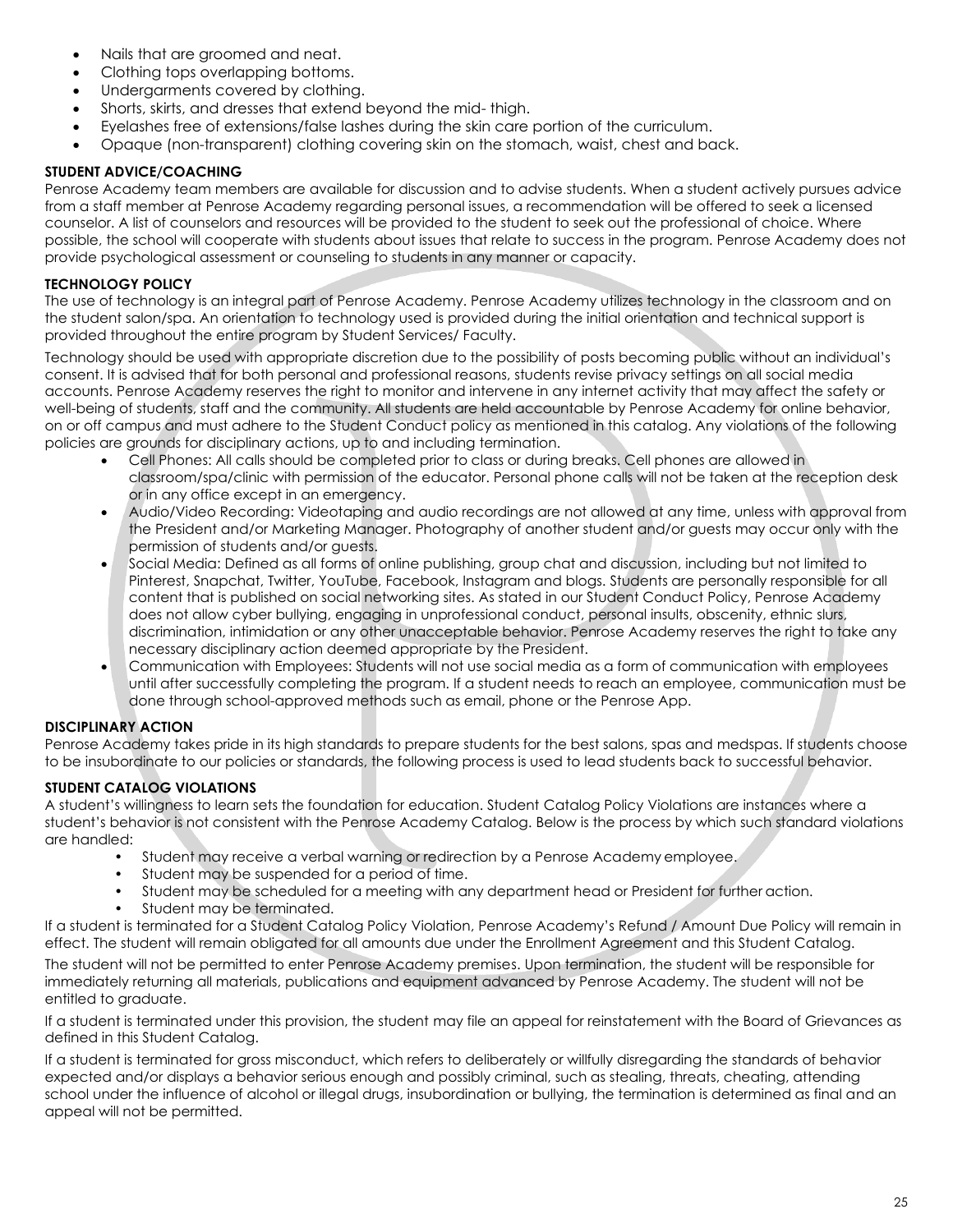- Nails that are groomed and neat.
- Clothing tops overlapping bottoms.
- Undergarments covered by clothing.
- Shorts, skirts, and dresses that extend beyond the mid- thigh.
- Eyelashes free of extensions/false lashes during the skin care portion of the curriculum.
- Opaque (non-transparent) clothing covering skin on the stomach, waist, chest and back.

**STUDENT ADVICE/COACHING**

Penrose Academy team members are available for discussion and to advise students. When a student actively pursues advice from a staff member at Penrose Academy regarding personal issues, a recommendation will be offered to seek a licensed counselor. A list of counselors and resources will be provided to the student to seek out the professional of choice. Where possible, the school will cooperate with students about issues that relate to success in the program. Penrose Academy does not provide psychological assessment or counseling to students in any manner or capacity.

**TECHNOLOGY POLICY**

The use of technology is an integral part of Penrose Academy. Penrose Academy utilizes technology in the classroom and on the student salon/spa. An orientation to technology used is provided during the initial orientation and technical support is provided throughout the entire program by Student Services/ Faculty.

Technology should be used with appropriate discretion due to the possibility of posts becoming public without an individual's consent. It is advised that for both personal and professional reasons, students revise privacy settings on all social media accounts. Penrose Academy reserves the right to monitor and intervene in any internet activity that may affect the safety or well-being of students, staff and the community. All students are held accountable by Penrose Academy for online behavior, on or off campus and must adhere to the Student Conduct policy as mentioned in this catalog. Any violations of the following policies are grounds for disciplinary actions, up to and including termination.

- Cell Phones: All calls should be completed prior to class or during breaks. Cell phones are allowed in classroom/spa/clinic with permission of the educator. Personal phone calls will not be taken at the reception desk or in any office except in an emergency.
- Audio/Video Recording: Videotaping and audio recordings are not allowed at any time, unless with approval from the President and/or Marketing Manager. Photography of another student and/or guests may occur only with the permission of students and/or guests.
- Social Media: Defined as all forms of online publishing, group chat and discussion, including but not limited to Pinterest, Snapchat, Twitter, YouTube, Facebook, Instagram and blogs. Students are personally responsible for all content that is published on social networking sites. As stated in our Student Conduct Policy, Penrose Academy does not allow cyber bullying, engaging in unprofessional conduct, personal insults, obscenity, ethnic slurs, discrimination, intimidation or any other unacceptable behavior. Penrose Academy reserves the right to take any necessary disciplinary action deemed appropriate by the President.
- Communication with Employees: Students will not use social media as a form of communication with employees until after successfully completing the program. If a student needs to reach an employee, communication must be done through school-approved methods such as email, phone or the Penrose App.

**DISCIPLINARY ACTION**

Penrose Academy takes pride in its high standards to prepare students for the best salons, spas and medspas. If students choose to be insubordinate to our policies or standards, the following process is used to lead students back to successful behavior.

**STUDENT CATALOG VIOLATIONS**

A student's willingness to learn sets the foundation for education. Student Catalog Policy Violations are instances where a student's behavior is not consistent with the Penrose Academy Catalog. Below is the process by which such standard violations are handled:

- Student may receive a verbal warning or redirection by a Penrose Academy employee.
- Student may be suspended for a period of time.
- Student may be scheduled for a meeting with any department head or President for further action.
- Student may be terminated.

If a student is terminated for a Student Catalog Policy Violation, Penrose Academy's Refund / Amount Due Policy will remain in effect. The student will remain obligated for all amounts due under the Enrollment Agreement and this Student Catalog.

The student will not be permitted to enter Penrose Academy premises. Upon termination, the student will be responsible for immediately returning all materials, publications and equipment advanced by Penrose Academy. The student will not be entitled to graduate.

If a student is terminated under this provision, the student may file an appeal for reinstatement with the Board of Grievances as defined in this Student Catalog.

If a student is terminated for gross misconduct, which refers to deliberately or willfully disregarding the standards of behavior expected and/or displays a behavior serious enough and possibly criminal, such as stealing, threats, cheating, attending school under the influence of alcohol or illegal drugs, insubordination or bullying, the termination is determined as final and an appeal will not be permitted.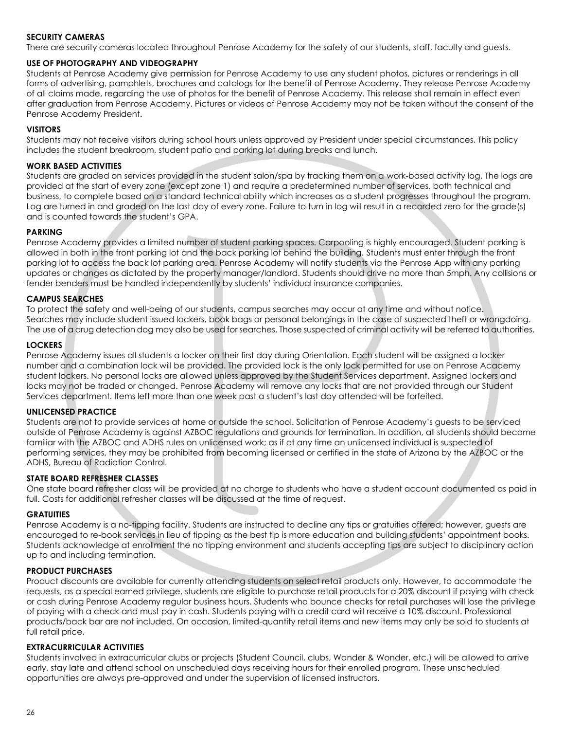### SECURITY CAMERAS

There are security cameras located throughout Penrose Academy for the safety of our students, staff, faculty and guests.

### USE OF PHOTOGRAPHY AND VIDEOGRAPHY

Students at Penrose Academy give permission for Penrose Academy to use any student photos, pictures or renderings in all forms of advertising, pamphlets, brochures and catalogs for the benefit of Penrose Academy. They release Penrose Academy of all claims made, regarding the use of photos for the benefit of Penrose Academy. This release shall remain in effect even after graduation from Penrose Academy. Pictures or videos of Penrose Academy may not be taken without the consent of the Penrose Academy President.

### VISITORS

Students may not receive visitors during school hours unless approved by President under special circumstances. This policy includes the student breakroom, student patio and parking lot during breaks and lunch.

### WORK BASED ACTIVITIES

Students are graded on services provided in the student salon/spa by tracking them on a work-based activity log. The logs are provided at the start of every zone (except zone 1) and require a predetermined number of services, both technical and business, to complete based on a standard technical ability which increases as a student progresses throughout the program. Log are turned in and graded on the last day of every zone. Failure to turn in log will result in a recorded zero for the grade(s) and is counted towards the student's GPA.

### PARKING

Penrose Academy provides a limited number of student parking spaces. Carpooling is highly encouraged. Student parking is allowed in both in the front parking lot and the back parking lot behind the building. Students must enter through the front parking lot to access the back lot parking area. Penrose Academy will notify students via the Penrose App with any parking updates or changes as dictated by the property manager/landlord. Students should drive no more than 5mph. Any collisions or fender benders must be handled independently by students' individual insurance companies.

### CAMPUS SEARCHES

To protect the safety and well-being of our students, campus searches may occur at any time and without notice. Searches may include student issued lockers, book bags or personal belongings in the case of suspected theft or wrongdoing. The use of a drug detection dog may also be used for searches. Those suspected of criminal activity will be referred to authorities.

### LOCKERS

Penrose Academy issues all students a locker on their first day during Orientation. Each student will be assigned a locker number and a combination lock will be provided. The provided lock is the only lock permitted for use on Penrose Academy student lockers. No personal locks are allowed unless approved by the Student Services department. Assigned lockers and locks may not be traded or changed. Penrose Academy will remove any locks that are not provided through our Student Services department. Items left more than one week past a student's last day attended will be forfeited.

### UNLICENSED PRACTICE

Students are not to provide services at home or outside the school. Solicitation of Penrose Academy's guests to be serviced outside of Penrose Academy is against AZBOC regulations and grounds for termination. In addition, all students should become familiar with the AZBOC and ADHS rules on unlicensed work; as if at any time an unlicensed individual is suspected of performing services, they may be prohibited from becoming licensed or certified in the state of Arizona by the AZBOC or the ADHS, Bureau of Radiation Control.

### STATE BOARD REFRESHER CLASSES

One state board refresher class will be provided at no charge to students who have a student account documented as paid in full. Costs for additional refresher classes will be discussed at the time of request.

### GRATUITIES

Penrose Academy is a no-tipping facility. Students are instructed to decline any tips or gratuities offered; however, guests are encouraged to re-book services in lieu of tipping as the best tip is more education and building students' appointment books. Students acknowledge at enrollment the no tipping environment and students accepting tips are subject to disciplinary action up to and including termination.

### PRODUCT PURCHASES

Product discounts are available for currently attending students on select retail products only. However, to accommodate the requests, as a special earned privilege, students are eligible to purchase retail products for a 20% discount if paying with check or cash during Penrose Academy regular business hours. Students who bounce checks for retail purchases will lose the privilege of paying with a check and must pay in cash. Students paying with a credit card will receive a 10% discount. Professional products/back bar are not included. On occasion, limited-quantity retail items and new items may only be sold to students at full retail price.

### EXTRACURRICULAR ACTIVITIES

Students involved in extracurricular clubs or projects (Student Council, clubs, Wander & Wonder, etc.) will be allowed to arrive early, stay late and attend school on unscheduled days receiving hours for their enrolled program. These unscheduled opportunities are always pre-approved and under the supervision of licensed instructors.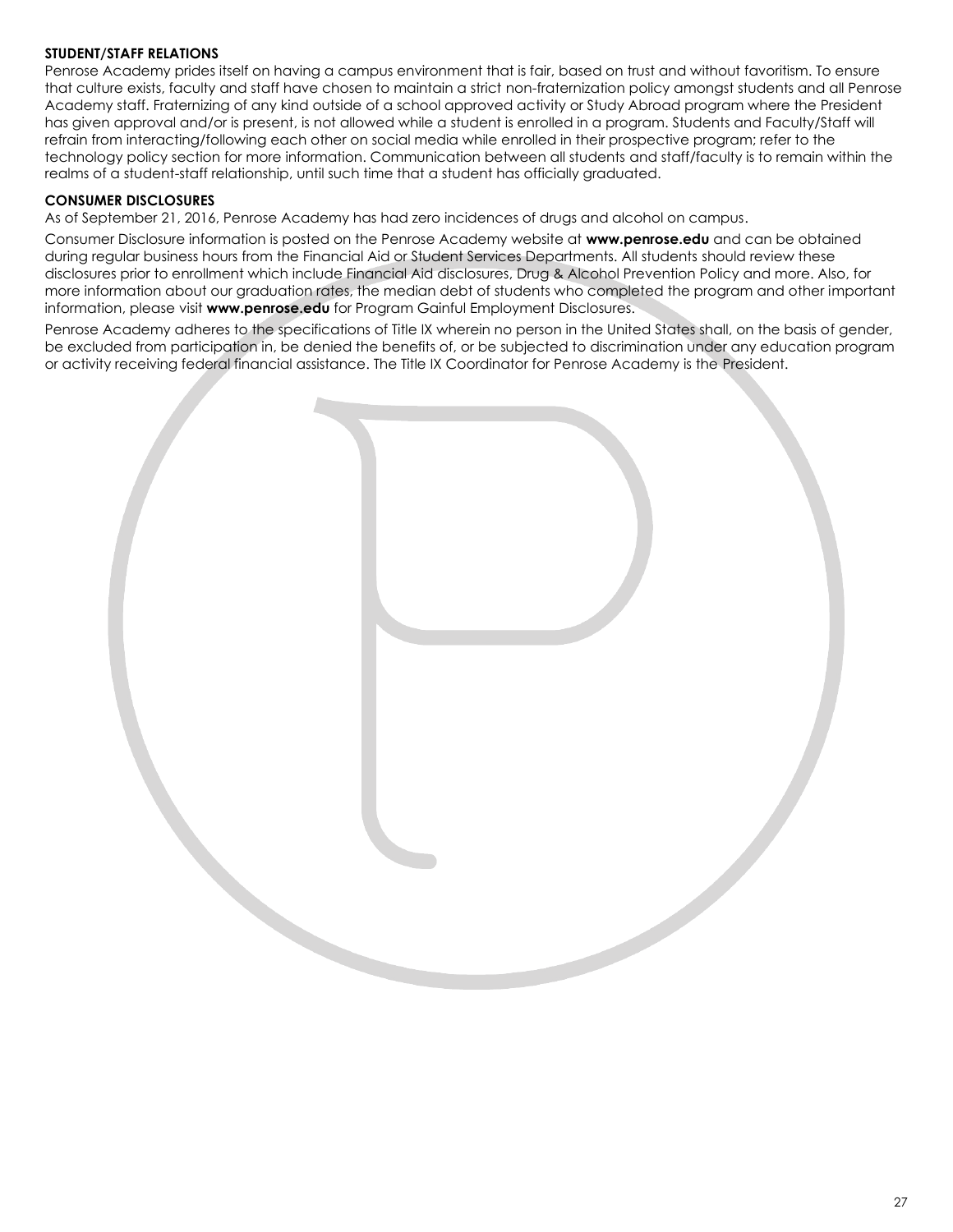**STUDENT/STAFF RELATIONS**

Penrose Academy prides itself on having a campus environment that is fair, based on trust and without favoritism. To ensure that culture exists, faculty and staff have chosen to maintain a strict non-fraternization policy amongst students and all Penrose Academy staff. Fraternizing of any kind outside of a school approved activity or Study Abroad program where the President has given approval and/or is present, is not allowed while a student is enrolled in a program. Students and Faculty/Staff will refrain from interacting/following each other on social media while enrolled in their prospective program; refer to the technology policy section for more information. Communication between all students and staff/faculty is to remain within the realms of a student-staff relationship, until such time that a student has officially graduated.

**CONSUMER DISCLOSURES**

As of September 21, 2016, Penrose Academy has had zero incidences of drugs and alcohol on campus.

Consumer Disclosure information is posted on the Penrose Academy website at **www.penrose.edu** and can be obtained during regular business hours from the Financial Aid or Student Services Departments. All students should review these disclosures prior to enrollment which include Financial Aid disclosures, Drug & Alcohol Prevention Policy and more. Also, for more information about our graduation rates, the median debt of students who completed the program and other important information, please visit **www.penrose.edu** for Program Gainful Employment Disclosures.

Penrose Academy adheres to the specifications of Title IX wherein no person in the United States shall, on the basis of gender, be excluded from participation in, be denied the benefits of, or be subjected to discrimination under any education program or activity receiving federal financial assistance. The Title IX Coordinator for Penrose Academy is the President.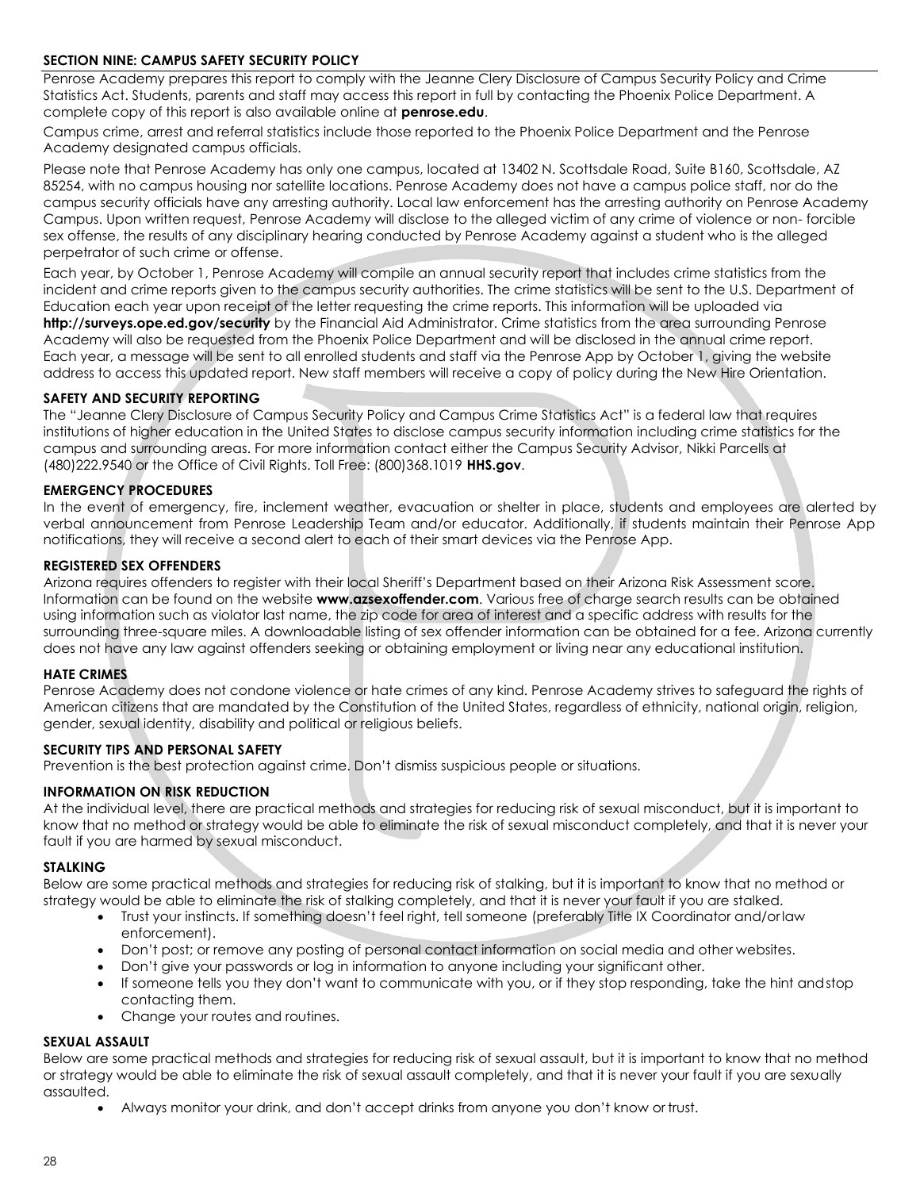## SECTION NINE: CAMPUS SAFETY SECURITY POLICY

Penrose Academy prepares this report to comply with the Jeanne Clery Disclosure of Campus Security Policy and Crime Statistics Act. Students, parents and staff may access this report in full by contacting the Phoenix Police Department. A complete copy of this report is also available online at **penrose.edu**.

Campus crime, arrest and referral statistics include those reported to the Phoenix Police Department and the Penrose Academy designated campus officials.

Please note that Penrose Academy has only one campus, located at 13402 N. Scottsdale Road, Suite B160, Scottsdale, AZ 85254, with no campus housing nor satellite locations. Penrose Academy does not have a campus police staff, nor do the campus security officials have any arresting authority. Local law enforcement has the arresting authority on Penrose Academy Campus. Upon written request, Penrose Academy will disclose to the alleged victim of any crime of violence or non- forcible sex offense, the results of any disciplinary hearing conducted by Penrose Academy against a student who is the alleged perpetrator of such crime or offense.

Each year, by October 1, Penrose Academy will compile an annual security report that includes crime statistics from the incident and crime reports given to the campus security authorities. The crime statistics will be sent to the U.S. Department of Education each year upon receipt of the letter requesting the crime reports. This information will be uploaded via **http://surveys.ope.ed.gov/security** by the Financial Aid Administrator. Crime statistics from the area surrounding Penrose Academy will also be requested from the Phoenix Police Department and will be disclosed in the annual crime report. Each year, a message will be sent to all enrolled students and staff via the Penrose App by October 1, giving the website address to access this updated report. New staff members will receive a copy of policy during the New Hire Orientation.

### SAFETY AND SECURITY REPORTING

The "Jeanne Clery Disclosure of Campus Security Policy and Campus Crime Statistics Act" is a federal law that requires institutions of higher education in the United States to disclose campus security information including crime statistics for the campus and surrounding areas. For more information contact either the Campus Security Advisor, Nikki Parcells at (480)222.9540 or the Office of Civil Rights. Toll Free: (800)368.1019 **HHS.gov**.

### EMERGENCY PROCEDURES

In the event of emergency, fire, inclement weather, evacuation or shelter in place, students and employees are alerted by verbal announcement from Penrose Leadership Team and/or educator. Additionally, if students maintain their Penrose App notifications, they will receive a second alert to each of their smart devices via the Penrose App.

### REGISTERED SEX OFFENDERS

Arizona requires offenders to register with their local Sheriff's Department based on their Arizona Risk Assessment score. Information can be found on the website **www.azsexoffender.com**. Various free of charge search results can be obtained using information such as violator last name, the zip code for area of interest and a specific address with results for the surrounding three-square miles. A downloadable listing of sex offender information can be obtained for a fee. Arizona currently does not have any law against offenders seeking or obtaining employment or living near any educational institution.

### HATE CRIMES

Penrose Academy does not condone violence or hate crimes of any kind. Penrose Academy strives to safeguard the rights of American citizens that are mandated by the Constitution of the United States, regardless of ethnicity, national origin, religion, gender, sexual identity, disability and political or religious beliefs.

### SECURITY TIPS AND PERSONAL SAFETY

Prevention is the best protection against crime. Don't dismiss suspicious people or situations.

### INFORMATION ON RISK REDUCTION

At the individual level, there are practical methods and strategies for reducing risk of sexual misconduct, but it is important to know that no method or strategy would be able to eliminate the risk of sexual misconduct completely, and that it is never your fault if you are harmed by sexual misconduct.

### STALKING

Below are some practical methods and strategies for reducing risk of stalking, but it is important to know that no method or strategy would be able to eliminate the risk of stalking completely, and that it is never your fault if you are stalked.

- Trust your instincts. If something doesn't feel right, tell someone (preferably Title IX Coordinator and/or law enforcement).
- Don't post; or remove any posting of personal contact information on social media and other websites.
- Don't give your passwords or log in information to anyone including your significant other.
- If someone tells you they don't want to communicate with you, or if they stop responding, take the hint and stop contacting them.
- Change your routes and routines.

### SEXUAL ASSAULT

Below are some practical methods and strategies for reducing risk of sexual assault, but it is important to know that no method or strategy would be able to eliminate the risk of sexual assault completely, and that it is never your fault if you are sexually assaulted.

- Always monitor your drink, and don't accept drinks from anyone you don't know or trust.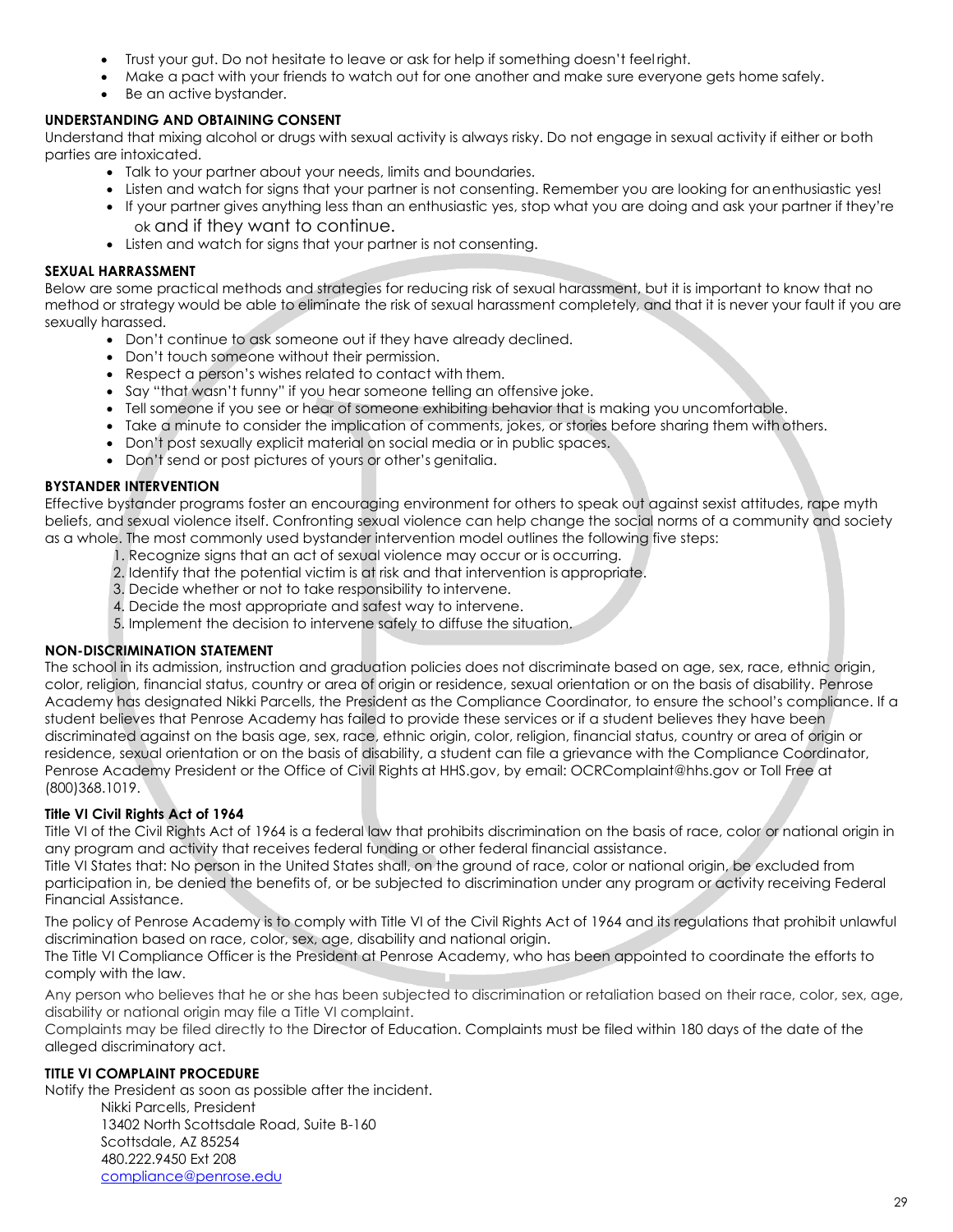- Trust your gut. Do not hesitate to leave or ask for help if something doesn't feel right.
- Make a pact with your friends to watch out for one another and make sure everyone gets home safely.
- Be an active bystander.

**UNDERSTANDING AND OBTAINING CONSENT**

Understand that mixing alcohol or drugs with sexual activity is always risky. Do not engage in sexual activity if either or both parties are intoxicated.

- Talk to your partner about your needs, limits and boundaries.
- Listen and watch for signs that your partner is not consenting. Remember you are looking for an enthusiastic yes!
- If your partner gives anything less than an enthusiastic yes, stop what you are doing and ask your partner if they're ok and if they want to continue.
- Listen and watch for signs that your partner is not consenting.

**SEXUAL HARRASSMENT**

Below are some practical methods and strategies for reducing risk of sexual harassment, but it is important to know that no method or strategy would be able to eliminate the risk of sexual harassment completely, and that it is never your fault if you are sexually harassed.

- Don't continue to ask someone out if they have already declined.
- Don't touch someone without their permission.
- Respect a person's wishes related to contact with them.
- Say "that wasn't funny" if you hear someone telling an offensive joke.
- Tell someone if you see or hear of someone exhibiting behavior that is making you uncomfortable.
- Take a minute to consider the implication of comments, jokes, or stories before sharing them with others.
- Don't post sexually explicit material on social media or in public spaces.
- Don't send or post pictures of yours or other's genitalia.

**BYSTANDER INTERVENTION**

Effective bystander programs foster an encouraging environment for others to speak out against sexist attitudes, rape myth beliefs, and sexual violence itself. Confronting sexual violence can help change the social norms of a community and society as a whole. The most commonly used bystander intervention model outlines the following five steps:

1. Recognize signs that an act of sexual violence may occur or is occurring.
2. Identify that the potential victim is at risk and that intervention is appropriate.
3. Decide whether or not to take responsibility to intervene.
4. Decide the most appropriate and safest way to intervene.
5. Implement the decision to intervene safely to diffuse the situation.

**NON-DISCRIMINATION STATEMENT**

The school in its admission, instruction and graduation policies does not discriminate based on age, sex, race, ethnic origin, color, religion, financial status, country or area of origin or residence, sexual orientation or on the basis of disability. Penrose Academy has designated Nikki Parcells, the President as the Compliance Coordinator, to ensure the school's compliance. If a student believes that Penrose Academy has failed to provide these services or if a student believes they have been discriminated against on the basis age, sex, race, ethnic origin, color, religion, financial status, country or area of origin or residence, sexual orientation or on the basis of disability, a student can file a grievance with the Compliance Coordinator, Penrose Academy President or the Office of Civil Rights at HHS.gov, by email: OCRComplaint@hhs.gov or Toll Free at (800)368.1019.

**Title VI Civil Rights Act of 1964**

Title VI of the Civil Rights Act of 1964 is a federal law that prohibits discrimination on the basis of race, color or national origin in any program and activity that receives federal funding or other federal financial assistance.

Title VI States that: No person in the United States shall, on the ground of race, color or national origin, be excluded from participation in, be denied the benefits of, or be subjected to discrimination under any program or activity receiving Federal Financial Assistance.

The policy of Penrose Academy is to comply with Title VI of the Civil Rights Act of 1964 and its regulations that prohibit unlawful discrimination based on race, color, sex, age, disability and national origin.

The Title VI Compliance Officer is the President at Penrose Academy, who has been appointed to coordinate the efforts to comply with the law.

Any person who believes that he or she has been subjected to discrimination or retaliation based on their race, color, sex, age, disability or national origin may file a Title VI complaint.

Complaints may be filed directly to the Director of Education. Complaints must be filed within 180 days of the date of the alleged discriminatory act.

**TITLE VI COMPLAINT PROCEDURE**

Notify the President as soon as possible after the incident.

Nikki Parcells, President  
13402 North Scottsdale Road, Suite B-160  
Scottsdale, AZ 85254  
480.222.9450 Ext 208  
compliance@penrose.edu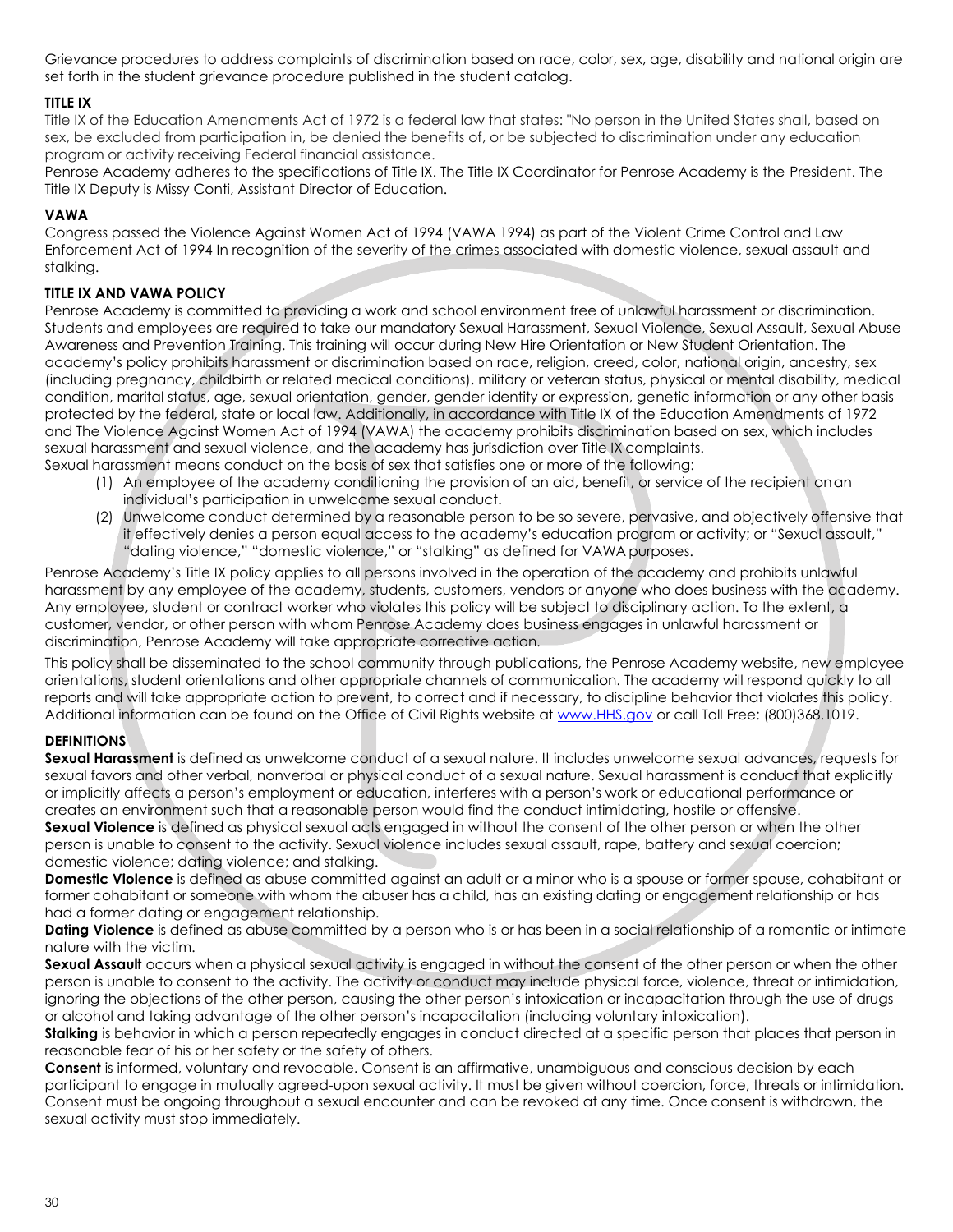Grievance procedures to address complaints of discrimination based on race, color, sex, age, disability and national origin are set forth in the student grievance procedure published in the student catalog.

**TITLE IX**

Title IX of the Education Amendments Act of 1972 is a federal law that states: "No person in the United States shall, based on sex, be excluded from participation in, be denied the benefits of, or be subjected to discrimination under any education program or activity receiving Federal financial assistance.

Penrose Academy adheres to the specifications of Title IX. The Title IX Coordinator for Penrose Academy is the President. The Title IX Deputy is Missy Conti, Assistant Director of Education.

**VAWA**

Congress passed the Violence Against Women Act of 1994 (VAWA 1994) as part of the Violent Crime Control and Law Enforcement Act of 1994 In recognition of the severity of the crimes associated with domestic violence, sexual assault and stalking.

**TITLE IX AND VAWA POLICY**

Penrose Academy is committed to providing a work and school environment free of unlawful harassment or discrimination. Students and employees are required to take our mandatory Sexual Harassment, Sexual Violence, Sexual Assault, Sexual Abuse Awareness and Prevention Training. This training will occur during New Hire Orientation or New Student Orientation. The academy's policy prohibits harassment or discrimination based on race, religion, creed, color, national origin, ancestry, sex (including pregnancy, childbirth or related medical conditions), military or veteran status, physical or mental disability, medical condition, marital status, age, sexual orientation, gender, gender identity or expression, genetic information or any other basis protected by the federal, state or local law. Additionally, in accordance with Title IX of the Education Amendments of 1972 and The Violence Against Women Act of 1994 (VAWA) the academy prohibits discrimination based on sex, which includes sexual harassment and sexual violence, and the academy has jurisdiction over Title IX complaints.

Sexual harassment means conduct on the basis of sex that satisfies one or more of the following:

(1) An employee of the academy conditioning the provision of an aid, benefit, or service of the recipient on an individual's participation in unwelcome sexual conduct.
(2) Unwelcome conduct determined by a reasonable person to be so severe, pervasive, and objectively offensive that it effectively denies a person equal access to the academy's education program or activity; or "Sexual assault," "dating violence," "domestic violence," or "stalking" as defined for VAWA purposes.

Penrose Academy's Title IX policy applies to all persons involved in the operation of the academy and prohibits unlawful harassment by any employee of the academy, students, customers, vendors or anyone who does business with the academy. Any employee, student or contract worker who violates this policy will be subject to disciplinary action. To the extent, a customer, vendor, or other person with whom Penrose Academy does business engages in unlawful harassment or discrimination, Penrose Academy will take appropriate corrective action.

This policy shall be disseminated to the school community through publications, the Penrose Academy website, new employee orientations, student orientations and other appropriate channels of communication. The academy will respond quickly to all reports and will take appropriate action to prevent, to correct and if necessary, to discipline behavior that violates this policy. Additional information can be found on the Office of Civil Rights website at www.HHS.gov or call Toll Free: (800)368.1019.

**DEFINITIONS**

**Sexual Harassment** is defined as unwelcome conduct of a sexual nature. It includes unwelcome sexual advances, requests for sexual favors and other verbal, nonverbal or physical conduct of a sexual nature. Sexual harassment is conduct that explicitly or implicitly affects a person's employment or education, interferes with a person's work or educational performance or creates an environment such that a reasonable person would find the conduct intimidating, hostile or offensive.

**Sexual Violence** is defined as physical sexual acts engaged in without the consent of the other person or when the other person is unable to consent to the activity. Sexual violence includes sexual assault, rape, battery and sexual coercion; domestic violence; dating violence; and stalking.

**Domestic Violence** is defined as abuse committed against an adult or a minor who is a spouse or former spouse, cohabitant or former cohabitant or someone with whom the abuser has a child, has an existing dating or engagement relationship or has had a former dating or engagement relationship.

**Dating Violence** is defined as abuse committed by a person who is or has been in a social relationship of a romantic or intimate nature with the victim.

**Sexual Assault** occurs when a physical sexual activity is engaged in without the consent of the other person or when the other person is unable to consent to the activity. The activity or conduct may include physical force, violence, threat or intimidation, ignoring the objections of the other person, causing the other person's intoxication or incapacitation through the use of drugs or alcohol and taking advantage of the other person's incapacitation (including voluntary intoxication).

**Stalking** is behavior in which a person repeatedly engages in conduct directed at a specific person that places that person in reasonable fear of his or her safety or the safety of others.

**Consent** is informed, voluntary and revocable. Consent is an affirmative, unambiguous and conscious decision by each participant to engage in mutually agreed-upon sexual activity. It must be given without coercion, force, threats or intimidation. Consent must be ongoing throughout a sexual encounter and can be revoked at any time. Once consent is withdrawn, the sexual activity must stop immediately.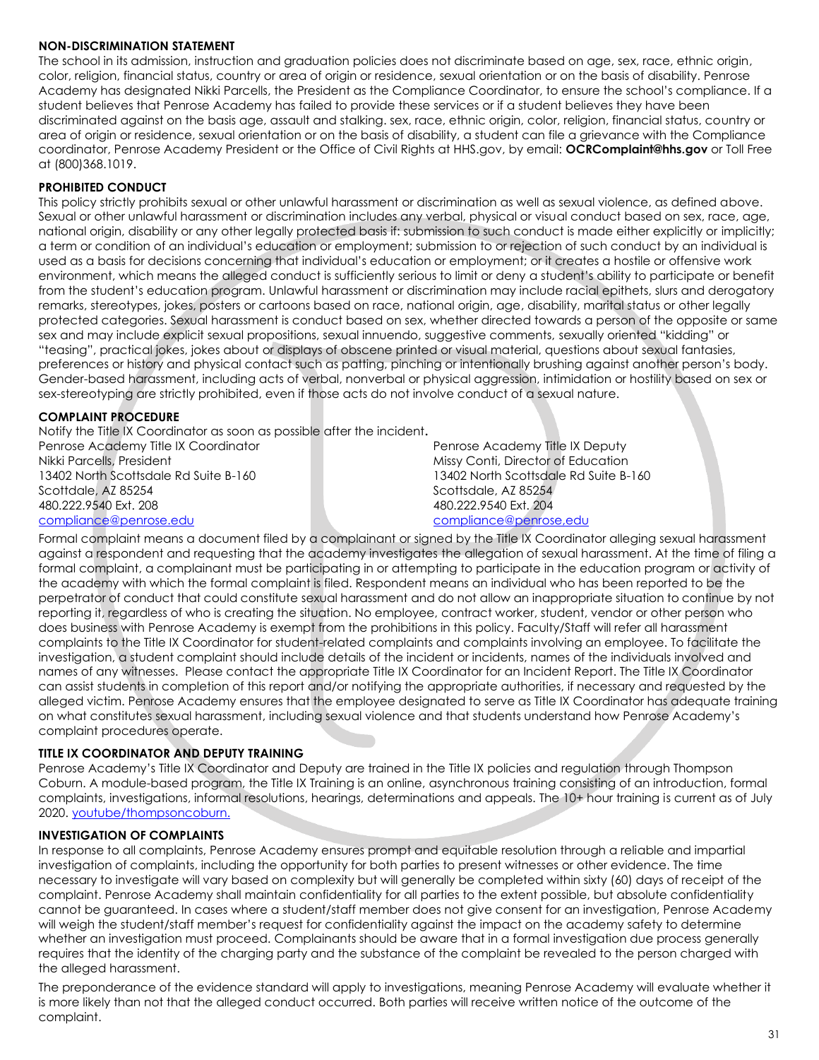**NON-DISCRIMINATION STATEMENT**

The school in its admission, instruction and graduation policies does not discriminate based on age, sex, race, ethnic origin, color, religion, financial status, country or area of origin or residence, sexual orientation or on the basis of disability. Penrose Academy has designated Nikki Parcells, the President as the Compliance Coordinator, to ensure the school's compliance. If a student believes that Penrose Academy has failed to provide these services or if a student believes they have been discriminated against on the basis age, assault and stalking. sex, race, ethnic origin, color, religion, financial status, country or area of origin or residence, sexual orientation or on the basis of disability, a student can file a grievance with the Compliance coordinator, Penrose Academy President or the Office of Civil Rights at HHS.gov, by email: **OCRComplaint@hhs.gov** or Toll Free at (800)368.1019.

**PROHIBITED CONDUCT**

This policy strictly prohibits sexual or other unlawful harassment or discrimination as well as sexual violence, as defined above. Sexual or other unlawful harassment or discrimination includes any verbal, physical or visual conduct based on sex, race, age, national origin, disability or any other legally protected basis if: submission to such conduct is made either explicitly or implicitly; a term or condition of an individual's education or employment; submission to or rejection of such conduct by an individual is used as a basis for decisions concerning that individual's education or employment; or it creates a hostile or offensive work environment, which means the alleged conduct is sufficiently serious to limit or deny a student's ability to participate or benefit from the student's education program. Unlawful harassment or discrimination may include racial epithets, slurs and derogatory remarks, stereotypes, jokes, posters or cartoons based on race, national origin, age, disability, marital status or other legally protected categories. Sexual harassment is conduct based on sex, whether directed towards a person of the opposite or same sex and may include explicit sexual propositions, sexual innuendo, suggestive comments, sexually oriented "kidding" or "teasing", practical jokes, jokes about or displays of obscene printed or visual material, questions about sexual fantasies, preferences or history and physical contact such as patting, pinching or intentionally brushing against another person's body. Gender-based harassment, including acts of verbal, nonverbal or physical aggression, intimidation or hostility based on sex or sex-stereotyping are strictly prohibited, even if those acts do not involve conduct of a sexual nature.

**COMPLAINT PROCEDURE**

Notify the Title IX Coordinator as soon as possible after the incident**.**

Penrose Academy Title IX Coordinator
Nikki Parcells, President
13402 North Scottsdale Rd Suite B-160
Scottdale, AZ 85254
480.222.9540 Ext. 208
compliance@penrose.edu

Penrose Academy Title IX Deputy
Missy Conti, Director of Education
13402 North Scottsdale Rd Suite B-160
Scottsdale, AZ 85254
480.222.9540 Ext. 204
compliance@penrose,edu

Formal complaint means a document filed by a complainant or signed by the Title IX Coordinator alleging sexual harassment against a respondent and requesting that the academy investigates the allegation of sexual harassment. At the time of filing a formal complaint, a complainant must be participating in or attempting to participate in the education program or activity of the academy with which the formal complaint is filed. Respondent means an individual who has been reported to be the perpetrator of conduct that could constitute sexual harassment and do not allow an inappropriate situation to continue by not reporting it, regardless of who is creating the situation. No employee, contract worker, student, vendor or other person who does business with Penrose Academy is exempt from the prohibitions in this policy. Faculty/Staff will refer all harassment complaints to the Title IX Coordinator for student-related complaints and complaints involving an employee. To facilitate the investigation, a student complaint should include details of the incident or incidents, names of the individuals involved and names of any witnesses. Please contact the appropriate Title IX Coordinator for an Incident Report. The Title IX Coordinator can assist students in completion of this report and/or notifying the appropriate authorities, if necessary and requested by the alleged victim. Penrose Academy ensures that the employee designated to serve as Title IX Coordinator has adequate training on what constitutes sexual harassment, including sexual violence and that students understand how Penrose Academy's complaint procedures operate.

**TITLE IX COORDINATOR AND DEPUTY TRAINING**

Penrose Academy's Title IX Coordinator and Deputy are trained in the Title IX policies and regulation through Thompson Coburn. A module-based program, the Title IX Training is an online, asynchronous training consisting of an introduction, formal complaints, investigations, informal resolutions, hearings, determinations and appeals. The 10+ hour training is current as of July 2020. youtube/thompsoncoburn.

**INVESTIGATION OF COMPLAINTS**

In response to all complaints, Penrose Academy ensures prompt and equitable resolution through a reliable and impartial investigation of complaints, including the opportunity for both parties to present witnesses or other evidence. The time necessary to investigate will vary based on complexity but will generally be completed within sixty (60) days of receipt of the complaint. Penrose Academy shall maintain confidentiality for all parties to the extent possible, but absolute confidentiality cannot be guaranteed. In cases where a student/staff member does not give consent for an investigation, Penrose Academy will weigh the student/staff member's request for confidentiality against the impact on the academy safety to determine whether an investigation must proceed. Complainants should be aware that in a formal investigation due process generally requires that the identity of the charging party and the substance of the complaint be revealed to the person charged with the alleged harassment.

The preponderance of the evidence standard will apply to investigations, meaning Penrose Academy will evaluate whether it is more likely than not that the alleged conduct occurred. Both parties will receive written notice of the outcome of the complaint.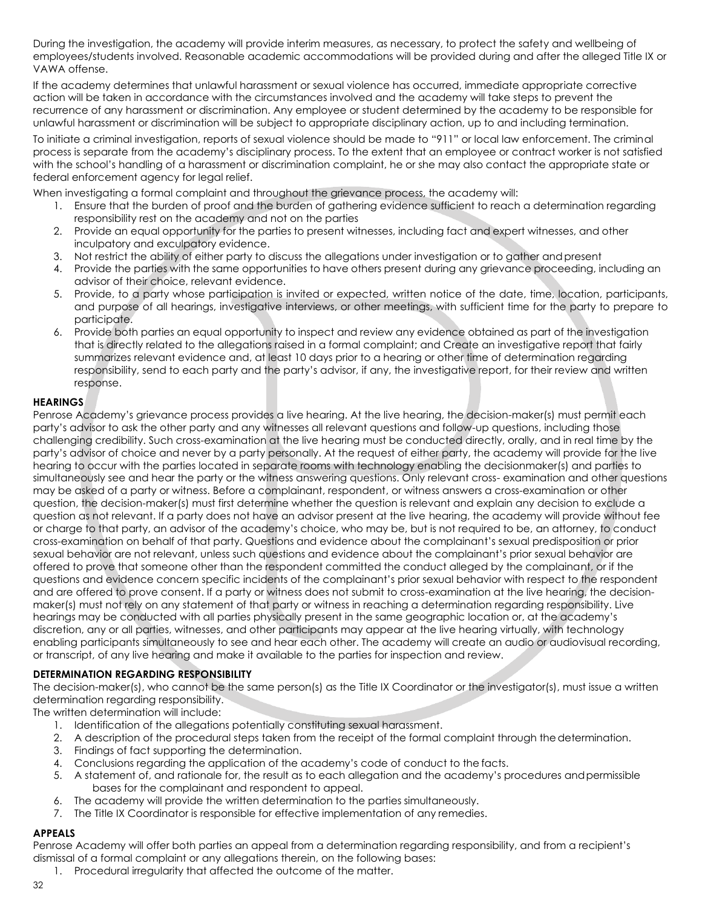During the investigation, the academy will provide interim measures, as necessary, to protect the safety and wellbeing of employees/students involved. Reasonable academic accommodations will be provided during and after the alleged Title IX or VAWA offense.

If the academy determines that unlawful harassment or sexual violence has occurred, immediate appropriate corrective action will be taken in accordance with the circumstances involved and the academy will take steps to prevent the recurrence of any harassment or discrimination. Any employee or student determined by the academy to be responsible for unlawful harassment or discrimination will be subject to appropriate disciplinary action, up to and including termination.

To initiate a criminal investigation, reports of sexual violence should be made to "911" or local law enforcement. The criminal process is separate from the academy's disciplinary process. To the extent that an employee or contract worker is not satisfied with the school's handling of a harassment or discrimination complaint, he or she may also contact the appropriate state or federal enforcement agency for legal relief.

When investigating a formal complaint and throughout the grievance process, the academy will:

1. Ensure that the burden of proof and the burden of gathering evidence sufficient to reach a determination regarding responsibility rest on the academy and not on the parties
2. Provide an equal opportunity for the parties to present witnesses, including fact and expert witnesses, and other inculpatory and exculpatory evidence.
3. Not restrict the ability of either party to discuss the allegations under investigation or to gather and present
4. Provide the parties with the same opportunities to have others present during any grievance proceeding, including an advisor of their choice, relevant evidence.
5. Provide, to a party whose participation is invited or expected, written notice of the date, time, location, participants, and purpose of all hearings, investigative interviews, or other meetings, with sufficient time for the party to prepare to participate.
6. Provide both parties an equal opportunity to inspect and review any evidence obtained as part of the investigation that is directly related to the allegations raised in a formal complaint; and Create an investigative report that fairly summarizes relevant evidence and, at least 10 days prior to a hearing or other time of determination regarding responsibility, send to each party and the party's advisor, if any, the investigative report, for their review and written response.

**HEARINGS**

Penrose Academy's grievance process provides a live hearing. At the live hearing, the decision-maker(s) must permit each party's advisor to ask the other party and any witnesses all relevant questions and follow-up questions, including those challenging credibility. Such cross-examination at the live hearing must be conducted directly, orally, and in real time by the party's advisor of choice and never by a party personally. At the request of either party, the academy will provide for the live hearing to occur with the parties located in separate rooms with technology enabling the decisionmaker(s) and parties to simultaneously see and hear the party or the witness answering questions. Only relevant cross- examination and other questions may be asked of a party or witness. Before a complainant, respondent, or witness answers a cross-examination or other question, the decision-maker(s) must first determine whether the question is relevant and explain any decision to exclude a question as not relevant. If a party does not have an advisor present at the live hearing, the academy will provide without fee or charge to that party, an advisor of the academy's choice, who may be, but is not required to be, an attorney, to conduct cross-examination on behalf of that party. Questions and evidence about the complainant's sexual predisposition or prior sexual behavior are not relevant, unless such questions and evidence about the complainant's prior sexual behavior are offered to prove that someone other than the respondent committed the conduct alleged by the complainant, or if the questions and evidence concern specific incidents of the complainant's prior sexual behavior with respect to the respondent and are offered to prove consent. If a party or witness does not submit to cross-examination at the live hearing, the decision-maker(s) must not rely on any statement of that party or witness in reaching a determination regarding responsibility. Live hearings may be conducted with all parties physically present in the same geographic location or, at the academy's discretion, any or all parties, witnesses, and other participants may appear at the live hearing virtually, with technology enabling participants simultaneously to see and hear each other. The academy will create an audio or audiovisual recording, or transcript, of any live hearing and make it available to the parties for inspection and review.

**DETERMINATION REGARDING RESPONSIBILITY**

The decision-maker(s), who cannot be the same person(s) as the Title IX Coordinator or the investigator(s), must issue a written determination regarding responsibility.

The written determination will include:

1. Identification of the allegations potentially constituting sexual harassment.
2. A description of the procedural steps taken from the receipt of the formal complaint through the determination.
3. Findings of fact supporting the determination.
4. Conclusions regarding the application of the academy's code of conduct to the facts.
5. A statement of, and rationale for, the result as to each allegation and the academy's procedures and permissible bases for the complainant and respondent to appeal.
6. The academy will provide the written determination to the parties simultaneously.
7. The Title IX Coordinator is responsible for effective implementation of any remedies.

**APPEALS**

Penrose Academy will offer both parties an appeal from a determination regarding responsibility, and from a recipient's dismissal of a formal complaint or any allegations therein, on the following bases:

1. Procedural irregularity that affected the outcome of the matter.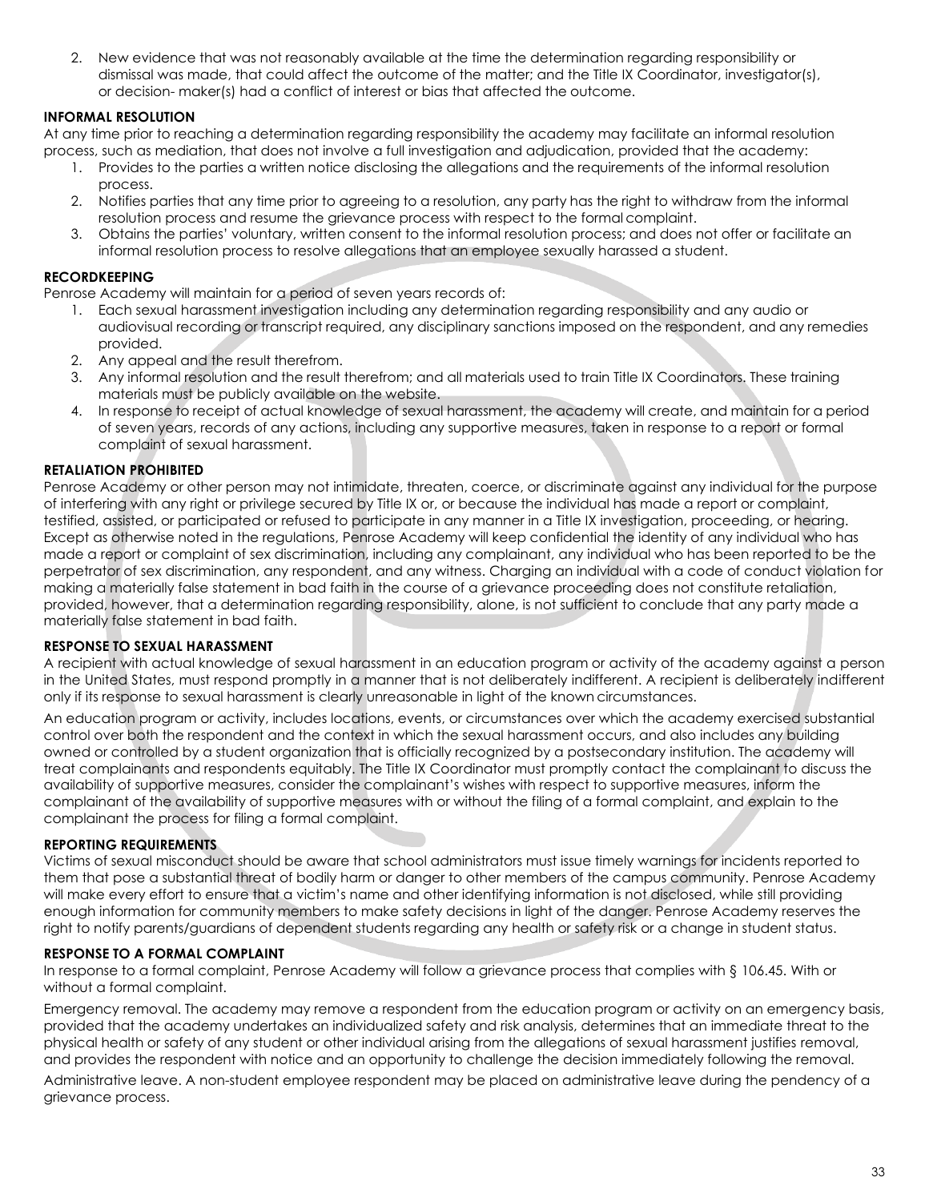2. New evidence that was not reasonably available at the time the determination regarding responsibility or dismissal was made, that could affect the outcome of the matter; and the Title IX Coordinator, investigator(s), or decision- maker(s) had a conflict of interest or bias that affected the outcome.

**INFORMAL RESOLUTION**

At any time prior to reaching a determination regarding responsibility the academy may facilitate an informal resolution process, such as mediation, that does not involve a full investigation and adjudication, provided that the academy:

1. Provides to the parties a written notice disclosing the allegations and the requirements of the informal resolution process.
2. Notifies parties that any time prior to agreeing to a resolution, any party has the right to withdraw from the informal resolution process and resume the grievance process with respect to the formal complaint.
3. Obtains the parties' voluntary, written consent to the informal resolution process; and does not offer or facilitate an informal resolution process to resolve allegations that an employee sexually harassed a student.

**RECORDKEEPING**

Penrose Academy will maintain for a period of seven years records of:

1. Each sexual harassment investigation including any determination regarding responsibility and any audio or audiovisual recording or transcript required, any disciplinary sanctions imposed on the respondent, and any remedies provided.
2. Any appeal and the result therefrom.
3. Any informal resolution and the result therefrom; and all materials used to train Title IX Coordinators. These training materials must be publicly available on the website.
4. In response to receipt of actual knowledge of sexual harassment, the academy will create, and maintain for a period of seven years, records of any actions, including any supportive measures, taken in response to a report or formal complaint of sexual harassment.

**RETALIATION PROHIBITED**

Penrose Academy or other person may not intimidate, threaten, coerce, or discriminate against any individual for the purpose of interfering with any right or privilege secured by Title IX or, or because the individual has made a report or complaint, testified, assisted, or participated or refused to participate in any manner in a Title IX investigation, proceeding, or hearing. Except as otherwise noted in the regulations, Penrose Academy will keep confidential the identity of any individual who has made a report or complaint of sex discrimination, including any complainant, any individual who has been reported to be the perpetrator of sex discrimination, any respondent, and any witness. Charging an individual with a code of conduct violation for making a materially false statement in bad faith in the course of a grievance proceeding does not constitute retaliation, provided, however, that a determination regarding responsibility, alone, is not sufficient to conclude that any party made a materially false statement in bad faith.

**RESPONSE TO SEXUAL HARASSMENT**

A recipient with actual knowledge of sexual harassment in an education program or activity of the academy against a person in the United States, must respond promptly in a manner that is not deliberately indifferent. A recipient is deliberately indifferent only if its response to sexual harassment is clearly unreasonable in light of the known circumstances.

An education program or activity, includes locations, events, or circumstances over which the academy exercised substantial control over both the respondent and the context in which the sexual harassment occurs, and also includes any building owned or controlled by a student organization that is officially recognized by a postsecondary institution. The academy will treat complainants and respondents equitably. The Title IX Coordinator must promptly contact the complainant to discuss the availability of supportive measures, consider the complainant's wishes with respect to supportive measures, inform the complainant of the availability of supportive measures with or without the filing of a formal complaint, and explain to the complainant the process for filing a formal complaint.

**REPORTING REQUIREMENTS**

Victims of sexual misconduct should be aware that school administrators must issue timely warnings for incidents reported to them that pose a substantial threat of bodily harm or danger to other members of the campus community. Penrose Academy will make every effort to ensure that a victim's name and other identifying information is not disclosed, while still providing enough information for community members to make safety decisions in light of the danger. Penrose Academy reserves the right to notify parents/guardians of dependent students regarding any health or safety risk or a change in student status.

**RESPONSE TO A FORMAL COMPLAINT**

In response to a formal complaint, Penrose Academy will follow a grievance process that complies with § 106.45. With or without a formal complaint.

Emergency removal. The academy may remove a respondent from the education program or activity on an emergency basis, provided that the academy undertakes an individualized safety and risk analysis, determines that an immediate threat to the physical health or safety of any student or other individual arising from the allegations of sexual harassment justifies removal, and provides the respondent with notice and an opportunity to challenge the decision immediately following the removal.

Administrative leave. A non-student employee respondent may be placed on administrative leave during the pendency of a grievance process.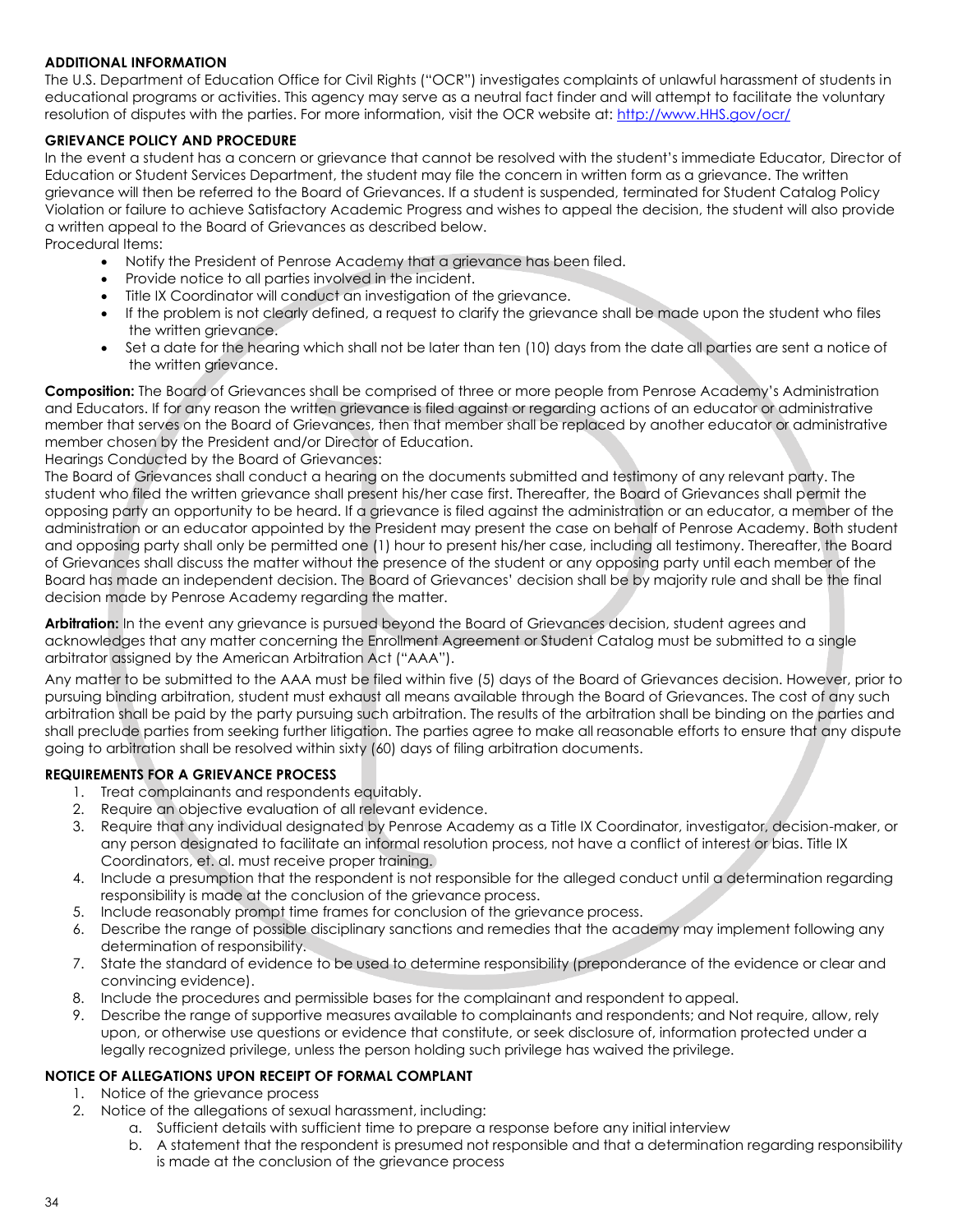**ADDITIONAL INFORMATION**

The U.S. Department of Education Office for Civil Rights ("OCR") investigates complaints of unlawful harassment of students in educational programs or activities. This agency may serve as a neutral fact finder and will attempt to facilitate the voluntary resolution of disputes with the parties. For more information, visit the OCR website at: http://www.HHS.gov/ocr/

**GRIEVANCE POLICY AND PROCEDURE**

In the event a student has a concern or grievance that cannot be resolved with the student's immediate Educator, Director of Education or Student Services Department, the student may file the concern in written form as a grievance. The written grievance will then be referred to the Board of Grievances. If a student is suspended, terminated for Student Catalog Policy Violation or failure to achieve Satisfactory Academic Progress and wishes to appeal the decision, the student will also provide a written appeal to the Board of Grievances as described below.

Procedural Items:

- Notify the President of Penrose Academy that a grievance has been filed.
- Provide notice to all parties involved in the incident.
- Title IX Coordinator will conduct an investigation of the grievance.
- If the problem is not clearly defined, a request to clarify the grievance shall be made upon the student who files the written grievance.
- Set a date for the hearing which shall not be later than ten (10) days from the date all parties are sent a notice of the written grievance.

**Composition:** The Board of Grievances shall be comprised of three or more people from Penrose Academy's Administration and Educators. If for any reason the written grievance is filed against or regarding actions of an educator or administrative member that serves on the Board of Grievances, then that member shall be replaced by another educator or administrative member chosen by the President and/or Director of Education.

Hearings Conducted by the Board of Grievances:

The Board of Grievances shall conduct a hearing on the documents submitted and testimony of any relevant party. The student who filed the written grievance shall present his/her case first. Thereafter, the Board of Grievances shall permit the opposing party an opportunity to be heard. If a grievance is filed against the administration or an educator, a member of the administration or an educator appointed by the President may present the case on behalf of Penrose Academy. Both student and opposing party shall only be permitted one (1) hour to present his/her case, including all testimony. Thereafter, the Board of Grievances shall discuss the matter without the presence of the student or any opposing party until each member of the Board has made an independent decision. The Board of Grievances' decision shall be by majority rule and shall be the final decision made by Penrose Academy regarding the matter.

**Arbitration:** In the event any grievance is pursued beyond the Board of Grievances decision, student agrees and acknowledges that any matter concerning the Enrollment Agreement or Student Catalog must be submitted to a single arbitrator assigned by the American Arbitration Act ("AAA").

Any matter to be submitted to the AAA must be filed within five (5) days of the Board of Grievances decision. However, prior to pursuing binding arbitration, student must exhaust all means available through the Board of Grievances. The cost of any such arbitration shall be paid by the party pursuing such arbitration. The results of the arbitration shall be binding on the parties and shall preclude parties from seeking further litigation. The parties agree to make all reasonable efforts to ensure that any dispute going to arbitration shall be resolved within sixty (60) days of filing arbitration documents.

**REQUIREMENTS FOR A GRIEVANCE PROCESS**

1. Treat complainants and respondents equitably.
2. Require an objective evaluation of all relevant evidence.
3. Require that any individual designated by Penrose Academy as a Title IX Coordinator, investigator, decision-maker, or any person designated to facilitate an informal resolution process, not have a conflict of interest or bias. Title IX Coordinators, et. al. must receive proper training.
4. Include a presumption that the respondent is not responsible for the alleged conduct until a determination regarding responsibility is made at the conclusion of the grievance process.
5. Include reasonably prompt time frames for conclusion of the grievance process.
6. Describe the range of possible disciplinary sanctions and remedies that the academy may implement following any determination of responsibility.
7. State the standard of evidence to be used to determine responsibility (preponderance of the evidence or clear and convincing evidence).
8. Include the procedures and permissible bases for the complainant and respondent to appeal.
9. Describe the range of supportive measures available to complainants and respondents; and Not require, allow, rely upon, or otherwise use questions or evidence that constitute, or seek disclosure of, information protected under a legally recognized privilege, unless the person holding such privilege has waived the privilege.

**NOTICE OF ALLEGATIONS UPON RECEIPT OF FORMAL COMPLANT**

1. Notice of the grievance process
2. Notice of the allegations of sexual harassment, including:
   a. Sufficient details with sufficient time to prepare a response before any initial interview
   b. A statement that the respondent is presumed not responsible and that a determination regarding responsibility is made at the conclusion of the grievance process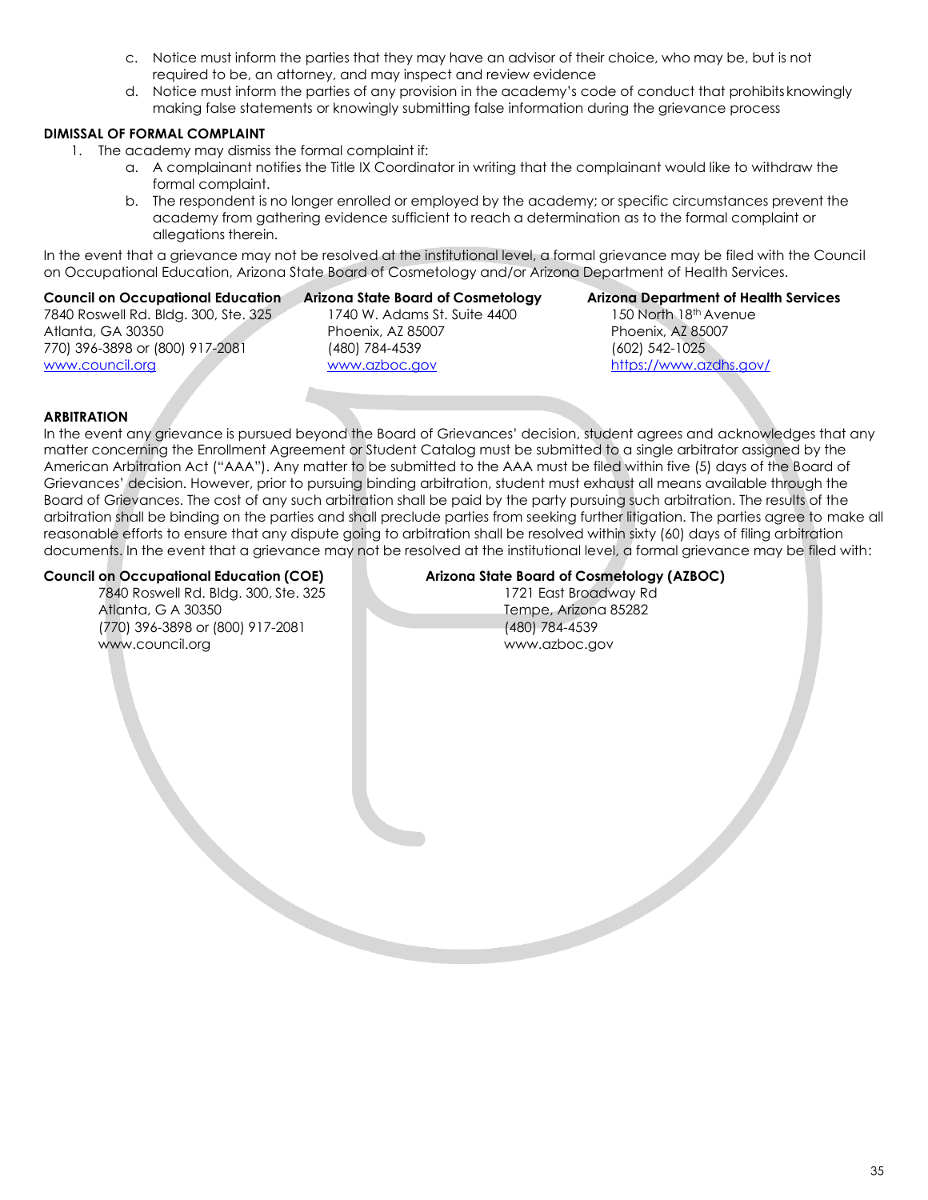c. Notice must inform the parties that they may have an advisor of their choice, who may be, but is not required to be, an attorney, and may inspect and review evidence
d. Notice must inform the parties of any provision in the academy's code of conduct that prohibits knowingly making false statements or knowingly submitting false information during the grievance process

**DIMISSAL OF FORMAL COMPLAINT**

1. The academy may dismiss the formal complaint if:
   a. A complainant notifies the Title IX Coordinator in writing that the complainant would like to withdraw the formal complaint.
   b. The respondent is no longer enrolled or employed by the academy; or specific circumstances prevent the academy from gathering evidence sufficient to reach a determination as to the formal complaint or allegations therein.

In the event that a grievance may not be resolved at the institutional level, a formal grievance may be filed with the Council on Occupational Education, Arizona State Board of Cosmetology and/or Arizona Department of Health Services.

**Council on Occupational Education**
7840 Roswell Rd. Bldg. 300, Ste. 325
Atlanta, GA 30350
770) 396-3898 or (800) 917-2081
www.council.org

**Arizona State Board of Cosmetology**
1740 W. Adams St. Suite 4400
Phoenix, AZ 85007
(480) 784-4539
www.azboc.gov

**Arizona Department of Health Services**
150 North 18th Avenue
Phoenix, AZ 85007
(602) 542-1025
https://www.azdhs.gov/

**ARBITRATION**

In the event any grievance is pursued beyond the Board of Grievances' decision, student agrees and acknowledges that any matter concerning the Enrollment Agreement or Student Catalog must be submitted to a single arbitrator assigned by the American Arbitration Act ("AAA"). Any matter to be submitted to the AAA must be filed within five (5) days of the Board of Grievances' decision. However, prior to pursuing binding arbitration, student must exhaust all means available through the Board of Grievances. The cost of any such arbitration shall be paid by the party pursuing such arbitration. The results of the arbitration shall be binding on the parties and shall preclude parties from seeking further litigation. The parties agree to make all reasonable efforts to ensure that any dispute going to arbitration shall be resolved within sixty (60) days of filing arbitration documents. In the event that a grievance may not be resolved at the institutional level, a formal grievance may be filed with:

**Council on Occupational Education (COE)**
7840 Roswell Rd. Bldg. 300, Ste. 325
Atlanta, G A 30350
(770) 396-3898 or (800) 917-2081
www.council.org

**Arizona State Board of Cosmetology (AZBOC)**
1721 East Broadway Rd
Tempe, Arizona 85282
(480) 784-4539
www.azboc.gov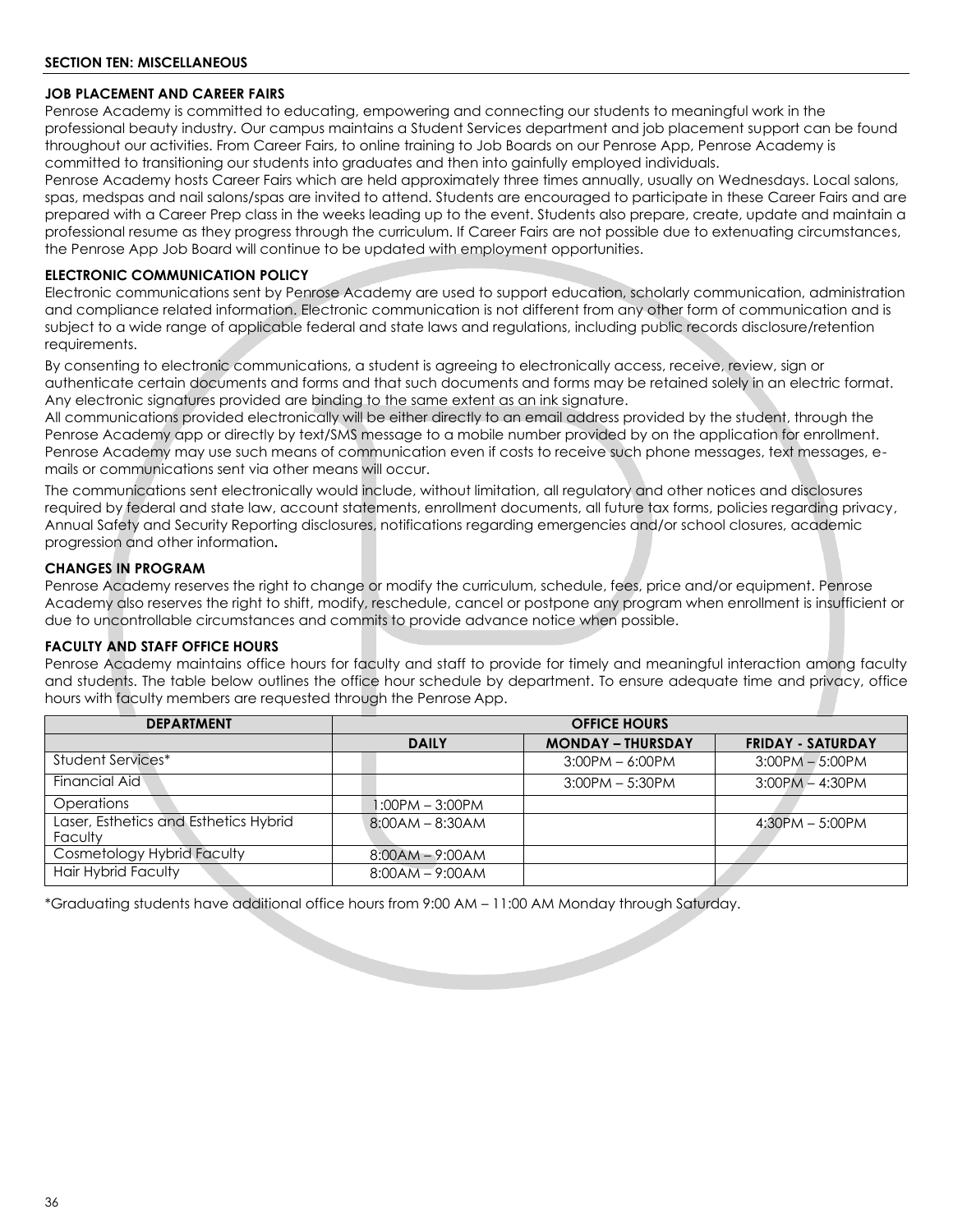## SECTION TEN: MISCELLANEOUS

### JOB PLACEMENT AND CAREER FAIRS

Penrose Academy is committed to educating, empowering and connecting our students to meaningful work in the professional beauty industry. Our campus maintains a Student Services department and job placement support can be found throughout our activities. From Career Fairs, to online training to Job Boards on our Penrose App, Penrose Academy is committed to transitioning our students into graduates and then into gainfully employed individuals.

Penrose Academy hosts Career Fairs which are held approximately three times annually, usually on Wednesdays. Local salons, spas, medspas and nail salons/spas are invited to attend. Students are encouraged to participate in these Career Fairs and are prepared with a Career Prep class in the weeks leading up to the event. Students also prepare, create, update and maintain a professional resume as they progress through the curriculum. If Career Fairs are not possible due to extenuating circumstances, the Penrose App Job Board will continue to be updated with employment opportunities.

### ELECTRONIC COMMUNICATION POLICY

Electronic communications sent by Penrose Academy are used to support education, scholarly communication, administration and compliance related information. Electronic communication is not different from any other form of communication and is subject to a wide range of applicable federal and state laws and regulations, including public records disclosure/retention requirements.

By consenting to electronic communications, a student is agreeing to electronically access, receive, review, sign or authenticate certain documents and forms and that such documents and forms may be retained solely in an electric format. Any electronic signatures provided are binding to the same extent as an ink signature.

All communications provided electronically will be either directly to an email address provided by the student, through the Penrose Academy app or directly by text/SMS message to a mobile number provided by on the application for enrollment. Penrose Academy may use such means of communication even if costs to receive such phone messages, text messages, e-mails or communications sent via other means will occur.

The communications sent electronically would include, without limitation, all regulatory and other notices and disclosures required by federal and state law, account statements, enrollment documents, all future tax forms, policies regarding privacy, Annual Safety and Security Reporting disclosures, notifications regarding emergencies and/or school closures, academic progression and other information**.**

### CHANGES IN PROGRAM

Penrose Academy reserves the right to change or modify the curriculum, schedule, fees, price and/or equipment. Penrose Academy also reserves the right to shift, modify, reschedule, cancel or postpone any program when enrollment is insufficient or due to uncontrollable circumstances and commits to provide advance notice when possible.

### FACULTY AND STAFF OFFICE HOURS

Penrose Academy maintains office hours for faculty and staff to provide for timely and meaningful interaction among faculty and students. The table below outlines the office hour schedule by department. To ensure adequate time and privacy, office hours with faculty members are requested through the Penrose App.

| DEPARTMENT | OFFICE HOURS | | |
|---|---|---|---|
| | DAILY | MONDAY – THURSDAY | FRIDAY - SATURDAY |
| Student Services* | | 3:00PM – 6:00PM | 3:00PM – 5:00PM |
| Financial Aid | | 3:00PM – 5:30PM | 3:00PM – 4:30PM |
| Operations | 1:00PM – 3:00PM | | |
| Laser, Esthetics and Esthetics Hybrid Faculty | 8:00AM – 8:30AM | | 4:30PM – 5:00PM |
| Cosmetology Hybrid Faculty | 8:00AM – 9:00AM | | |
| Hair Hybrid Faculty | 8:00AM – 9:00AM | | |

*Graduating students have additional office hours from 9:00 AM – 11:00 AM Monday through Saturday.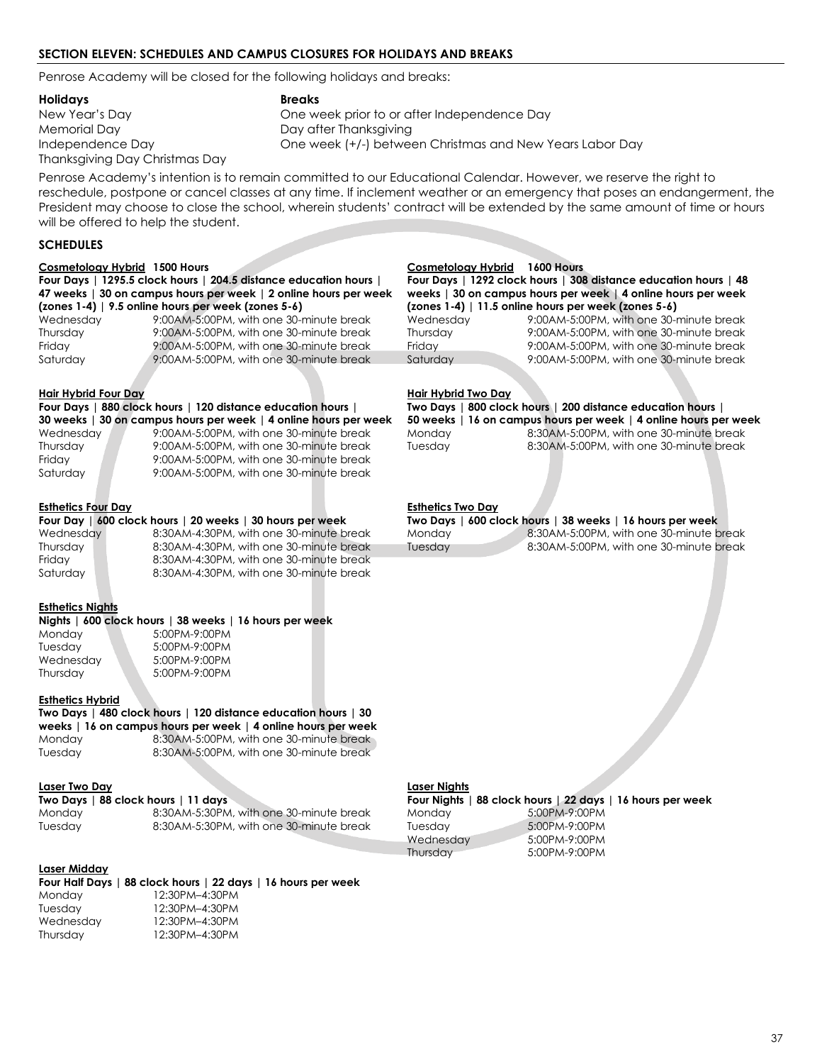## SECTION ELEVEN: SCHEDULES AND CAMPUS CLOSURES FOR HOLIDAYS AND BREAKS

Penrose Academy will be closed for the following holidays and breaks:

| Holidays | Breaks |
|---|---|
| New Year's Day | One week prior to or after Independence Day |
| Memorial Day | Day after Thanksgiving |
| Independence Day | One week (+/-) between Christmas and New Years Labor Day |
| Thanksgiving Day Christmas Day | |

Penrose Academy's intention is to remain committed to our Educational Calendar. However, we reserve the right to reschedule, postpone or cancel classes at any time. If inclement weather or an emergency that poses an endangerment, the President may choose to close the school, wherein students' contract will be extended by the same amount of time or hours will be offered to help the student.

### SCHEDULES

**Cosmetology Hybrid 1500 Hours**

**Four Days | 1295.5 clock hours | 204.5 distance education hours | 47 weeks | 30 on campus hours per week | 2 online hours per week (zones 1-4) | 9.5 online hours per week (zones 5-6)**

| | |
|---|---|
| Wednesday | 9:00AM-5:00PM, with one 30-minute break |
| Thursday | 9:00AM-5:00PM, with one 30-minute break |
| Friday | 9:00AM-5:00PM, with one 30-minute break |
| Saturday | 9:00AM-5:00PM, with one 30-minute break |

**Cosmetology Hybrid 1600 Hours**

**Four Days | 1292 clock hours | 308 distance education hours | 48 weeks | 30 on campus hours per week | 4 online hours per week (zones 1-4) | 11.5 online hours per week (zones 5-6)**

| | |
|---|---|
| Wednesday | 9:00AM-5:00PM, with one 30-minute break |
| Thursday | 9:00AM-5:00PM, with one 30-minute break |
| Friday | 9:00AM-5:00PM, with one 30-minute break |
| Saturday | 9:00AM-5:00PM, with one 30-minute break |

**Hair Hybrid Four Day**

**Four Days | 880 clock hours | 120 distance education hours | 30 weeks | 30 on campus hours per week | 4 online hours per week**

| | |
|---|---|
| Wednesday | 9:00AM-5:00PM, with one 30-minute break |
| Thursday | 9:00AM-5:00PM, with one 30-minute break |
| Friday | 9:00AM-5:00PM, with one 30-minute break |
| Saturday | 9:00AM-5:00PM, with one 30-minute break |

**Hair Hybrid Two Day**

**Two Days | 800 clock hours | 200 distance education hours | 50 weeks | 16 on campus hours per week | 4 online hours per week**

| | |
|---|---|
| Monday | 8:30AM-5:00PM, with one 30-minute break |
| Tuesday | 8:30AM-5:00PM, with one 30-minute break |

**Esthetics Four Day**

**Four Day | 600 clock hours | 20 weeks | 30 hours per week**

| | |
|---|---|
| Wednesday | 8:30AM-4:30PM, with one 30-minute break |
| Thursday | 8:30AM-4:30PM, with one 30-minute break |
| Friday | 8:30AM-4:30PM, with one 30-minute break |
| Saturday | 8:30AM-4:30PM, with one 30-minute break |

**Esthetics Two Day**

**Two Days | 600 clock hours | 38 weeks | 16 hours per week**

| | |
|---|---|
| Monday | 8:30AM-5:00PM, with one 30-minute break |
| Tuesday | 8:30AM-5:00PM, with one 30-minute break |

**Esthetics Nights**

**Nights | 600 clock hours | 38 weeks | 16 hours per week**

| | |
|---|---|
| Monday | 5:00PM-9:00PM |
| Tuesday | 5:00PM-9:00PM |
| Wednesday | 5:00PM-9:00PM |
| Thursday | 5:00PM-9:00PM |

**Esthetics Hybrid**

**Two Days | 480 clock hours | 120 distance education hours | 30 weeks | 16 on campus hours per week | 4 online hours per week**

| | |
|---|---|
| Monday | 8:30AM-5:00PM, with one 30-minute break |
| Tuesday | 8:30AM-5:00PM, with one 30-minute break |

**Laser Two Day**

**Two Days | 88 clock hours | 11 days**

| | |
|---|---|
| Monday | 8:30AM-5:30PM, with one 30-minute break |
| Tuesday | 8:30AM-5:30PM, with one 30-minute break |

**Laser Nights**

**Four Nights | 88 clock hours | 22 days | 16 hours per week**

| | |
|---|---|
| Monday | 5:00PM-9:00PM |
| Tuesday | 5:00PM-9:00PM |
| Wednesday | 5:00PM-9:00PM |
| Thursday | 5:00PM-9:00PM |

**Laser Midday**

**Four Half Days | 88 clock hours | 22 days | 16 hours per week**

| | |
|---|---|
| Monday | 12:30PM–4:30PM |
| Tuesday | 12:30PM–4:30PM |
| Wednesday | 12:30PM–4:30PM |
| Thursday | 12:30PM–4:30PM |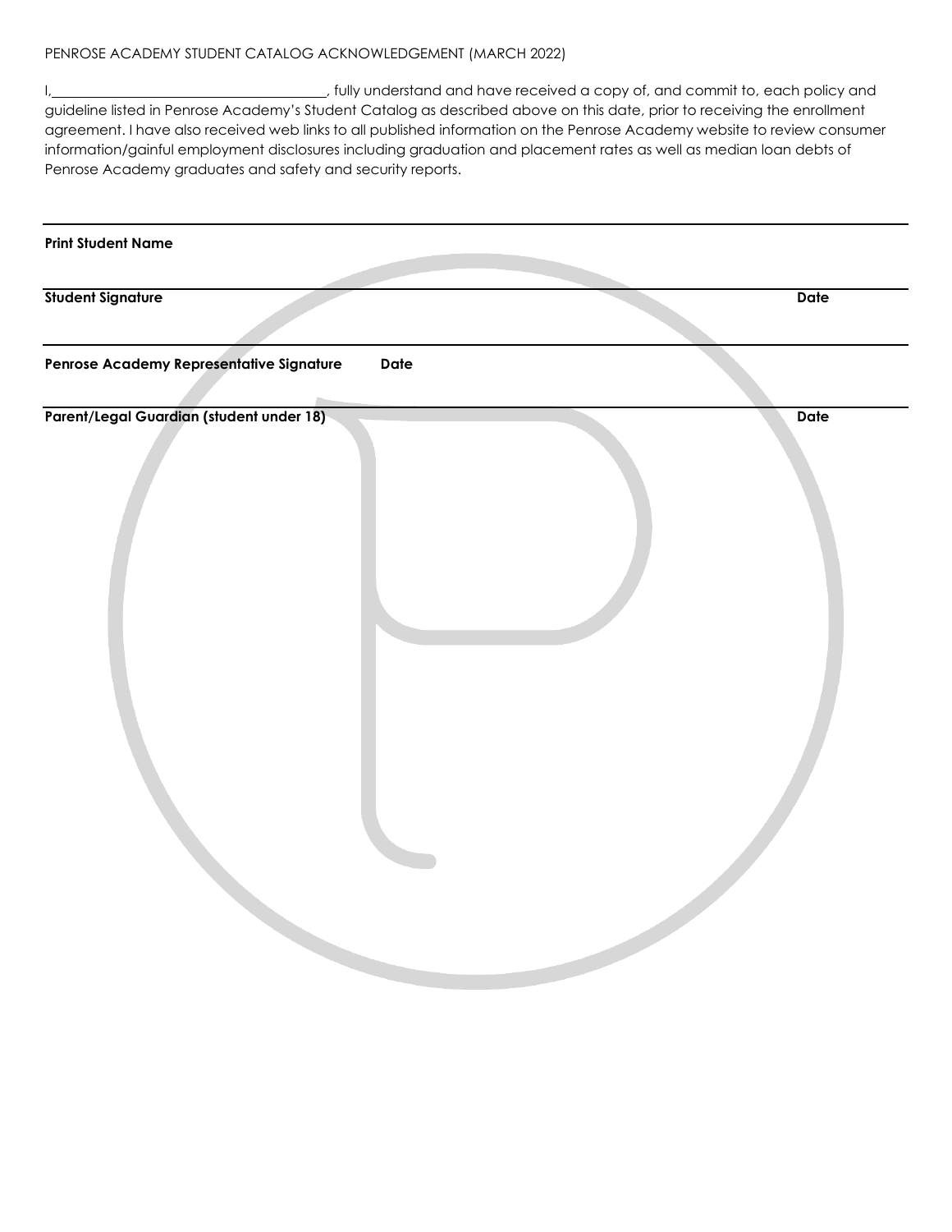PENROSE ACADEMY STUDENT CATALOG ACKNOWLEDGEMENT (MARCH 2022)

I,\_\_\_\_\_\_\_\_\_\_\_\_\_\_\_\_\_\_\_\_\_\_\_\_\_\_\_\_\_\_\_\_\_\_\_\_\_\_, fully understand and have received a copy of, and commit to, each policy and guideline listed in Penrose Academy's Student Catalog as described above on this date, prior to receiving the enrollment agreement. I have also received web links to all published information on the Penrose Academy website to review consumer information/gainful employment disclosures including graduation and placement rates as well as median loan debts of Penrose Academy graduates and safety and security reports.

\_\_\_\_\_\_\_\_\_\_\_\_\_\_\_\_\_\_\_\_\_\_\_\_\_\_\_\_\_\_\_\_\_\_\_\_\_\_\_\_\_\_\_\_\_\_\_\_\_\_\_\_\_\_\_\_\_\_\_\_\_\_\_\_\_\_\_\_\_\_\_\_\_\_\_\_

**Print Student Name**

\_\_\_\_\_\_\_\_\_\_\_\_\_\_\_\_\_\_\_\_\_\_\_\_\_\_\_\_\_\_\_\_\_\_\_\_\_\_\_\_\_\_\_\_\_\_\_\_\_\_\_\_\_\_\_\_\_\_\_\_\_\_\_\_\_\_\_\_\_\_\_\_\_\_\_\_

**Student Signature** **Date**

\_\_\_\_\_\_\_\_\_\_\_\_\_\_\_\_\_\_\_\_\_\_\_\_\_\_\_\_\_\_\_\_\_\_\_\_\_\_\_\_\_\_\_\_\_\_\_\_\_\_\_\_\_\_\_\_\_\_\_\_\_\_\_\_\_\_\_\_\_\_\_\_\_\_\_\_

**Penrose Academy Representative Signature** **Date**

\_\_\_\_\_\_\_\_\_\_\_\_\_\_\_\_\_\_\_\_\_\_\_\_\_\_\_\_\_\_\_\_\_\_\_\_\_\_\_\_\_\_\_\_\_\_\_\_\_\_\_\_\_\_\_\_\_\_\_\_\_\_\_\_\_\_\_\_\_\_\_\_\_\_\_\_

**Parent/Legal Guardian (student under 18)** **Date**